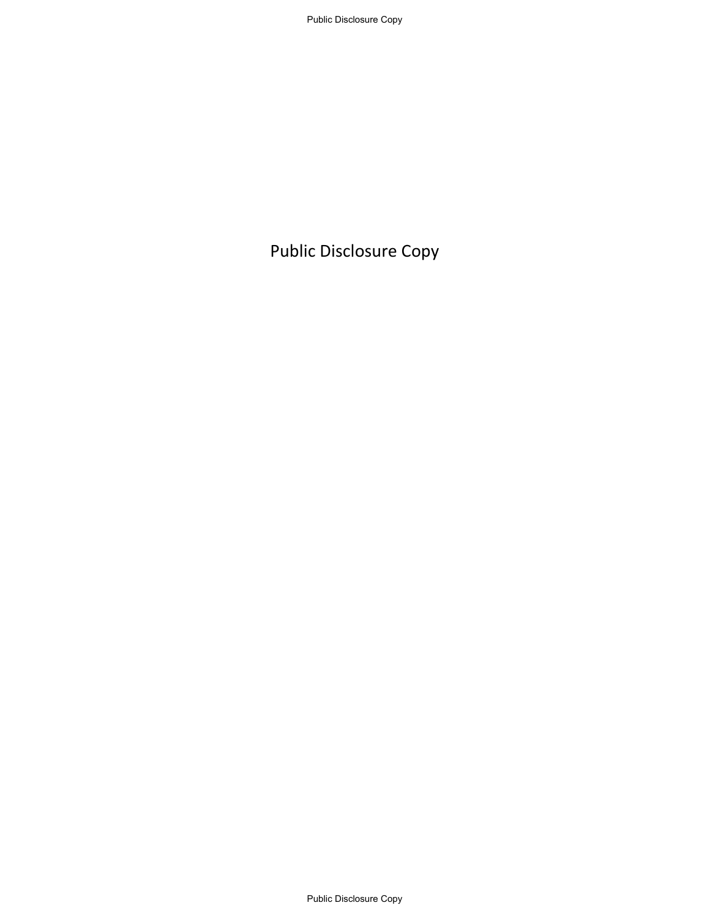Public Disclosure Copy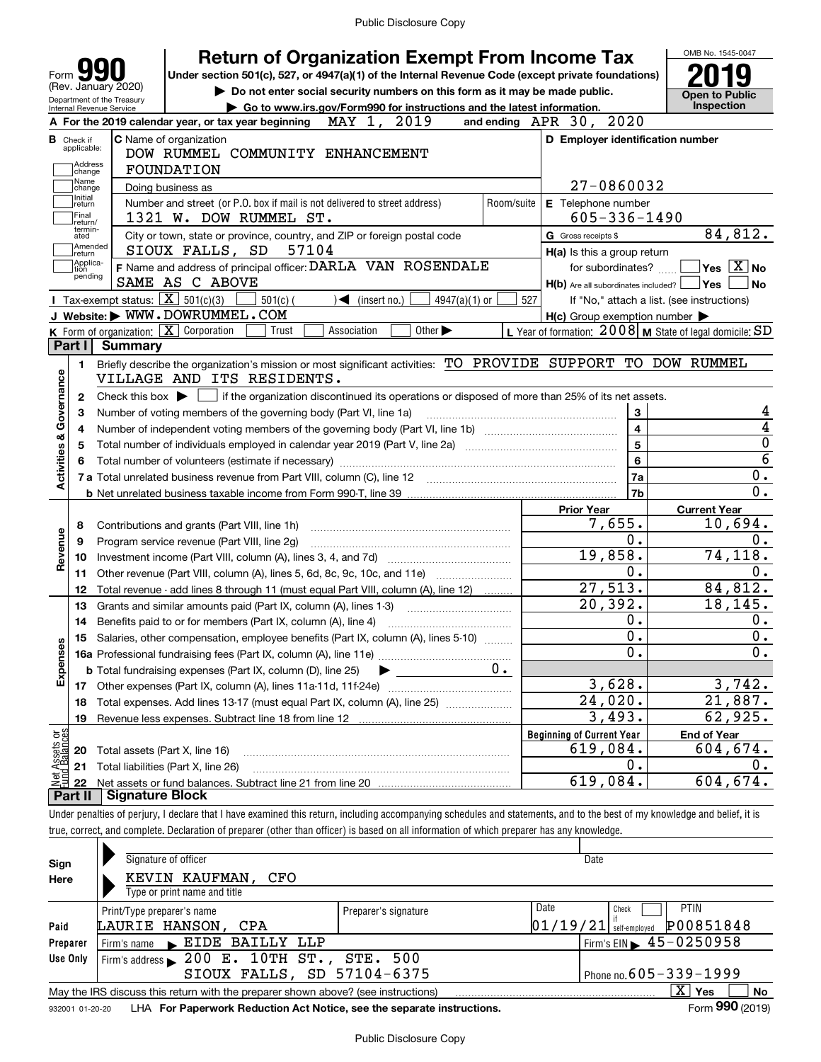Public Disclosure Copy

# Form 990 — Return of Organization Exempt From Income Tax

Under section 501(c), 527, or 4947(a)(1) of the Internal Revenue Code (except private foundations)

(Rev. January 2020)

Department of the Treasury
Internal Revenue Service

▶ Do not enter social security numbers on this form as it may be made public.

▶ Go to www.irs.gov/Form990 for instructions and the latest information.

OMB No. 1545-0047

**2019**

**Open to Public Inspection**

**A** For the 2019 calendar year, or tax year beginning MAY 1, 2019 and ending APR 30, 2020

**B** Check if applicable: Address change / Name change / Initial return / Final return/terminated / Amended return / Application pending

**C** Name of organization: DOW RUMMEL COMMUNITY ENHANCEMENT FOUNDATION

Doing business as

Number and street (or P.O. box if mail is not delivered to street address): 1321 W. DOW RUMMEL ST. Room/suite

City or town, state or province, country, and ZIP or foreign postal code: SIOUX FALLS, SD 57104

**D** Employer identification number: 27-0860032

**E** Telephone number: 605-336-1490

**G** Gross receipts $ 84,812.

**F** Name and address of principal officer: DARLA VAN ROSENDALE, SAME AS C ABOVE

**H(a)** Is this a group return for subordinates? ☐ Yes ☒ No

**H(b)** Are all subordinates included? ☐ Yes ☐ No — If "No," attach a list. (see instructions)

**H(c)** Group exemption number ▶

**I** Tax-exempt status: ☒ 501(c)(3) ☐ 501(c) ( ) ◀ (insert no.) ☐ 4947(a)(1) or ☐ 527

**J** Website: ▶ WWW.DOWRUMMEL.COM

**K** Form of organization: ☒ Corporation ☐ Trust ☐ Association ☐ Other ▶

**L** Year of formation: 2008 **M** State of legal domicile: SD

## Part I Summary

**Activities & Governance**

1. Briefly describe the organization's mission or most significant activities: TO PROVIDE SUPPORT TO DOW RUMMEL VILLAGE AND ITS RESIDENTS.
2. Check this box ▶ ☐ if the organization discontinued its operations or disposed of more than 25% of its net assets.

| | | Line | Value |
|---|---|---|---|
| 3 | Number of voting members of the governing body (Part VI, line 1a) | 3 | 4 |
| 4 | Number of independent voting members of the governing body (Part VI, line 1b) | 4 | 4 |
| 5 | Total number of individuals employed in calendar year 2019 (Part V, line 2a) | 5 | 0 |
| 6 | Total number of volunteers (estimate if necessary) | 6 | 6 |
| 7a | Total unrelated business revenue from Part VIII, column (C), line 12 | 7a | 0. |
| b | Net unrelated business taxable income from Form 990-T, line 39 | 7b | 0. |

| | | Prior Year | Current Year |
|---|---|---|---|
| **Revenue** | | | |
| 8 | Contributions and grants (Part VIII, line 1h) | 7,655. | 10,694. |
| 9 | Program service revenue (Part VIII, line 2g) | 0. | 0. |
| 10 | Investment income (Part VIII, column (A), lines 3, 4, and 7d) | 19,858. | 74,118. |
| 11 | Other revenue (Part VIII, column (A), lines 5, 6d, 8c, 9c, 10c, and 11e) | 0. | 0. |
| 12 | Total revenue - add lines 8 through 11 (must equal Part VIII, column (A), line 12) | 27,513. | 84,812. |
| **Expenses** | | | |
| 13 | Grants and similar amounts paid (Part IX, column (A), lines 1-3) | 20,392. | 18,145. |
| 14 | Benefits paid to or for members (Part IX, column (A), line 4) | 0. | 0. |
| 15 | Salaries, other compensation, employee benefits (Part IX, column (A), lines 5-10) | 0. | 0. |
| 16a | Professional fundraising fees (Part IX, column (A), line 11e) | 0. | 0. |
| b | Total fundraising expenses (Part IX, column (D), line 25) ▶ 0. | | |
| 17 | Other expenses (Part IX, column (A), lines 11a-11d, 11f-24e) | 3,628. | 3,742. |
| 18 | Total expenses. Add lines 13-17 (must equal Part IX, column (A), line 25) | 24,020. | 21,887. |
| 19 | Revenue less expenses. Subtract line 18 from line 12 | 3,493. | 62,925. |

| **Net Assets or Fund Balances** | | Beginning of Current Year | End of Year |
|---|---|---|---|
| 20 | Total assets (Part X, line 16) | 619,084. | 604,674. |
| 21 | Total liabilities (Part X, line 26) | 0. | 0. |
| 22 | Net assets or fund balances. Subtract line 21 from line 20 | 619,084. | 604,674. |

## Part II Signature Block

Under penalties of perjury, I declare that I have examined this return, including accompanying schedules and statements, and to the best of my knowledge and belief, it is true, correct, and complete. Declaration of preparer (other than officer) is based on all information of which preparer has any knowledge.

**Sign Here**

Signature of officer — Date

KEVIN KAUFMAN, CFO
Type or print name and title

**Paid Preparer Use Only**

| Print/Type preparer's name | Preparer's signature | Date | Check if self-employed | PTIN |
|---|---|---|---|---|
| LAURIE HANSON, CPA | | 01/19/21 | ☐ | P00851848 |

Firm's name ▶ EIDE BAILLY LLP — Firm's EIN ▶ 45-0250958

Firm's address ▶ 200 E. 10TH ST., STE. 500, SIOUX FALLS, SD 57104-6375 — Phone no. 605-339-1999

May the IRS discuss this return with the preparer shown above? (see instructions) ☒ Yes ☐ No

932001 01-20-20 LHA For Paperwork Reduction Act Notice, see the separate instructions. Form **990** (2019)

Public Disclosure Copy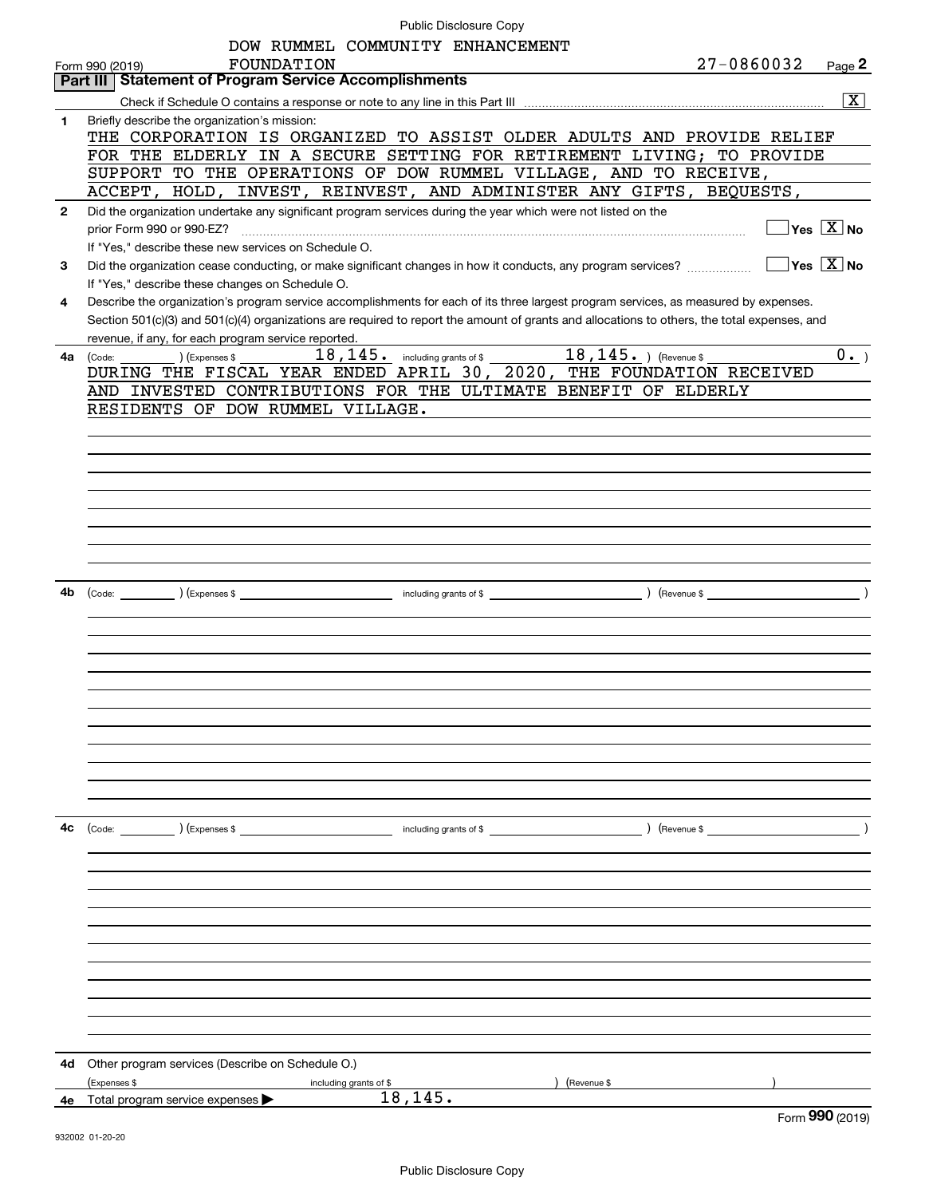Public Disclosure Copy

DOW RUMMEL COMMUNITY ENHANCEMENT FOUNDATION 27-0860032

Form 990 (2019) Page **2**

## Part III Statement of Program Service Accomplishments

Check if Schedule O contains a response or note to any line in this Part III ..... [X]

**1** Briefly describe the organization's mission:

THE CORPORATION IS ORGANIZED TO ASSIST OLDER ADULTS AND PROVIDE RELIEF FOR THE ELDERLY IN A SECURE SETTING FOR RETIREMENT LIVING; TO PROVIDE SUPPORT TO THE OPERATIONS OF DOW RUMMEL VILLAGE, AND TO RECEIVE, ACCEPT, HOLD, INVEST, REINVEST, AND ADMINISTER ANY GIFTS, BEQUESTS,

**2** Did the organization undertake any significant program services during the year which were not listed on the prior Form 990 or 990-EZ? ..... [ ] Yes [X] No

If "Yes," describe these new services on Schedule O.

**3** Did the organization cease conducting, or make significant changes in how it conducts, any program services? ..... [ ] Yes [X] No

If "Yes," describe these changes on Schedule O.

**4** Describe the organization's program service accomplishments for each of its three largest program services, as measured by expenses. Section 501(c)(3) and 501(c)(4) organizations are required to report the amount of grants and allocations to others, the total expenses, and revenue, if any, for each program service reported.

**4a** (Code: ) (Expenses $ 18,145. including grants of $ 18,145. ) (Revenue $ 0. )

DURING THE FISCAL YEAR ENDED APRIL 30, 2020, THE FOUNDATION RECEIVED AND INVESTED CONTRIBUTIONS FOR THE ULTIMATE BENEFIT OF ELDERLY RESIDENTS OF DOW RUMMEL VILLAGE.

**4b** (Code: ) (Expenses $ including grants of $ ) (Revenue $ )

**4c** (Code: ) (Expenses $ including grants of $ ) (Revenue $ )

**4d** Other program services (Describe on Schedule O.)

(Expenses $ including grants of $ ) (Revenue $ )

**4e** Total program service expenses ▶ 18,145.

Form **990** (2019)

932002 01-20-20

Public Disclosure Copy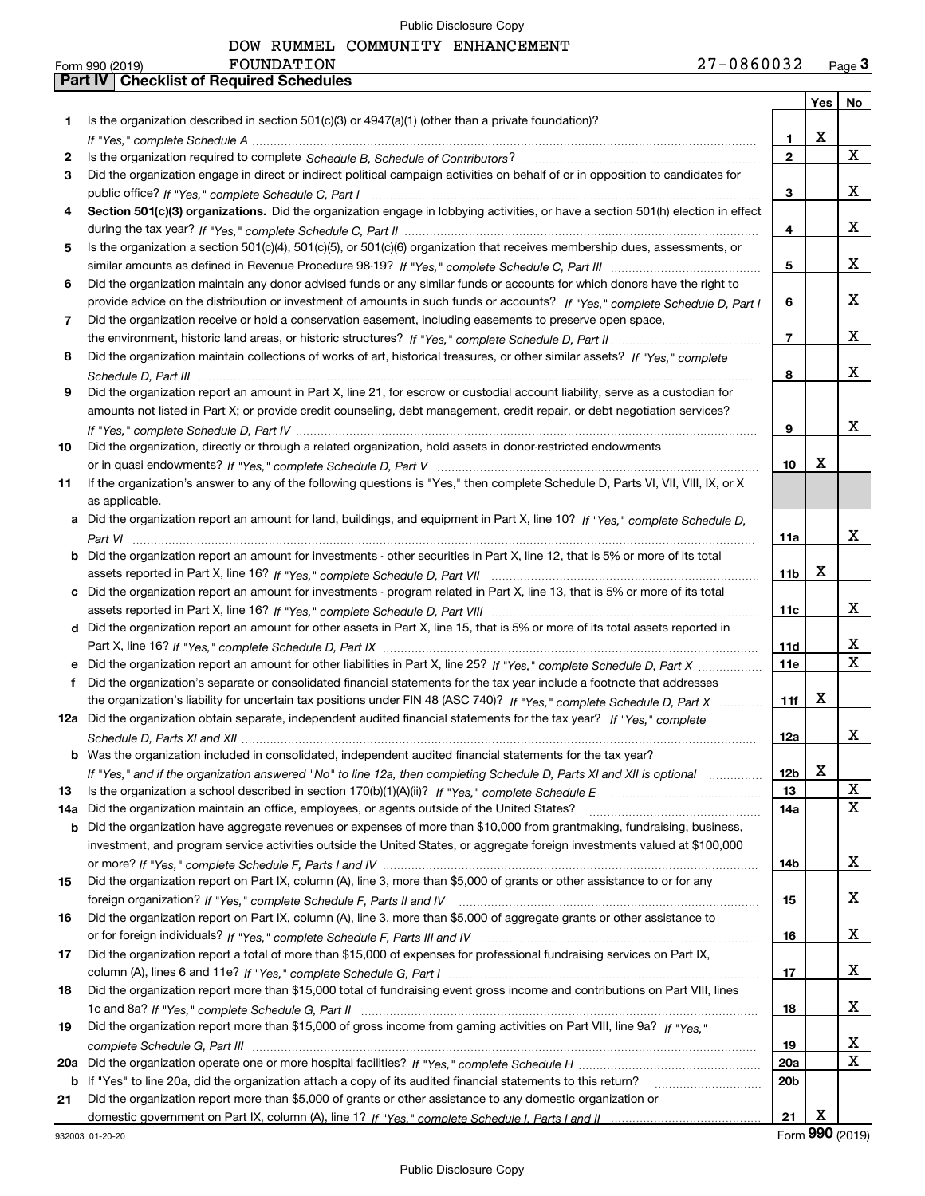Public Disclosure Copy

DOW RUMMEL COMMUNITY ENHANCEMENT FOUNDATION 27-0860032

Form 990 (2019) Page **3**

## Part IV Checklist of Required Schedules

| | | | Yes | No |
|---|---|---|---|---|
| 1 | Is the organization described in section 501(c)(3) or 4947(a)(1) (other than a private foundation)? *If "Yes," complete Schedule A* | 1 | X | |
| 2 | Is the organization required to complete *Schedule B, Schedule of Contributors*? | 2 | | X |
| 3 | Did the organization engage in direct or indirect political campaign activities on behalf of or in opposition to candidates for public office? *If "Yes," complete Schedule C, Part I* | 3 | | X |
| 4 | **Section 501(c)(3) organizations.** Did the organization engage in lobbying activities, or have a section 501(h) election in effect during the tax year? *If "Yes," complete Schedule C, Part II* | 4 | | X |
| 5 | Is the organization a section 501(c)(4), 501(c)(5), or 501(c)(6) organization that receives membership dues, assessments, or similar amounts as defined in Revenue Procedure 98-19? *If "Yes," complete Schedule C, Part III* | 5 | | X |
| 6 | Did the organization maintain any donor advised funds or any similar funds or accounts for which donors have the right to provide advice on the distribution or investment of amounts in such funds or accounts? *If "Yes," complete Schedule D, Part I* | 6 | | X |
| 7 | Did the organization receive or hold a conservation easement, including easements to preserve open space, the environment, historic land areas, or historic structures? *If "Yes," complete Schedule D, Part II* | 7 | | X |
| 8 | Did the organization maintain collections of works of art, historical treasures, or other similar assets? *If "Yes," complete Schedule D, Part III* | 8 | | X |
| 9 | Did the organization report an amount in Part X, line 21, for escrow or custodial account liability, serve as a custodian for amounts not listed in Part X; or provide credit counseling, debt management, credit repair, or debt negotiation services? *If "Yes," complete Schedule D, Part IV* | 9 | | X |
| 10 | Did the organization, directly or through a related organization, hold assets in donor-restricted endowments or in quasi endowments? *If "Yes," complete Schedule D, Part V* | 10 | X | |
| 11 | If the organization's answer to any of the following questions is "Yes," then complete Schedule D, Parts VI, VII, VIII, IX, or X as applicable. | | | |
| a | Did the organization report an amount for land, buildings, and equipment in Part X, line 10? *If "Yes," complete Schedule D, Part VI* | 11a | | X |
| b | Did the organization report an amount for investments - other securities in Part X, line 12, that is 5% or more of its total assets reported in Part X, line 16? *If "Yes," complete Schedule D, Part VII* | 11b | X | |
| c | Did the organization report an amount for investments - program related in Part X, line 13, that is 5% or more of its total assets reported in Part X, line 16? *If "Yes," complete Schedule D, Part VIII* | 11c | | X |
| d | Did the organization report an amount for other assets in Part X, line 15, that is 5% or more of its total assets reported in Part X, line 16? *If "Yes," complete Schedule D, Part IX* | 11d | | X |
| e | Did the organization report an amount for other liabilities in Part X, line 25? *If "Yes," complete Schedule D, Part X* | 11e | | X |
| f | Did the organization's separate or consolidated financial statements for the tax year include a footnote that addresses the organization's liability for uncertain tax positions under FIN 48 (ASC 740)? *If "Yes," complete Schedule D, Part X* | 11f | X | |
| 12a | Did the organization obtain separate, independent audited financial statements for the tax year? *If "Yes," complete Schedule D, Parts XI and XII* | 12a | | X |
| b | Was the organization included in consolidated, independent audited financial statements for the tax year? *If "Yes," and if the organization answered "No" to line 12a, then completing Schedule D, Parts XI and XII is optional* | 12b | X | |
| 13 | Is the organization a school described in section 170(b)(1)(A)(ii)? *If "Yes," complete Schedule E* | 13 | | X |
| 14a | Did the organization maintain an office, employees, or agents outside of the United States? | 14a | | X |
| b | Did the organization have aggregate revenues or expenses of more than $10,000 from grantmaking, fundraising, business, investment, and program service activities outside the United States, or aggregate foreign investments valued at $100,000 or more? *If "Yes," complete Schedule F, Parts I and IV* | 14b | | X |
| 15 | Did the organization report on Part IX, column (A), line 3, more than $5,000 of grants or other assistance to or for any foreign organization? *If "Yes," complete Schedule F, Parts II and IV* | 15 | | X |
| 16 | Did the organization report on Part IX, column (A), line 3, more than $5,000 of aggregate grants or other assistance to or for foreign individuals? *If "Yes," complete Schedule F, Parts III and IV* | 16 | | X |
| 17 | Did the organization report a total of more than $15,000 of expenses for professional fundraising services on Part IX, column (A), lines 6 and 11e? *If "Yes," complete Schedule G, Part I* | 17 | | X |
| 18 | Did the organization report more than $15,000 total of fundraising event gross income and contributions on Part VIII, lines 1c and 8a? *If "Yes," complete Schedule G, Part II* | 18 | | X |
| 19 | Did the organization report more than $15,000 of gross income from gaming activities on Part VIII, line 9a? *If "Yes," complete Schedule G, Part III* | 19 | | X |
| 20a | Did the organization operate one or more hospital facilities? *If "Yes," complete Schedule H* | 20a | | X |
| b | If "Yes" to line 20a, did the organization attach a copy of its audited financial statements to this return? | 20b | | |
| 21 | Did the organization report more than $5,000 of grants or other assistance to any domestic organization or domestic government on Part IX, column (A), line 1? *If "Yes," complete Schedule I, Parts I and II* | 21 | X | |

932003 01-20-20

Form **990** (2019)

Public Disclosure Copy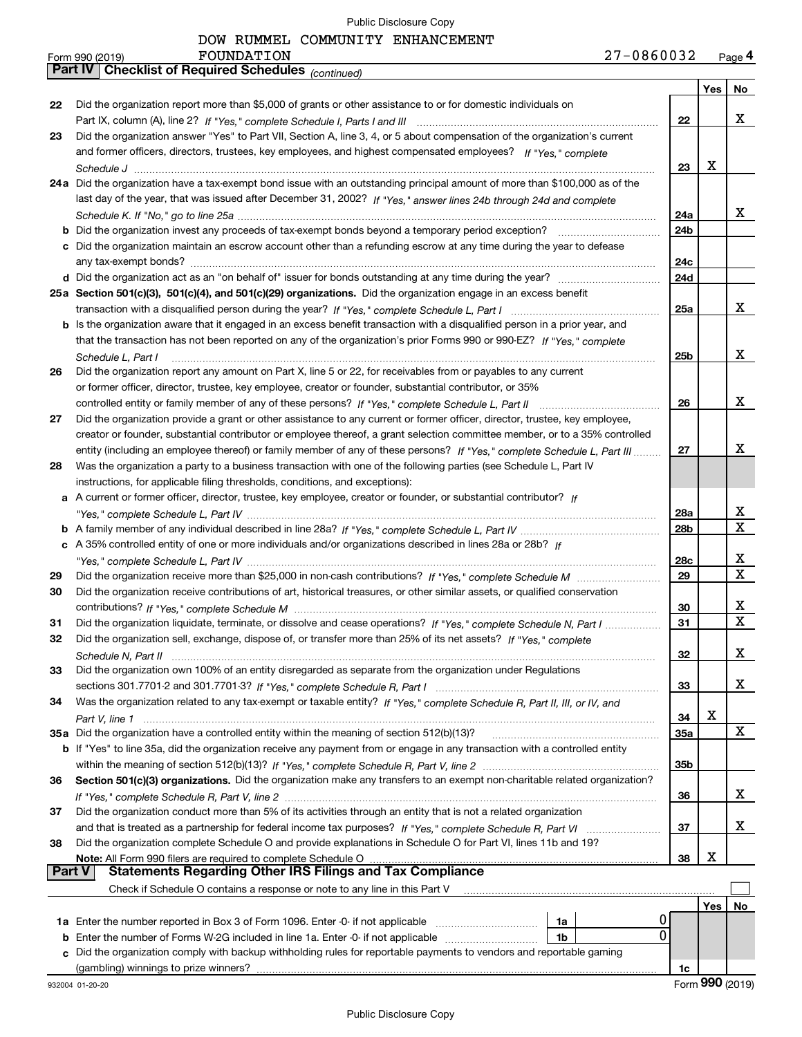DOW RUMMEL COMMUNITY ENHANCEMENT FOUNDATION

Form 990 (2019) 27-0860032 Page **4**

**Part IV Checklist of Required Schedules** *(continued)*

| | | | Yes | No |
|---|---|---|---|---|
| 22 | Did the organization report more than $5,000 of grants or other assistance to or for domestic individuals on Part IX, column (A), line 2? *If "Yes," complete Schedule I, Parts I and III* | 22 | | X |
| 23 | Did the organization answer "Yes" to Part VII, Section A, line 3, 4, or 5 about compensation of the organization's current and former officers, directors, trustees, key employees, and highest compensated employees? *If "Yes," complete Schedule J* | 23 | X | |
| 24a | Did the organization have a tax-exempt bond issue with an outstanding principal amount of more than $100,000 as of the last day of the year, that was issued after December 31, 2002? *If "Yes," answer lines 24b through 24d and complete Schedule K. If "No," go to line 25a* | 24a | | X |
| b | Did the organization invest any proceeds of tax-exempt bonds beyond a temporary period exception? | 24b | | |
| c | Did the organization maintain an escrow account other than a refunding escrow at any time during the year to defease any tax-exempt bonds? | 24c | | |
| d | Did the organization act as an "on behalf of" issuer for bonds outstanding at any time during the year? | 24d | | |
| 25a | **Section 501(c)(3), 501(c)(4), and 501(c)(29) organizations.** Did the organization engage in an excess benefit transaction with a disqualified person during the year? *If "Yes," complete Schedule L, Part I* | 25a | | X |
| b | Is the organization aware that it engaged in an excess benefit transaction with a disqualified person in a prior year, and that the transaction has not been reported on any of the organization's prior Forms 990 or 990-EZ? *If "Yes," complete Schedule L, Part I* | 25b | | X |
| 26 | Did the organization report any amount on Part X, line 5 or 22, for receivables from or payables to any current or former officer, director, trustee, key employee, creator or founder, substantial contributor, or 35% controlled entity or family member of any of these persons? *If "Yes," complete Schedule L, Part II* | 26 | | X |
| 27 | Did the organization provide a grant or other assistance to any current or former officer, director, trustee, key employee, creator or founder, substantial contributor or employee thereof, a grant selection committee member, or to a 35% controlled entity (including an employee thereof) or family member of any of these persons? *If "Yes," complete Schedule L, Part III* | 27 | | X |
| 28 | Was the organization a party to a business transaction with one of the following parties (see Schedule L, Part IV instructions, for applicable filing thresholds, conditions, and exceptions): | | | |
| a | A current or former officer, director, trustee, key employee, creator or founder, or substantial contributor? *If "Yes," complete Schedule L, Part IV* | 28a | | X |
| b | A family member of any individual described in line 28a? *If "Yes," complete Schedule L, Part IV* | 28b | | X |
| c | A 35% controlled entity of one or more individuals and/or organizations described in lines 28a or 28b? *If "Yes," complete Schedule L, Part IV* | 28c | | X |
| 29 | Did the organization receive more than $25,000 in non-cash contributions? *If "Yes," complete Schedule M* | 29 | | X |
| 30 | Did the organization receive contributions of art, historical treasures, or other similar assets, or qualified conservation contributions? *If "Yes," complete Schedule M* | 30 | | X |
| 31 | Did the organization liquidate, terminate, or dissolve and cease operations? *If "Yes," complete Schedule N, Part I* | 31 | | X |
| 32 | Did the organization sell, exchange, dispose of, or transfer more than 25% of its net assets? *If "Yes," complete Schedule N, Part II* | 32 | | X |
| 33 | Did the organization own 100% of an entity disregarded as separate from the organization under Regulations sections 301.7701-2 and 301.7701-3? *If "Yes," complete Schedule R, Part I* | 33 | | X |
| 34 | Was the organization related to any tax-exempt or taxable entity? *If "Yes," complete Schedule R, Part II, III, or IV, and Part V, line 1* | 34 | X | |
| 35a | Did the organization have a controlled entity within the meaning of section 512(b)(13)? | 35a | | X |
| b | If "Yes" to line 35a, did the organization receive any payment from or engage in any transaction with a controlled entity within the meaning of section 512(b)(13)? *If "Yes," complete Schedule R, Part V, line 2* | 35b | | |
| 36 | **Section 501(c)(3) organizations.** Did the organization make any transfers to an exempt non-charitable related organization? *If "Yes," complete Schedule R, Part V, line 2* | 36 | | X |
| 37 | Did the organization conduct more than 5% of its activities through an entity that is not a related organization and that is treated as a partnership for federal income tax purposes? *If "Yes," complete Schedule R, Part VI* | 37 | | X |
| 38 | Did the organization complete Schedule O and provide explanations in Schedule O for Part VI, lines 11b and 19? **Note:** All Form 990 filers are required to complete Schedule O | 38 | X | |

**Part V Statements Regarding Other IRS Filings and Tax Compliance**

Check if Schedule O contains a response or note to any line in this Part V ☐

| | | | | | Yes | No |
|---|---|---|---|---|---|---|
| 1a | Enter the number reported in Box 3 of Form 1096. Enter -0- if not applicable | 1a | 0 | | | |
| b | Enter the number of Forms W-2G included in line 1a. Enter -0- if not applicable | 1b | 0 | | | |
| c | Did the organization comply with backup withholding rules for reportable payments to vendors and reportable gaming (gambling) winnings to prize winners? | | | 1c | | |

932004 01-20-20 Form **990** (2019)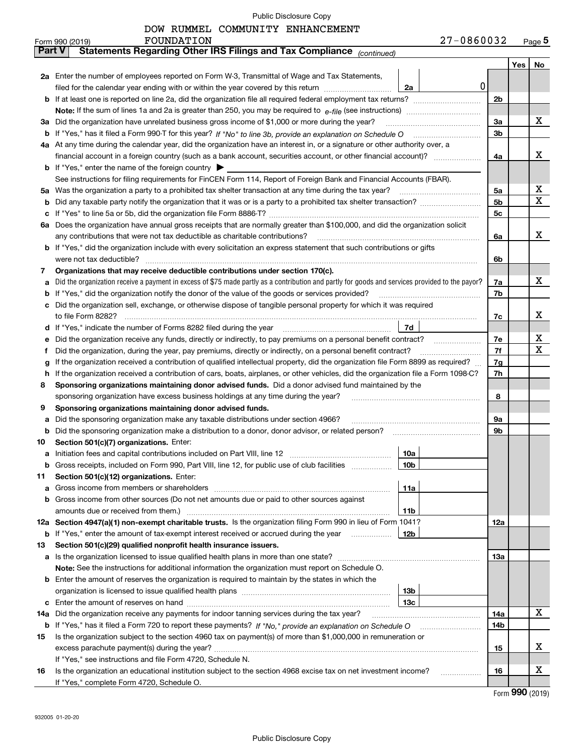DOW RUMMEL COMMUNITY ENHANCEMENT FOUNDATION 27-0860032

Form 990 (2019) Page 5

**Part V Statements Regarding Other IRS Filings and Tax Compliance** *(continued)*

| | | | | Yes | No |
|---|---|---|---|---|---|
| **2a** | Enter the number of employees reported on Form W-3, Transmittal of Wage and Tax Statements, filed for the calendar year ending with or within the year covered by this return | 2a | 0 | | |
| **b** | If at least one is reported on line 2a, did the organization file all required federal employment tax returns? | | 2b | | |
| | **Note:** If the sum of lines 1a and 2a is greater than 250, you may be required to *e-file* (see instructions) | | | | |
| **3a** | Did the organization have unrelated business gross income of $1,000 or more during the year? | | 3a | | X |
| **b** | If "Yes," has it filed a Form 990-T for this year? *If "No" to line 3b, provide an explanation on Schedule O* | | 3b | | |
| **4a** | At any time during the calendar year, did the organization have an interest in, or a signature or other authority over, a financial account in a foreign country (such as a bank account, securities account, or other financial account)? | | 4a | | X |
| **b** | If "Yes," enter the name of the foreign country ▶ | | | | |
| | See instructions for filing requirements for FinCEN Form 114, Report of Foreign Bank and Financial Accounts (FBAR). | | | | |
| **5a** | Was the organization a party to a prohibited tax shelter transaction at any time during the tax year? | | 5a | | X |
| **b** | Did any taxable party notify the organization that it was or is a party to a prohibited tax shelter transaction? | | 5b | | X |
| **c** | If "Yes" to line 5a or 5b, did the organization file Form 8886-T? | | 5c | | |
| **6a** | Does the organization have annual gross receipts that are normally greater than $100,000, and did the organization solicit any contributions that were not tax deductible as charitable contributions? | | 6a | | X |
| **b** | If "Yes," did the organization include with every solicitation an express statement that such contributions or gifts were not tax deductible? | | 6b | | |
| **7** | **Organizations that may receive deductible contributions under section 170(c).** | | | | |
| **a** | Did the organization receive a payment in excess of $75 made partly as a contribution and partly for goods and services provided to the payor? | | 7a | | X |
| **b** | If "Yes," did the organization notify the donor of the value of the goods or services provided? | | 7b | | |
| **c** | Did the organization sell, exchange, or otherwise dispose of tangible personal property for which it was required to file Form 8282? | | 7c | | X |
| **d** | If "Yes," indicate the number of Forms 8282 filed during the year | 7d | | | |
| **e** | Did the organization receive any funds, directly or indirectly, to pay premiums on a personal benefit contract? | | 7e | | X |
| **f** | Did the organization, during the year, pay premiums, directly or indirectly, on a personal benefit contract? | | 7f | | X |
| **g** | If the organization received a contribution of qualified intellectual property, did the organization file Form 8899 as required? | | 7g | | |
| **h** | If the organization received a contribution of cars, boats, airplanes, or other vehicles, did the organization file a Form 1098-C? | | 7h | | |
| **8** | **Sponsoring organizations maintaining donor advised funds.** Did a donor advised fund maintained by the sponsoring organization have excess business holdings at any time during the year? | | 8 | | |
| **9** | **Sponsoring organizations maintaining donor advised funds.** | | | | |
| **a** | Did the sponsoring organization make any taxable distributions under section 4966? | | 9a | | |
| **b** | Did the sponsoring organization make a distribution to a donor, donor advisor, or related person? | | 9b | | |
| **10** | **Section 501(c)(7) organizations.** Enter: | | | | |
| **a** | Initiation fees and capital contributions included on Part VIII, line 12 | 10a | | | |
| **b** | Gross receipts, included on Form 990, Part VIII, line 12, for public use of club facilities | 10b | | | |
| **11** | **Section 501(c)(12) organizations.** Enter: | | | | |
| **a** | Gross income from members or shareholders | 11a | | | |
| **b** | Gross income from other sources (Do not net amounts due or paid to other sources against amounts due or received from them.) | 11b | | | |
| **12a** | **Section 4947(a)(1) non-exempt charitable trusts.** Is the organization filing Form 990 in lieu of Form 1041? | | 12a | | |
| **b** | If "Yes," enter the amount of tax-exempt interest received or accrued during the year | 12b | | | |
| **13** | **Section 501(c)(29) qualified nonprofit health insurance issuers.** | | | | |
| **a** | Is the organization licensed to issue qualified health plans in more than one state? | | 13a | | |
| | **Note:** See the instructions for additional information the organization must report on Schedule O. | | | | |
| **b** | Enter the amount of reserves the organization is required to maintain by the states in which the organization is licensed to issue qualified health plans | 13b | | | |
| **c** | Enter the amount of reserves on hand | 13c | | | |
| **14a** | Did the organization receive any payments for indoor tanning services during the tax year? | | 14a | | X |
| **b** | If "Yes," has it filed a Form 720 to report these payments? *If "No," provide an explanation on Schedule O* | | 14b | | |
| **15** | Is the organization subject to the section 4960 tax on payment(s) of more than $1,000,000 in remuneration or excess parachute payment(s) during the year? | | 15 | | X |
| | If "Yes," see instructions and file Form 4720, Schedule N. | | | | |
| **16** | Is the organization an educational institution subject to the section 4968 excise tax on net investment income? | | 16 | | X |
| | If "Yes," complete Form 4720, Schedule O. | | | | |

Form **990** (2019)

932005 01-20-20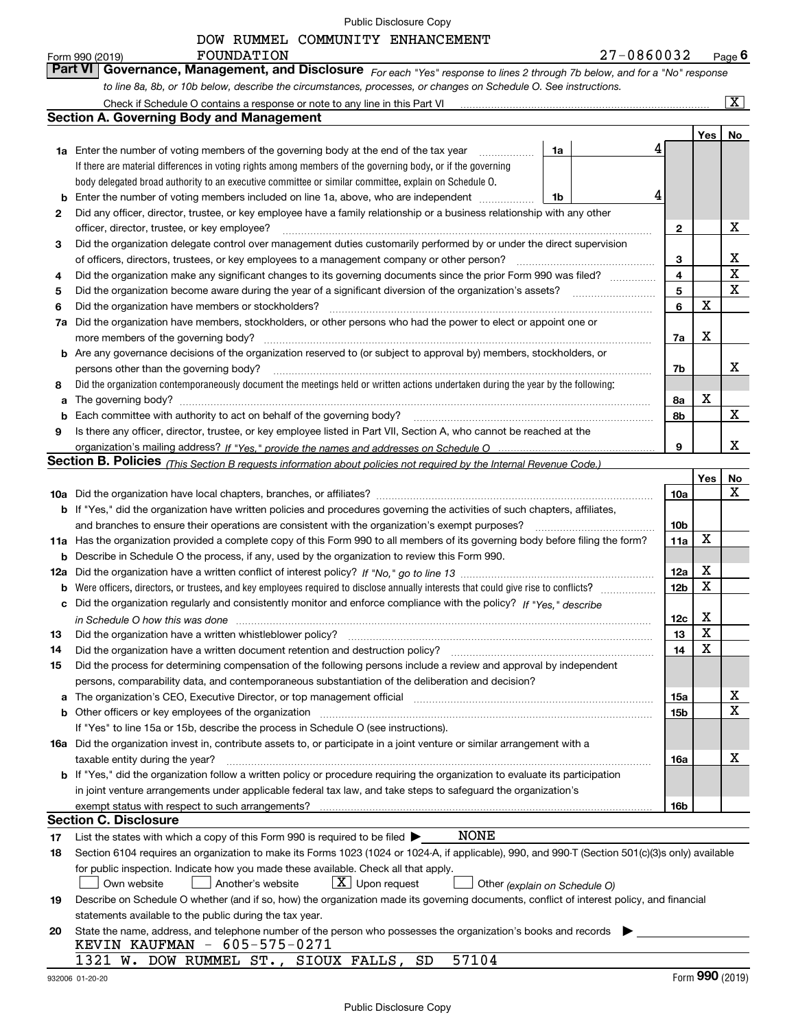DOW RUMMEL COMMUNITY ENHANCEMENT FOUNDATION 27-0860032

Form 990 (2019) Page 6

## Part VI Governance, Management, and Disclosure

*For each "Yes" response to lines 2 through 7b below, and for a "No" response to line 8a, 8b, or 10b below, describe the circumstances, processes, or changes on Schedule O. See instructions.*

Check if Schedule O contains a response or note to any line in this Part VI [X]

### Section A. Governing Body and Management

| | | | | Yes | No |
|---|---|---|---|---|---|
| 1a | Enter the number of voting members of the governing body at the end of the tax year | 1a | 4 | | |
| | If there are material differences in voting rights among members of the governing body, or if the governing body delegated broad authority to an executive committee or similar committee, explain on Schedule O. | | | | |
| b | Enter the number of voting members included on line 1a, above, who are independent | 1b | 4 | | |
| 2 | Did any officer, director, trustee, or key employee have a family relationship or a business relationship with any other officer, director, trustee, or key employee? | 2 | | | X |
| 3 | Did the organization delegate control over management duties customarily performed by or under the direct supervision of officers, directors, trustees, or key employees to a management company or other person? | 3 | | | X |
| 4 | Did the organization make any significant changes to its governing documents since the prior Form 990 was filed? | 4 | | | X |
| 5 | Did the organization become aware during the year of a significant diversion of the organization's assets? | 5 | | | X |
| 6 | Did the organization have members or stockholders? | 6 | | X | |
| 7a | Did the organization have members, stockholders, or other persons who had the power to elect or appoint one or more members of the governing body? | 7a | | X | |
| b | Are any governance decisions of the organization reserved to (or subject to approval by) members, stockholders, or persons other than the governing body? | 7b | | | X |
| 8 | Did the organization contemporaneously document the meetings held or written actions undertaken during the year by the following: | | | | |
| a | The governing body? | 8a | | X | |
| b | Each committee with authority to act on behalf of the governing body? | 8b | | | X |
| 9 | Is there any officer, director, trustee, or key employee listed in Part VII, Section A, who cannot be reached at the organization's mailing address? *If "Yes," provide the names and addresses on Schedule O* | 9 | | | X |

### Section B. Policies *(This Section B requests information about policies not required by the Internal Revenue Code.)*

| | | | Yes | No |
|---|---|---|---|---|
| 10a | Did the organization have local chapters, branches, or affiliates? | 10a | | X |
| b | If "Yes," did the organization have written policies and procedures governing the activities of such chapters, affiliates, and branches to ensure their operations are consistent with the organization's exempt purposes? | 10b | | |
| 11a | Has the organization provided a complete copy of this Form 990 to all members of its governing body before filing the form? | 11a | X | |
| b | Describe in Schedule O the process, if any, used by the organization to review this Form 990. | | | |
| 12a | Did the organization have a written conflict of interest policy? *If "No," go to line 13* | 12a | X | |
| b | Were officers, directors, or trustees, and key employees required to disclose annually interests that could give rise to conflicts? | 12b | X | |
| c | Did the organization regularly and consistently monitor and enforce compliance with the policy? *If "Yes," describe in Schedule O how this was done* | 12c | X | |
| 13 | Did the organization have a written whistleblower policy? | 13 | X | |
| 14 | Did the organization have a written document retention and destruction policy? | 14 | X | |
| 15 | Did the process for determining compensation of the following persons include a review and approval by independent persons, comparability data, and contemporaneous substantiation of the deliberation and decision? | | | |
| a | The organization's CEO, Executive Director, or top management official | 15a | | X |
| b | Other officers or key employees of the organization | 15b | | X |
| | If "Yes" to line 15a or 15b, describe the process in Schedule O (see instructions). | | | |
| 16a | Did the organization invest in, contribute assets to, or participate in a joint venture or similar arrangement with a taxable entity during the year? | 16a | | X |
| b | If "Yes," did the organization follow a written policy or procedure requiring the organization to evaluate its participation in joint venture arrangements under applicable federal tax law, and take steps to safeguard the organization's exempt status with respect to such arrangements? | 16b | | |

### Section C. Disclosure

17 List the states with which a copy of this Form 990 is required to be filed ▶ NONE

18 Section 6104 requires an organization to make its Forms 1023 (1024 or 1024-A, if applicable), 990, and 990-T (Section 501(c)(3)s only) available for public inspection. Indicate how you made these available. Check all that apply.

[ ] Own website [ ] Another's website [X] Upon request [ ] Other *(explain on Schedule O)*

19 Describe on Schedule O whether (and if so, how) the organization made its governing documents, conflict of interest policy, and financial statements available to the public during the tax year.

20 State the name, address, and telephone number of the person who possesses the organization's books and records ▶

KEVIN KAUFMAN - 605-575-0271

1321 W. DOW RUMMEL ST., SIOUX FALLS, SD 57104

932006 01-20-20 Form 990 (2019)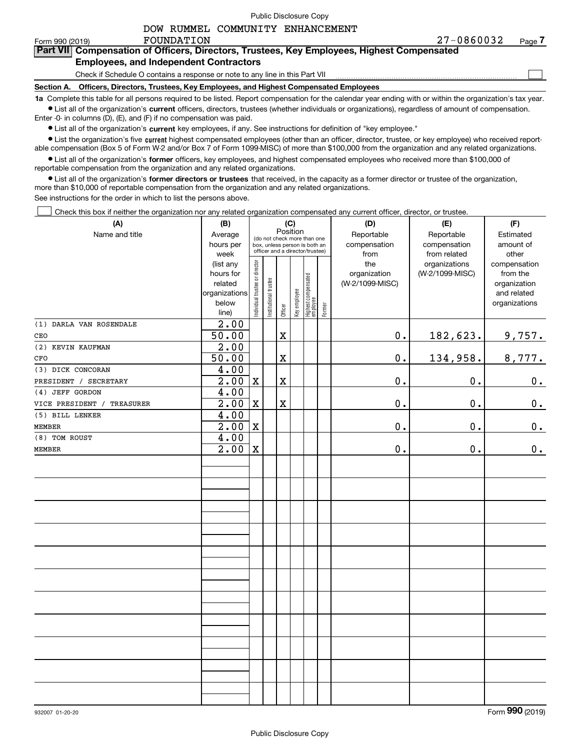DOW RUMMEL COMMUNITY ENHANCEMENT FOUNDATION

Form 990 (2019) 27-0860032 Page 7

## Part VII Compensation of Officers, Directors, Trustees, Key Employees, Highest Compensated Employees, and Independent Contractors

Check if Schedule O contains a response or note to any line in this Part VII

### Section A. Officers, Directors, Trustees, Key Employees, and Highest Compensated Employees

**1a** Complete this table for all persons required to be listed. Report compensation for the calendar year ending with or within the organization's tax year.

- List all of the organization's **current** officers, directors, trustees (whether individuals or organizations), regardless of amount of compensation. Enter -0- in columns (D), (E), and (F) if no compensation was paid.
- List all of the organization's **current** key employees, if any. See instructions for definition of "key employee."
- List the organization's five **current** highest compensated employees (other than an officer, director, trustee, or key employee) who received reportable compensation (Box 5 of Form W-2 and/or Box 7 of Form 1099-MISC) of more than $100,000 from the organization and any related organizations.
- List all of the organization's **former** officers, key employees, and highest compensated employees who received more than $100,000 of reportable compensation from the organization and any related organizations.
- List all of the organization's **former directors or trustees** that received, in the capacity as a former director or trustee of the organization, more than $10,000 of reportable compensation from the organization and any related organizations.

See instructions for the order in which to list the persons above.

Check this box if neither the organization nor any related organization compensated any current officer, director, or trustee.

| (A) Name and title | (B) Average hours per week (list any hours for related organizations below line) | (C) Position: Individual trustee or director | Institutional trustee | Officer | Key employee | Highest compensated employee | Former | (D) Reportable compensation from the organization (W-2/1099-MISC) | (E) Reportable compensation from related organizations (W-2/1099-MISC) | (F) Estimated amount of other compensation from the organization and related organizations |
|---|---|---|---|---|---|---|---|---|---|---|
| (1) DARLA VAN ROSENDALE<br>CEO | 2.00<br>50.00 | | | X | | | | 0. | 182,623. | 9,757. |
| (2) KEVIN KAUFMAN<br>CFO | 2.00<br>50.00 | | | X | | | | 0. | 134,958. | 8,777. |
| (3) DICK CONCORAN<br>PRESIDENT / SECRETARY | 4.00<br>2.00 | X | | X | | | | 0. | 0. | 0. |
| (4) JEFF GORDON<br>VICE PRESIDENT / TREASURER | 4.00<br>2.00 | X | | X | | | | 0. | 0. | 0. |
| (5) BILL LENKER<br>MEMBER | 4.00<br>2.00 | X | | | | | | 0. | 0. | 0. |
| (8) TOM ROUST<br>MEMBER | 4.00<br>2.00 | X | | | | | | 0. | 0. | 0. |

932007 01-20-20 Form 990 (2019)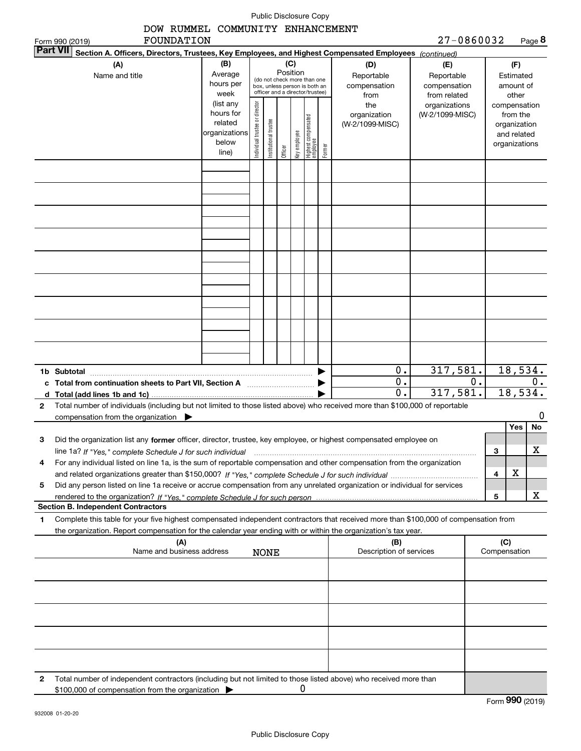DOW RUMMEL COMMUNITY ENHANCEMENT FOUNDATION

Form 990 (2019) 27-0860032 Page 8

**Part VII Section A. Officers, Directors, Trustees, Key Employees, and Highest Compensated Employees** *(continued)*

| (A) Name and title | (B) Average hours per week (list any hours for related organizations below line) | (C) Position: Individual trustee or director | Institutional trustee | Officer | Key employee | Highest compensated employee | Former | (D) Reportable compensation from the organization (W-2/1099-MISC) | (E) Reportable compensation from related organizations (W-2/1099-MISC) | (F) Estimated amount of other compensation from the organization and related organizations |
|---|---|---|---|---|---|---|---|---|---|---|
| | | | | | | | | | | |
| | | | | | | | | | | |
| | | | | | | | | | | |
| | | | | | | | | | | |
| | | | | | | | | | | |
| | | | | | | | | | | |
| | | | | | | | | | | |
| | | | | | | | | | | |
| | | | | | | | | | | |
| **1b Subtotal** | | | | | | | | 0. | 317,581. | 18,534. |
| **c Total from continuation sheets to Part VII, Section A** | | | | | | | | 0. | 0. | 0. |
| **d Total (add lines 1b and 1c)** | | | | | | | | 0. | 317,581. | 18,534. |

**2** Total number of individuals (including but not limited to those listed above) who received more than $100,000 of reportable compensation from the organization ▶ 0

| | | Yes | No |
|---|---|---|---|
| **3** Did the organization list any **former** officer, director, trustee, key employee, or highest compensated employee on line 1a? *If "Yes," complete Schedule J for such individual* | 3 | | X |
| **4** For any individual listed on line 1a, is the sum of reportable compensation and other compensation from the organization and related organizations greater than $150,000? *If "Yes," complete Schedule J for such individual* | 4 | X | |
| **5** Did any person listed on line 1a receive or accrue compensation from any unrelated organization or individual for services rendered to the organization? *If "Yes," complete Schedule J for such person* | 5 | | X |

**Section B. Independent Contractors**

**1** Complete this table for your five highest compensated independent contractors that received more than $100,000 of compensation from the organization. Report compensation for the calendar year ending with or within the organization's tax year.

| (A) Name and business address | (B) Description of services | (C) Compensation |
|---|---|---|
| NONE | | |
| | | |
| | | |
| | | |
| | | |

**2** Total number of independent contractors (including but not limited to those listed above) who received more than $100,000 of compensation from the organization ▶ 0

Form **990** (2019)

932008 01-20-20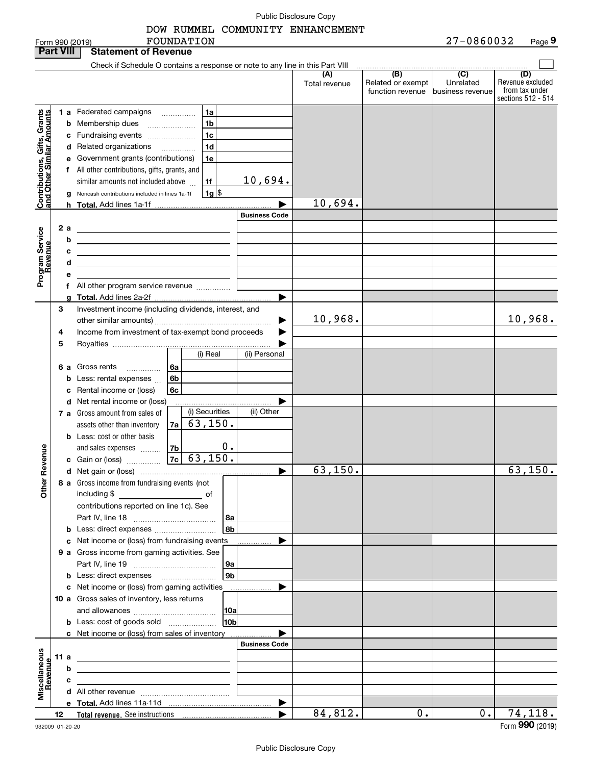DOW RUMMEL COMMUNITY ENHANCEMENT FOUNDATION 27-0860032

Form 990 (2019) Page **9**

**Part VIII Statement of Revenue**

Check if Schedule O contains a response or note to any line in this Part VIII ☐

| | | | | (A) Total revenue | (B) Related or exempt function revenue | (C) Unrelated business revenue | (D) Revenue excluded from tax under sections 512 - 514 |
|---|---|---|---|---|---|---|---|
| **Contributions, Gifts, Grants and Other Similar Amounts** | 1 a Federated campaigns | 1a | | | | | |
| | b Membership dues | 1b | | | | | |
| | c Fundraising events | 1c | | | | | |
| | d Related organizations | 1d | | | | | |
| | e Government grants (contributions) | 1e | | | | | |
| | f All other contributions, gifts, grants, and similar amounts not included above | 1f | 10,694. | | | | |
| | g Noncash contributions included in lines 1a-1f | 1g | $ | | | | |
| | h **Total.** Add lines 1a-1f | | | 10,694. | | | |
| **Program Service Revenue** | | | Business Code | | | | |
| | 2 a | | | | | | |
| | b | | | | | | |
| | c | | | | | | |
| | d | | | | | | |
| | e | | | | | | |
| | f All other program service revenue | | | | | | |
| | g **Total.** Add lines 2a-2f | | | | | | |
| **Other Revenue** | 3 Investment income (including dividends, interest, and other similar amounts) | | | 10,968. | | | 10,968. |
| | 4 Income from investment of tax-exempt bond proceeds | | | | | | |
| | 5 Royalties | | | | | | |
| | | | (i) Real / (ii) Personal | | | | |
| | 6 a Gross rents | 6a | | | | | |
| | b Less: rental expenses | 6b | | | | | |
| | c Rental income or (loss) | 6c | | | | | |
| | d Net rental income or (loss) | | | | | | |
| | | | (i) Securities / (ii) Other | | | | |
| | 7 a Gross amount from sales of assets other than inventory | 7a | 63,150. | | | | |
| | b Less: cost or other basis and sales expenses | 7b | 0. | | | | |
| | c Gain or (loss) | 7c | 63,150. | | | | |
| | d Net gain or (loss) | | | 63,150. | | | 63,150. |
| | 8 a Gross income from fundraising events (not including $ of contributions reported on line 1c). See Part IV, line 18 | 8a | | | | | |
| | b Less: direct expenses | 8b | | | | | |
| | c Net income or (loss) from fundraising events | | | | | | |
| | 9 a Gross income from gaming activities. See Part IV, line 19 | 9a | | | | | |
| | b Less: direct expenses | 9b | | | | | |
| | c Net income or (loss) from gaming activities | | | | | | |
| | 10 a Gross sales of inventory, less returns and allowances | 10a | | | | | |
| | b Less: cost of goods sold | 10b | | | | | |
| | c Net income or (loss) from sales of inventory | | | | | | |
| **Miscellaneous Revenue** | | | Business Code | | | | |
| | 11 a | | | | | | |
| | b | | | | | | |
| | c | | | | | | |
| | d All other revenue | | | | | | |
| | e **Total.** Add lines 11a-11d | | | | | | |
| | 12 **Total revenue.** See instructions | | | 84,812. | 0. | 0. | 74,118. |

932009 01-20-20 Form **990** (2019)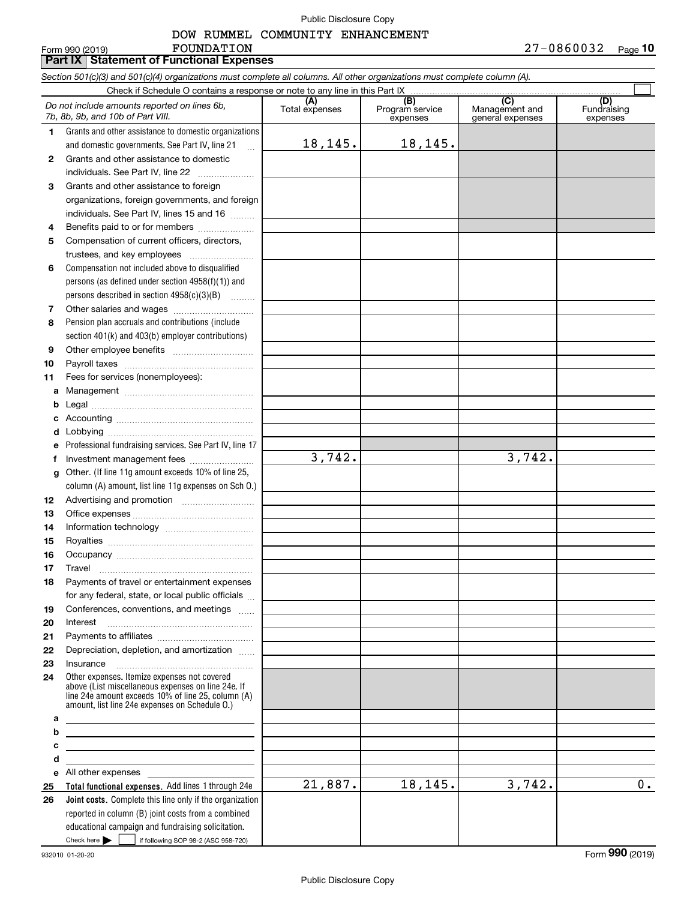DOW RUMMEL COMMUNITY ENHANCEMENT FOUNDATION

Form 990 (2019) 27-0860032 Page 10

## Part IX Statement of Functional Expenses

*Section 501(c)(3) and 501(c)(4) organizations must complete all columns. All other organizations must complete column (A).*

Check if Schedule O contains a response or note to any line in this Part IX ☐

| | *Do not include amounts reported on lines 6b, 7b, 8b, 9b, and 10b of Part VIII.* | (A) Total expenses | (B) Program service expenses | (C) Management and general expenses | (D) Fundraising expenses |
|---|---|---|---|---|---|
| 1 | Grants and other assistance to domestic organizations and domestic governments. See Part IV, line 21 | 18,145. | 18,145. | | |
| 2 | Grants and other assistance to domestic individuals. See Part IV, line 22 | | | | |
| 3 | Grants and other assistance to foreign organizations, foreign governments, and foreign individuals. See Part IV, lines 15 and 16 | | | | |
| 4 | Benefits paid to or for members | | | | |
| 5 | Compensation of current officers, directors, trustees, and key employees | | | | |
| 6 | Compensation not included above to disqualified persons (as defined under section 4958(f)(1)) and persons described in section 4958(c)(3)(B) | | | | |
| 7 | Other salaries and wages | | | | |
| 8 | Pension plan accruals and contributions (include section 401(k) and 403(b) employer contributions) | | | | |
| 9 | Other employee benefits | | | | |
| 10 | Payroll taxes | | | | |
| 11 | Fees for services (nonemployees): | | | | |
| a | Management | | | | |
| b | Legal | | | | |
| c | Accounting | | | | |
| d | Lobbying | | | | |
| e | Professional fundraising services. See Part IV, line 17 | | | | |
| f | Investment management fees | 3,742. | | 3,742. | |
| g | Other. (If line 11g amount exceeds 10% of line 25, column (A) amount, list line 11g expenses on Sch O.) | | | | |
| 12 | Advertising and promotion | | | | |
| 13 | Office expenses | | | | |
| 14 | Information technology | | | | |
| 15 | Royalties | | | | |
| 16 | Occupancy | | | | |
| 17 | Travel | | | | |
| 18 | Payments of travel or entertainment expenses for any federal, state, or local public officials | | | | |
| 19 | Conferences, conventions, and meetings | | | | |
| 20 | Interest | | | | |
| 21 | Payments to affiliates | | | | |
| 22 | Depreciation, depletion, and amortization | | | | |
| 23 | Insurance | | | | |
| 24 | Other expenses. Itemize expenses not covered above (List miscellaneous expenses on line 24e. If line 24e amount exceeds 10% of line 25, column (A) amount, list line 24e expenses on Schedule O.) | | | | |
| a | | | | | |
| b | | | | | |
| c | | | | | |
| d | | | | | |
| e | All other expenses | | | | |
| 25 | **Total functional expenses.** Add lines 1 through 24e | 21,887. | 18,145. | 3,742. | 0. |
| 26 | **Joint costs.** Complete this line only if the organization reported in column (B) joint costs from a combined educational campaign and fundraising solicitation. Check here ☐ if following SOP 98-2 (ASC 958-720) | | | | |

932010 01-20-20

Form **990** (2019)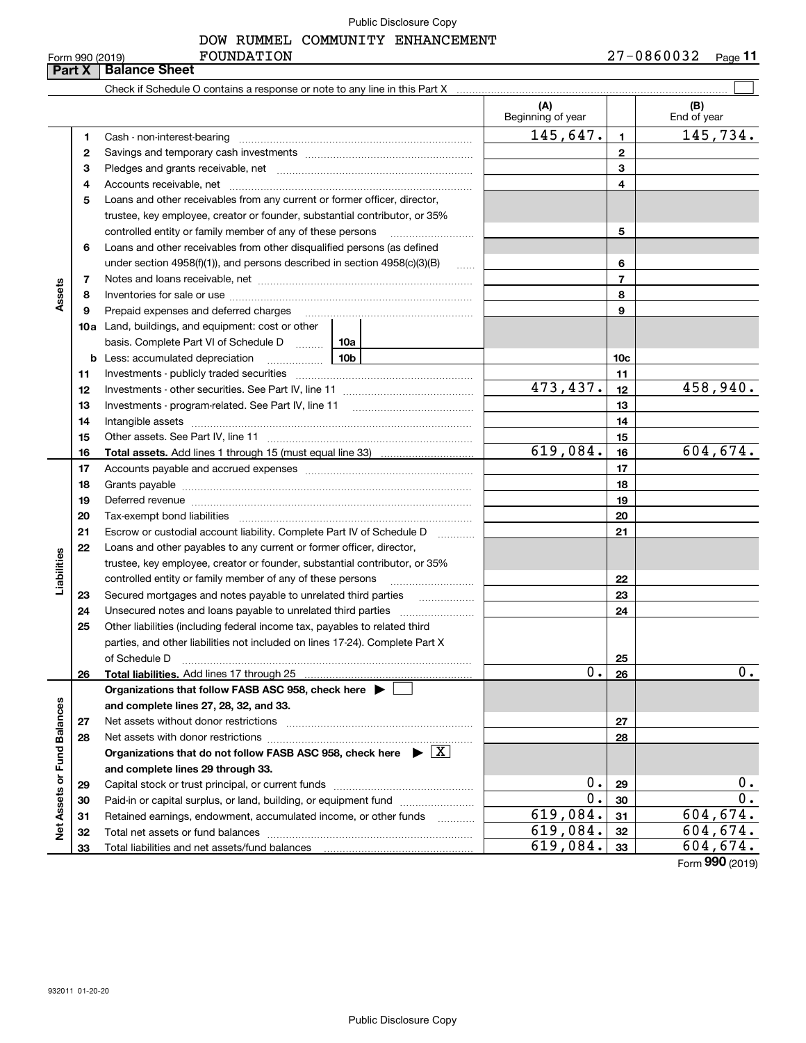DOW RUMMEL COMMUNITY ENHANCEMENT FOUNDATION

Form 990 (2019) 27-0860032

## Part X Balance Sheet

Check if Schedule O contains a response or note to any line in this Part X

| | | | (A) Beginning of year | | (B) End of year |
|---|---|---|---|---|---|
| Assets | 1 | Cash - non-interest-bearing | 145,647. | 1 | 145,734. |
| | 2 | Savings and temporary cash investments | | 2 | |
| | 3 | Pledges and grants receivable, net | | 3 | |
| | 4 | Accounts receivable, net | | 4 | |
| | 5 | Loans and other receivables from any current or former officer, director, trustee, key employee, creator or founder, substantial contributor, or 35% controlled entity or family member of any of these persons | | 5 | |
| | 6 | Loans and other receivables from other disqualified persons (as defined under section 4958(f)(1)), and persons described in section 4958(c)(3)(B) | | 6 | |
| | 7 | Notes and loans receivable, net | | 7 | |
| | 8 | Inventories for sale or use | | 8 | |
| | 9 | Prepaid expenses and deferred charges | | 9 | |
| | 10a | Land, buildings, and equipment: cost or other basis. Complete Part VI of Schedule D (10a) | | | |
| | b | Less: accumulated depreciation (10b) | | 10c | |
| | 11 | Investments - publicly traded securities | | 11 | |
| | 12 | Investments - other securities. See Part IV, line 11 | 473,437. | 12 | 458,940. |
| | 13 | Investments - program-related. See Part IV, line 11 | | 13 | |
| | 14 | Intangible assets | | 14 | |
| | 15 | Other assets. See Part IV, line 11 | | 15 | |
| | 16 | **Total assets.** Add lines 1 through 15 (must equal line 33) | 619,084. | 16 | 604,674. |
| Liabilities | 17 | Accounts payable and accrued expenses | | 17 | |
| | 18 | Grants payable | | 18 | |
| | 19 | Deferred revenue | | 19 | |
| | 20 | Tax-exempt bond liabilities | | 20 | |
| | 21 | Escrow or custodial account liability. Complete Part IV of Schedule D | | 21 | |
| | 22 | Loans and other payables to any current or former officer, director, trustee, key employee, creator or founder, substantial contributor, or 35% controlled entity or family member of any of these persons | | 22 | |
| | 23 | Secured mortgages and notes payable to unrelated third parties | | 23 | |
| | 24 | Unsecured notes and loans payable to unrelated third parties | | 24 | |
| | 25 | Other liabilities (including federal income tax, payables to related third parties, and other liabilities not included on lines 17-24). Complete Part X of Schedule D | | 25 | |
| | 26 | **Total liabilities.** Add lines 17 through 25 | 0. | 26 | 0. |
| Net Assets or Fund Balances | | **Organizations that follow FASB ASC 958, check here ▶ ☐ and complete lines 27, 28, 32, and 33.** | | | |
| | 27 | Net assets without donor restrictions | | 27 | |
| | 28 | Net assets with donor restrictions | | 28 | |
| | | **Organizations that do not follow FASB ASC 958, check here ▶ ☒ and complete lines 29 through 33.** | | | |
| | 29 | Capital stock or trust principal, or current funds | 0. | 29 | 0. |
| | 30 | Paid-in or capital surplus, or land, building, or equipment fund | 0. | 30 | 0. |
| | 31 | Retained earnings, endowment, accumulated income, or other funds | 619,084. | 31 | 604,674. |
| | 32 | Total net assets or fund balances | 619,084. | 32 | 604,674. |
| | 33 | Total liabilities and net assets/fund balances | 619,084. | 33 | 604,674. |

Form **990** (2019)

932011 01-20-20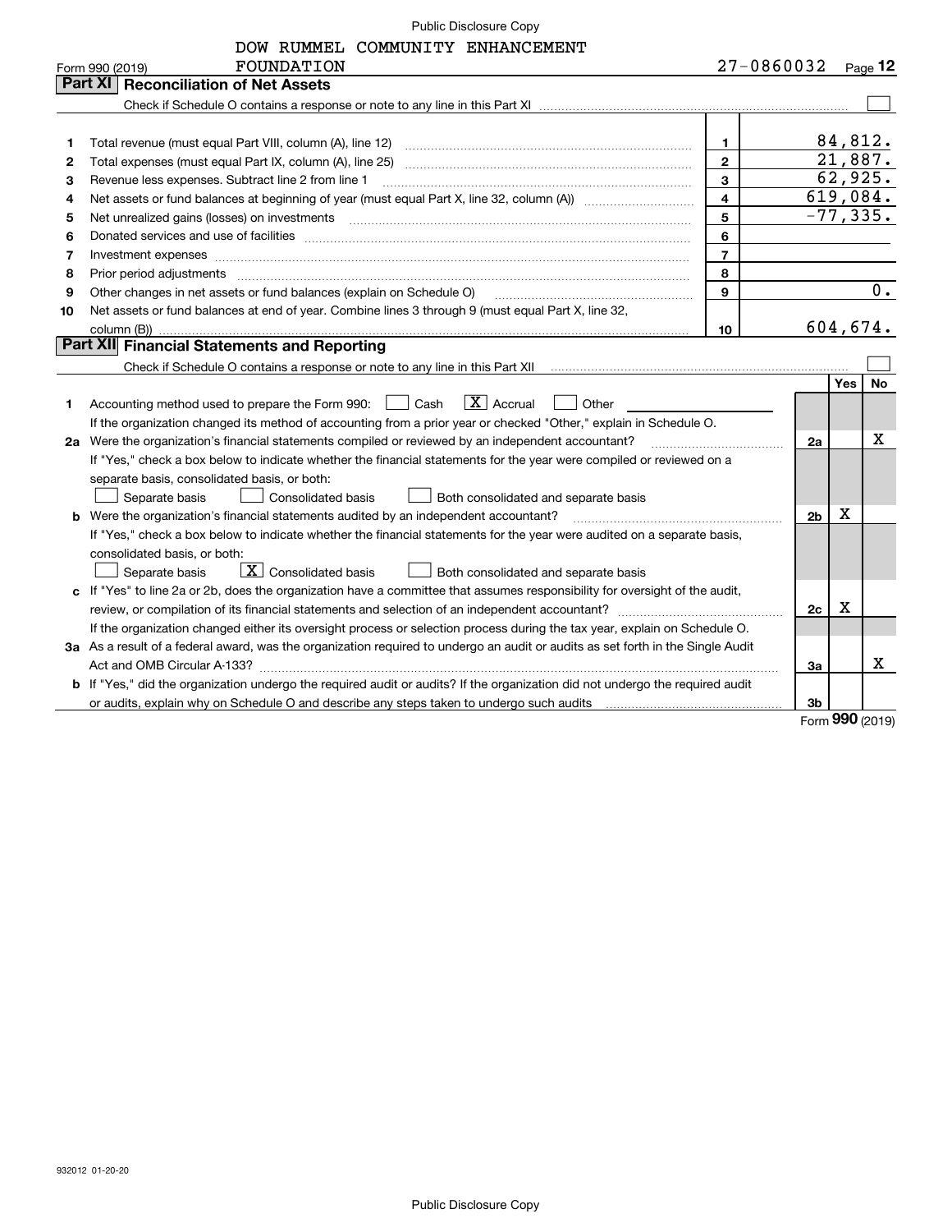Public Disclosure Copy

DOW RUMMEL COMMUNITY ENHANCEMENT FOUNDATION

Form 990 (2019) 27-0860032 Page 12

## Part XI Reconciliation of Net Assets

Check if Schedule O contains a response or note to any line in this Part XI ☐

| | | | |
|---|---|---|---|
| 1 | Total revenue (must equal Part VIII, column (A), line 12) | 1 | 84,812. |
| 2 | Total expenses (must equal Part IX, column (A), line 25) | 2 | 21,887. |
| 3 | Revenue less expenses. Subtract line 2 from line 1 | 3 | 62,925. |
| 4 | Net assets or fund balances at beginning of year (must equal Part X, line 32, column (A)) | 4 | 619,084. |
| 5 | Net unrealized gains (losses) on investments | 5 | -77,335. |
| 6 | Donated services and use of facilities | 6 | |
| 7 | Investment expenses | 7 | |
| 8 | Prior period adjustments | 8 | |
| 9 | Other changes in net assets or fund balances (explain on Schedule O) | 9 | 0. |
| 10 | Net assets or fund balances at end of year. Combine lines 3 through 9 (must equal Part X, line 32, column (B)) | 10 | 604,674. |

## Part XII Financial Statements and Reporting

Check if Schedule O contains a response or note to any line in this Part XII ☐

| | | | Yes | No |
|---|---|---|---|---|
| 1 | Accounting method used to prepare the Form 990: ☐ Cash ☒ Accrual ☐ Other | | | |
| | If the organization changed its method of accounting from a prior year or checked "Other," explain in Schedule O. | | | |
| 2a | Were the organization's financial statements compiled or reviewed by an independent accountant? | 2a | | X |
| | If "Yes," check a box below to indicate whether the financial statements for the year were compiled or reviewed on a separate basis, consolidated basis, or both: ☐ Separate basis ☐ Consolidated basis ☐ Both consolidated and separate basis | | | |
| b | Were the organization's financial statements audited by an independent accountant? | 2b | X | |
| | If "Yes," check a box below to indicate whether the financial statements for the year were audited on a separate basis, consolidated basis, or both: ☐ Separate basis ☒ Consolidated basis ☐ Both consolidated and separate basis | | | |
| c | If "Yes" to line 2a or 2b, does the organization have a committee that assumes responsibility for oversight of the audit, review, or compilation of its financial statements and selection of an independent accountant? | 2c | X | |
| | If the organization changed either its oversight process or selection process during the tax year, explain on Schedule O. | | | |
| 3a | As a result of a federal award, was the organization required to undergo an audit or audits as set forth in the Single Audit Act and OMB Circular A-133? | 3a | | X |
| b | If "Yes," did the organization undergo the required audit or audits? If the organization did not undergo the required audit or audits, explain why on Schedule O and describe any steps taken to undergo such audits | 3b | | |

Form 990 (2019)

932012 01-20-20

Public Disclosure Copy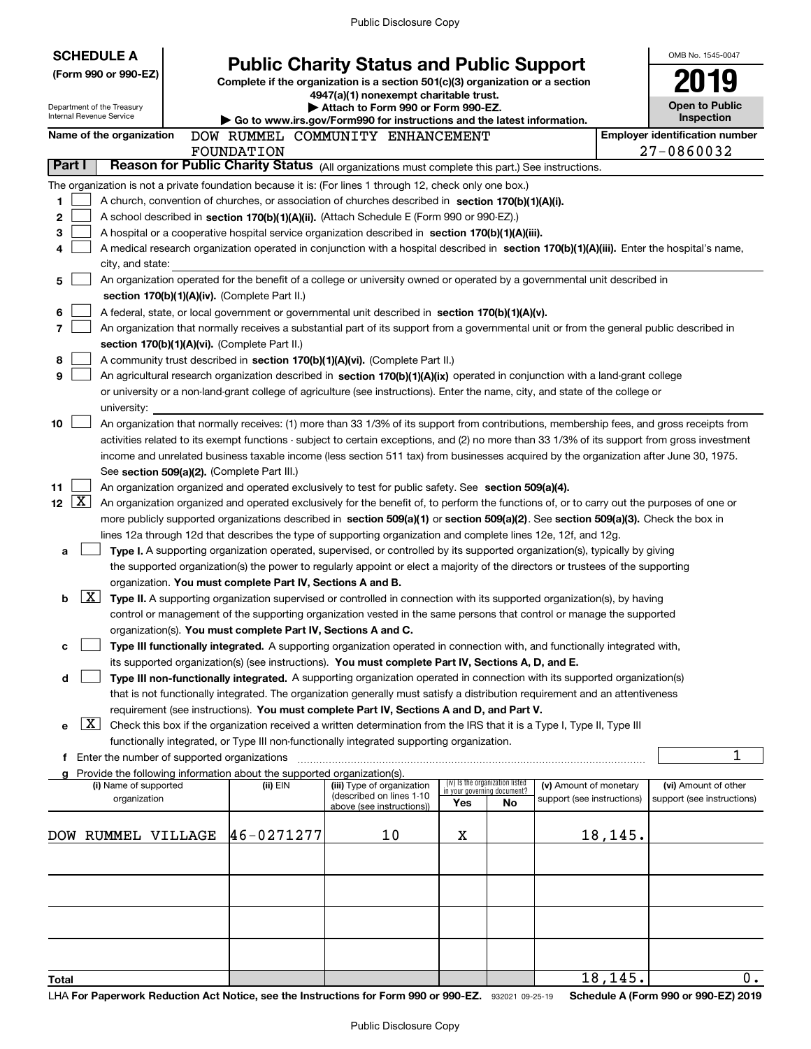**SCHEDULE A (Form 990 or 990-EZ)**

Department of the Treasury
Internal Revenue Service

# Public Charity Status and Public Support

**Complete if the organization is a section 501(c)(3) organization or a section 4947(a)(1) nonexempt charitable trust.**
**▶ Attach to Form 990 or Form 990-EZ.**
**▶ Go to www.irs.gov/Form990 for instructions and the latest information.**

OMB No. 1545-0047

**2019**

**Open to Public Inspection**

**Name of the organization:** DOW RUMMEL COMMUNITY ENHANCEMENT FOUNDATION

**Employer identification number:** 27-0860032

## Part I Reason for Public Charity Status (All organizations must complete this part.) See instructions.

The organization is not a private foundation because it is: (For lines 1 through 12, check only one box.)

1. [ ] A church, convention of churches, or association of churches described in **section 170(b)(1)(A)(i).**
2. [ ] A school described in **section 170(b)(1)(A)(ii).** (Attach Schedule E (Form 990 or 990-EZ).)
3. [ ] A hospital or a cooperative hospital service organization described in **section 170(b)(1)(A)(iii).**
4. [ ] A medical research organization operated in conjunction with a hospital described in **section 170(b)(1)(A)(iii).** Enter the hospital's name, city, and state:
5. [ ] An organization operated for the benefit of a college or university owned or operated by a governmental unit described in **section 170(b)(1)(A)(iv).** (Complete Part II.)
6. [ ] A federal, state, or local government or governmental unit described in **section 170(b)(1)(A)(v).**
7. [ ] An organization that normally receives a substantial part of its support from a governmental unit or from the general public described in **section 170(b)(1)(A)(vi).** (Complete Part II.)
8. [ ] A community trust described in **section 170(b)(1)(A)(vi).** (Complete Part II.)
9. [ ] An agricultural research organization described in **section 170(b)(1)(A)(ix)** operated in conjunction with a land-grant college or university or a non-land-grant college of agriculture (see instructions). Enter the name, city, and state of the college or university:
10. [ ] An organization that normally receives: (1) more than 33 1/3% of its support from contributions, membership fees, and gross receipts from activities related to its exempt functions - subject to certain exceptions, and (2) no more than 33 1/3% of its support from gross investment income and unrelated business taxable income (less section 511 tax) from businesses acquired by the organization after June 30, 1975. See **section 509(a)(2).** (Complete Part III.)
11. [ ] An organization organized and operated exclusively to test for public safety. See **section 509(a)(4).**
12. [X] An organization organized and operated exclusively for the benefit of, to perform the functions of, or to carry out the purposes of one or more publicly supported organizations described in **section 509(a)(1)** or **section 509(a)(2)**. See **section 509(a)(3).** Check the box in lines 12a through 12d that describes the type of supporting organization and complete lines 12e, 12f, and 12g.
   - **a** [ ] **Type I.** A supporting organization operated, supervised, or controlled by its supported organization(s), typically by giving the supported organization(s) the power to regularly appoint or elect a majority of the directors or trustees of the supporting organization. **You must complete Part IV, Sections A and B.**
   - **b** [X] **Type II.** A supporting organization supervised or controlled in connection with its supported organization(s), by having control or management of the supporting organization vested in the same persons that control or manage the supported organization(s). **You must complete Part IV, Sections A and C.**
   - **c** [ ] **Type III functionally integrated.** A supporting organization operated in connection with, and functionally integrated with, its supported organization(s) (see instructions). **You must complete Part IV, Sections A, D, and E.**
   - **d** [ ] **Type III non-functionally integrated.** A supporting organization operated in connection with its supported organization(s) that is not functionally integrated. The organization generally must satisfy a distribution requirement and an attentiveness requirement (see instructions). **You must complete Part IV, Sections A and D, and Part V.**
   - **e** [X] Check this box if the organization received a written determination from the IRS that it is a Type I, Type II, Type III functionally integrated, or Type III non-functionally integrated supporting organization.
   - **f** Enter the number of supported organizations: 1
   - **g** Provide the following information about the supported organization(s).

| (i) Name of supported organization | (ii) EIN | (iii) Type of organization (described on lines 1-10 above (see instructions)) | (iv) Is the organization listed in your governing document? Yes | No | (v) Amount of monetary support (see instructions) | (vi) Amount of other support (see instructions) |
|---|---|---|---|---|---|---|
| DOW RUMMEL VILLAGE | 46-0271277 | 10 | X | | 18,145. | |
| | | | | | | |
| | | | | | | |
| | | | | | | |
| | | | | | | |
| **Total** | | | | | 18,145. | 0. |

LHA **For Paperwork Reduction Act Notice, see the Instructions for Form 990 or 990-EZ.** 932021 09-25-19 **Schedule A (Form 990 or 990-EZ) 2019**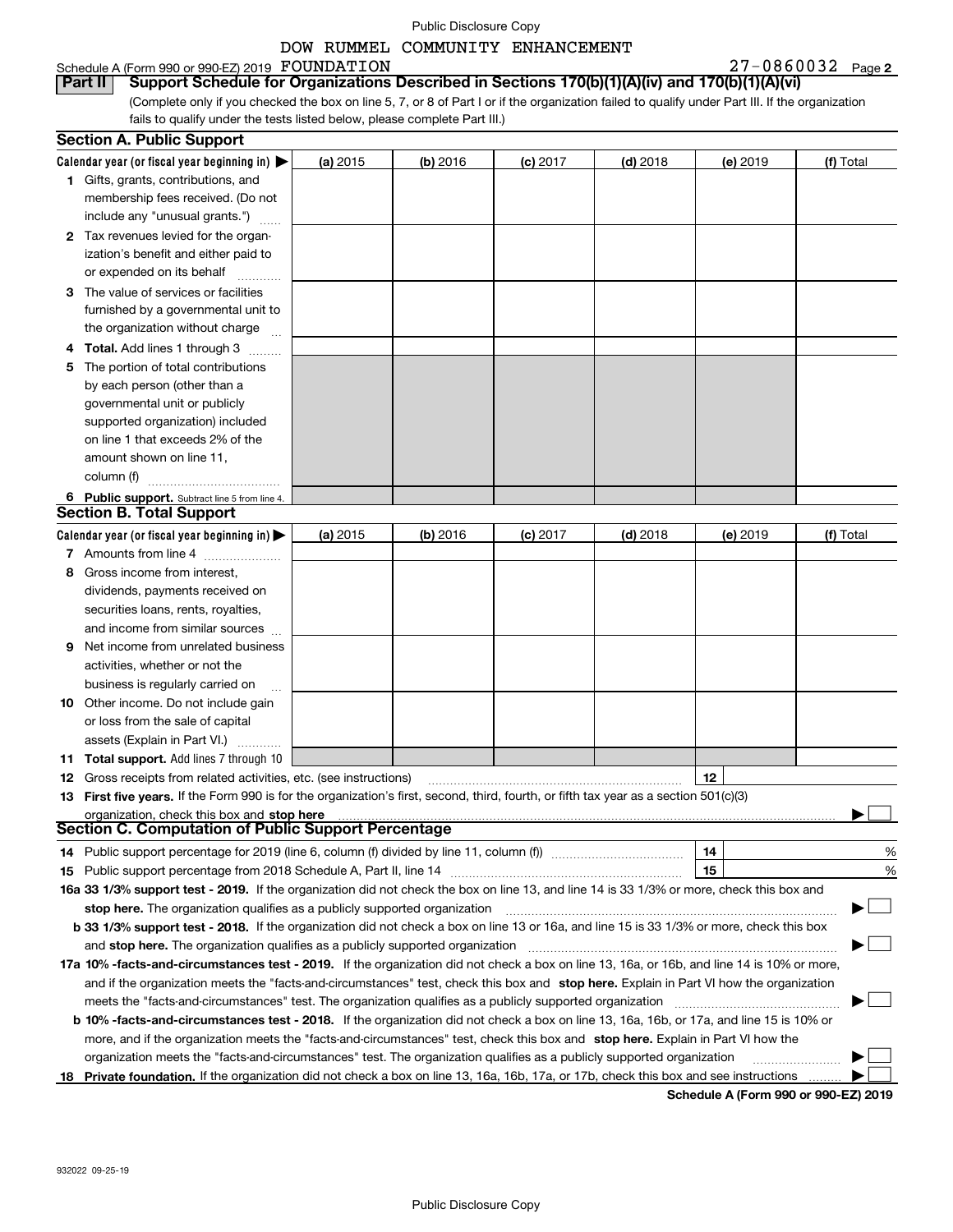Public Disclosure Copy

DOW RUMMEL COMMUNITY ENHANCEMENT

Schedule A (Form 990 or 990-EZ) 2019 FOUNDATION 27-0860032 Page 2

## Part II Support Schedule for Organizations Described in Sections 170(b)(1)(A)(iv) and 170(b)(1)(A)(vi)

(Complete only if you checked the box on line 5, 7, or 8 of Part I or if the organization failed to qualify under Part III. If the organization fails to qualify under the tests listed below, please complete Part III.)

### Section A. Public Support

| Calendar year (or fiscal year beginning in) ▶ | (a) 2015 | (b) 2016 | (c) 2017 | (d) 2018 | (e) 2019 | (f) Total |
|---|---|---|---|---|---|---|
| 1 Gifts, grants, contributions, and membership fees received. (Do not include any "unusual grants.") | | | | | | |
| 2 Tax revenues levied for the organization's benefit and either paid to or expended on its behalf | | | | | | |
| 3 The value of services or facilities furnished by a governmental unit to the organization without charge | | | | | | |
| 4 Total. Add lines 1 through 3 | | | | | | |
| 5 The portion of total contributions by each person (other than a governmental unit or publicly supported organization) included on line 1 that exceeds 2% of the amount shown on line 11, column (f) | | | | | | |
| 6 Public support. Subtract line 5 from line 4. | | | | | | |

### Section B. Total Support

| Calendar year (or fiscal year beginning in) ▶ | (a) 2015 | (b) 2016 | (c) 2017 | (d) 2018 | (e) 2019 | (f) Total |
|---|---|---|---|---|---|---|
| 7 Amounts from line 4 | | | | | | |
| 8 Gross income from interest, dividends, payments received on securities loans, rents, royalties, and income from similar sources | | | | | | |
| 9 Net income from unrelated business activities, whether or not the business is regularly carried on | | | | | | |
| 10 Other income. Do not include gain or loss from the sale of capital assets (Explain in Part VI.) | | | | | | |
| 11 Total support. Add lines 7 through 10 | | | | | | |

12 Gross receipts from related activities, etc. (see instructions) 12

13 **First five years.** If the Form 990 is for the organization's first, second, third, fourth, or fifth tax year as a section 501(c)(3) organization, check this box and **stop here** ▶ ☐

### Section C. Computation of Public Support Percentage

14 Public support percentage for 2019 (line 6, column (f) divided by line 11, column (f)) 14 %

15 Public support percentage from 2018 Schedule A, Part II, line 14 15 %

16a **33 1/3% support test - 2019.** If the organization did not check the box on line 13, and line 14 is 33 1/3% or more, check this box and **stop here.** The organization qualifies as a publicly supported organization ▶ ☐

b **33 1/3% support test - 2018.** If the organization did not check a box on line 13 or 16a, and line 15 is 33 1/3% or more, check this box and **stop here.** The organization qualifies as a publicly supported organization ▶ ☐

17a **10% -facts-and-circumstances test - 2019.** If the organization did not check a box on line 13, 16a, or 16b, and line 14 is 10% or more, and if the organization meets the "facts-and-circumstances" test, check this box and **stop here.** Explain in Part VI how the organization meets the "facts-and-circumstances" test. The organization qualifies as a publicly supported organization ▶ ☐

b **10% -facts-and-circumstances test - 2018.** If the organization did not check a box on line 13, 16a, 16b, or 17a, and line 15 is 10% or more, and if the organization meets the "facts-and-circumstances" test, check this box and **stop here.** Explain in Part VI how the organization meets the "facts-and-circumstances" test. The organization qualifies as a publicly supported organization ▶ ☐

18 **Private foundation.** If the organization did not check a box on line 13, 16a, 16b, 17a, or 17b, check this box and see instructions ▶ ☐

**Schedule A (Form 990 or 990-EZ) 2019**

932022 09-25-19

Public Disclosure Copy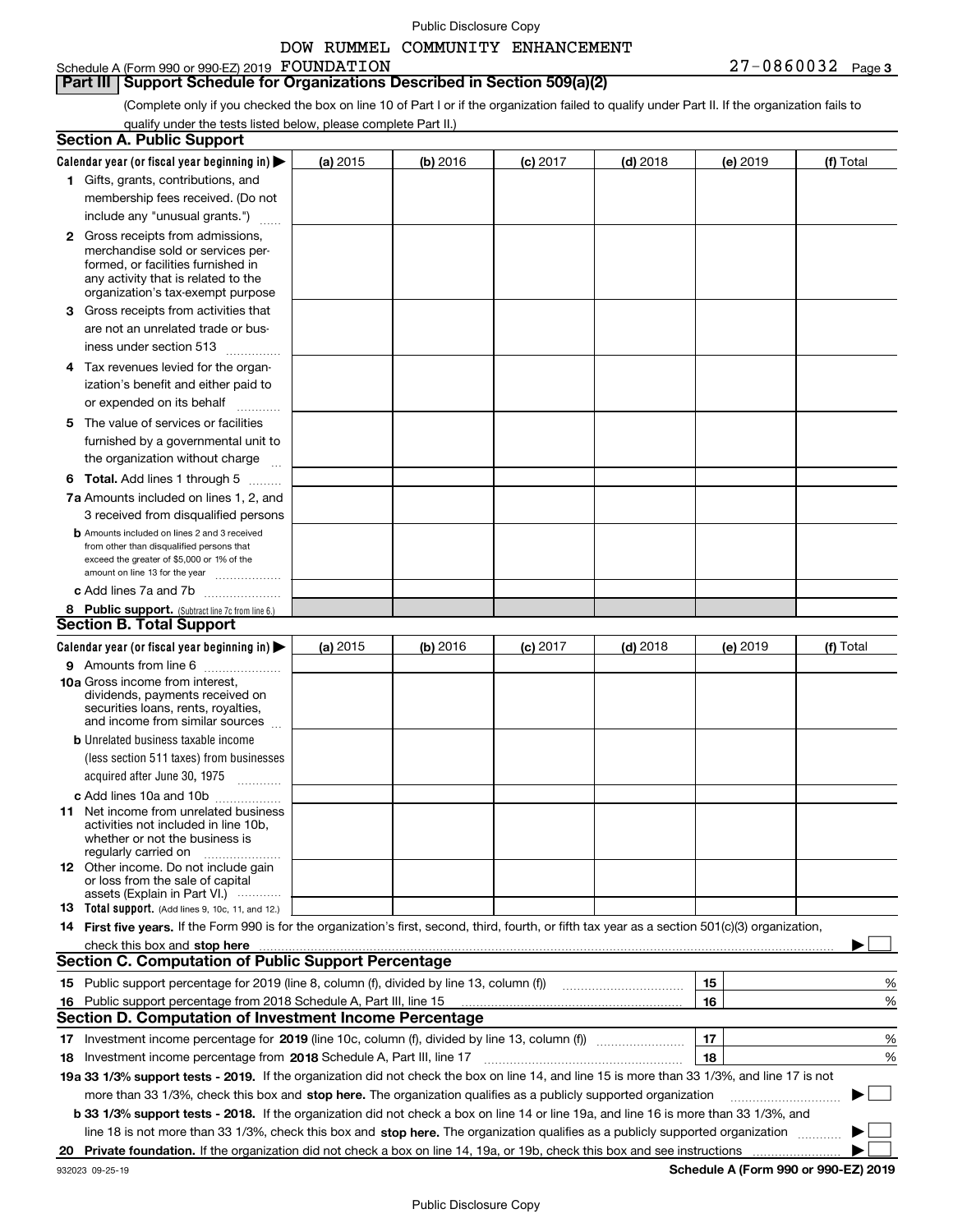DOW RUMMEL COMMUNITY ENHANCEMENT

Schedule A (Form 990 or 990-EZ) 2019 FOUNDATION 27-0860032 Page **3**

## Part III Support Schedule for Organizations Described in Section 509(a)(2)

(Complete only if you checked the box on line 10 of Part I or if the organization failed to qualify under Part II. If the organization fails to qualify under the tests listed below, please complete Part II.)

### Section A. Public Support

| Calendar year (or fiscal year beginning in) ▶ | (a) 2015 | (b) 2016 | (c) 2017 | (d) 2018 | (e) 2019 | (f) Total |
|---|---|---|---|---|---|---|
| **1** Gifts, grants, contributions, and membership fees received. (Do not include any "unusual grants.") | | | | | | |
| **2** Gross receipts from admissions, merchandise sold or services performed, or facilities furnished in any activity that is related to the organization's tax-exempt purpose | | | | | | |
| **3** Gross receipts from activities that are not an unrelated trade or business under section 513 | | | | | | |
| **4** Tax revenues levied for the organization's benefit and either paid to or expended on its behalf | | | | | | |
| **5** The value of services or facilities furnished by a governmental unit to the organization without charge | | | | | | |
| **6 Total.** Add lines 1 through 5 | | | | | | |
| **7a** Amounts included on lines 1, 2, and 3 received from disqualified persons | | | | | | |
| **b** Amounts included on lines 2 and 3 received from other than disqualified persons that exceed the greater of $5,000 or 1% of the amount on line 13 for the year | | | | | | |
| **c** Add lines 7a and 7b | | | | | | |
| **8 Public support.** (Subtract line 7c from line 6.) | | | | | | |

### Section B. Total Support

| Calendar year (or fiscal year beginning in) ▶ | (a) 2015 | (b) 2016 | (c) 2017 | (d) 2018 | (e) 2019 | (f) Total |
|---|---|---|---|---|---|---|
| **9** Amounts from line 6 | | | | | | |
| **10a** Gross income from interest, dividends, payments received on securities loans, rents, royalties, and income from similar sources | | | | | | |
| **b** Unrelated business taxable income (less section 511 taxes) from businesses acquired after June 30, 1975 | | | | | | |
| **c** Add lines 10a and 10b | | | | | | |
| **11** Net income from unrelated business activities not included in line 10b, whether or not the business is regularly carried on | | | | | | |
| **12** Other income. Do not include gain or loss from the sale of capital assets (Explain in Part VI.) | | | | | | |
| **13 Total support.** (Add lines 9, 10c, 11, and 12.) | | | | | | |

**14 First five years.** If the Form 990 is for the organization's first, second, third, fourth, or fifth tax year as a section 501(c)(3) organization, check this box and **stop here** ▶ ☐

### Section C. Computation of Public Support Percentage

| | | | |
|---|---|---|---|
| **15** | Public support percentage for 2019 (line 8, column (f), divided by line 13, column (f)) | 15 | % |
| **16** | Public support percentage from 2018 Schedule A, Part III, line 15 | 16 | % |

### Section D. Computation of Investment Income Percentage

| | | | |
|---|---|---|---|
| **17** | Investment income percentage for **2019** (line 10c, column (f), divided by line 13, column (f)) | 17 | % |
| **18** | Investment income percentage from **2018** Schedule A, Part III, line 17 | 18 | % |

**19a 33 1/3% support tests - 2019.** If the organization did not check the box on line 14, and line 15 is more than 33 1/3%, and line 17 is not more than 33 1/3%, check this box and **stop here.** The organization qualifies as a publicly supported organization ▶ ☐

**b 33 1/3% support tests - 2018.** If the organization did not check a box on line 14 or line 19a, and line 16 is more than 33 1/3%, and line 18 is not more than 33 1/3%, check this box and **stop here.** The organization qualifies as a publicly supported organization ▶ ☐

**20 Private foundation.** If the organization did not check a box on line 14, 19a, or 19b, check this box and see instructions ▶ ☐

932023 09-25-19 **Schedule A (Form 990 or 990-EZ) 2019**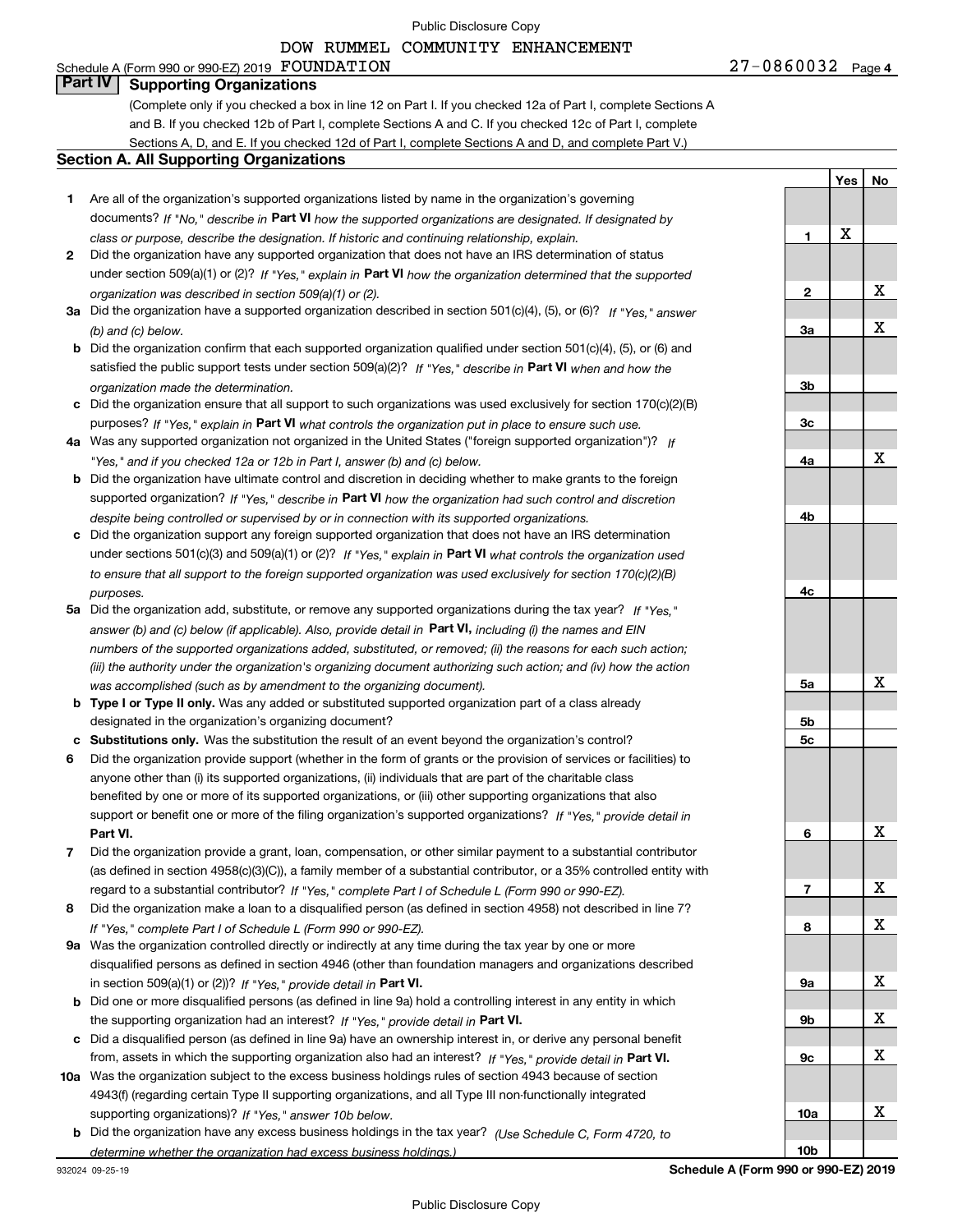DOW RUMMEL COMMUNITY ENHANCEMENT

Schedule A (Form 990 or 990-EZ) 2019 FOUNDATION 27-0860032 Page 4

## Part IV Supporting Organizations

(Complete only if you checked a box in line 12 on Part I. If you checked 12a of Part I, complete Sections A and B. If you checked 12b of Part I, complete Sections A and C. If you checked 12c of Part I, complete Sections A, D, and E. If you checked 12d of Part I, complete Sections A and D, and complete Part V.)

### Section A. All Supporting Organizations

| | | | Yes | No |
|---|---|---|---|---|
| **1** | Are all of the organization's supported organizations listed by name in the organization's governing documents? *If "No," describe in* **Part VI** *how the supported organizations are designated. If designated by class or purpose, describe the designation. If historic and continuing relationship, explain.* | 1 | X | |
| **2** | Did the organization have any supported organization that does not have an IRS determination of status under section 509(a)(1) or (2)? *If "Yes," explain in* **Part VI** *how the organization determined that the supported organization was described in section 509(a)(1) or (2).* | 2 | | X |
| **3a** | Did the organization have a supported organization described in section 501(c)(4), (5), or (6)? *If "Yes," answer (b) and (c) below.* | 3a | | X |
| **b** | Did the organization confirm that each supported organization qualified under section 501(c)(4), (5), or (6) and satisfied the public support tests under section 509(a)(2)? *If "Yes," describe in* **Part VI** *when and how the organization made the determination.* | 3b | | |
| **c** | Did the organization ensure that all support to such organizations was used exclusively for section 170(c)(2)(B) purposes? *If "Yes," explain in* **Part VI** *what controls the organization put in place to ensure such use.* | 3c | | |
| **4a** | Was any supported organization not organized in the United States ("foreign supported organization")? *If "Yes," and if you checked 12a or 12b in Part I, answer (b) and (c) below.* | 4a | | X |
| **b** | Did the organization have ultimate control and discretion in deciding whether to make grants to the foreign supported organization? *If "Yes," describe in* **Part VI** *how the organization had such control and discretion despite being controlled or supervised by or in connection with its supported organizations.* | 4b | | |
| **c** | Did the organization support any foreign supported organization that does not have an IRS determination under sections 501(c)(3) and 509(a)(1) or (2)? *If "Yes," explain in* **Part VI** *what controls the organization used to ensure that all support to the foreign supported organization was used exclusively for section 170(c)(2)(B) purposes.* | 4c | | |
| **5a** | Did the organization add, substitute, or remove any supported organizations during the tax year? *If "Yes," answer (b) and (c) below (if applicable). Also, provide detail in* **Part VI,** *including (i) the names and EIN numbers of the supported organizations added, substituted, or removed; (ii) the reasons for each such action; (iii) the authority under the organization's organizing document authorizing such action; and (iv) how the action was accomplished (such as by amendment to the organizing document).* | 5a | | X |
| **b** | **Type I or Type II only.** Was any added or substituted supported organization part of a class already designated in the organization's organizing document? | 5b | | |
| **c** | **Substitutions only.** Was the substitution the result of an event beyond the organization's control? | 5c | | |
| **6** | Did the organization provide support (whether in the form of grants or the provision of services or facilities) to anyone other than (i) its supported organizations, (ii) individuals that are part of the charitable class benefited by one or more of its supported organizations, or (iii) other supporting organizations that also support or benefit one or more of the filing organization's supported organizations? *If "Yes," provide detail in* **Part VI.** | 6 | | X |
| **7** | Did the organization provide a grant, loan, compensation, or other similar payment to a substantial contributor (as defined in section 4958(c)(3)(C)), a family member of a substantial contributor, or a 35% controlled entity with regard to a substantial contributor? *If "Yes," complete Part I of Schedule L (Form 990 or 990-EZ).* | 7 | | X |
| **8** | Did the organization make a loan to a disqualified person (as defined in section 4958) not described in line 7? *If "Yes," complete Part I of Schedule L (Form 990 or 990-EZ).* | 8 | | X |
| **9a** | Was the organization controlled directly or indirectly at any time during the tax year by one or more disqualified persons as defined in section 4946 (other than foundation managers and organizations described in section 509(a)(1) or (2))? *If "Yes," provide detail in* **Part VI.** | 9a | | X |
| **b** | Did one or more disqualified persons (as defined in line 9a) hold a controlling interest in any entity in which the supporting organization had an interest? *If "Yes," provide detail in* **Part VI.** | 9b | | X |
| **c** | Did a disqualified person (as defined in line 9a) have an ownership interest in, or derive any personal benefit from, assets in which the supporting organization also had an interest? *If "Yes," provide detail in* **Part VI.** | 9c | | X |
| **10a** | Was the organization subject to the excess business holdings rules of section 4943 because of section 4943(f) (regarding certain Type II supporting organizations, and all Type III non-functionally integrated supporting organizations)? *If "Yes," answer 10b below.* | 10a | | X |
| **b** | Did the organization have any excess business holdings in the tax year? *(Use Schedule C, Form 4720, to determine whether the organization had excess business holdings.)* | 10b | | |

932024 09-25-19 **Schedule A (Form 990 or 990-EZ) 2019**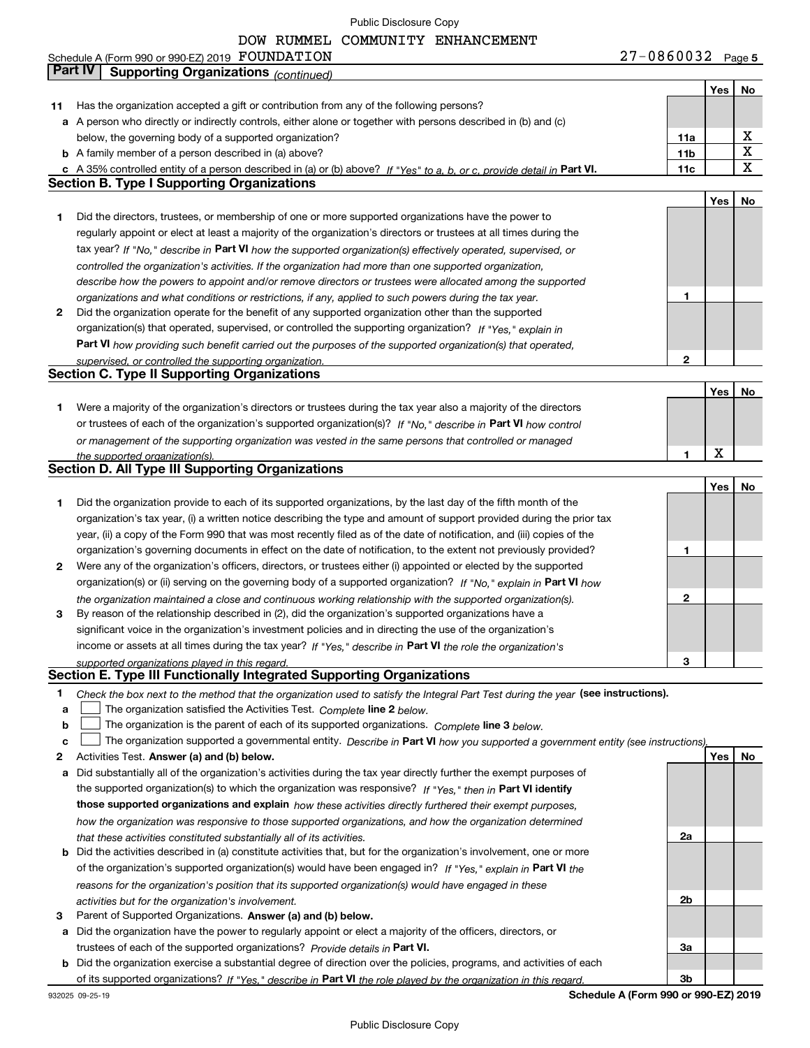DOW RUMMEL COMMUNITY ENHANCEMENT

Schedule A (Form 990 or 990-EZ) 2019 FOUNDATION 27-0860032 Page 5

## Part IV Supporting Organizations *(continued)*

| | | | Yes | No |
|---|---|---|---|---|
| **11** | Has the organization accepted a gift or contribution from any of the following persons? | | | |
| **a** | A person who directly or indirectly controls, either alone or together with persons described in (b) and (c) below, the governing body of a supported organization? | 11a | | X |
| **b** | A family member of a person described in (a) above? | 11b | | X |
| **c** | A 35% controlled entity of a person described in (a) or (b) above? *If "Yes" to a, b, or c, provide detail in* **Part VI.** | 11c | | X |

### Section B. Type I Supporting Organizations

| | | | Yes | No |
|---|---|---|---|---|
| **1** | Did the directors, trustees, or membership of one or more supported organizations have the power to regularly appoint or elect at least a majority of the organization's directors or trustees at all times during the tax year? *If "No," describe in* **Part VI** *how the supported organization(s) effectively operated, supervised, or controlled the organization's activities. If the organization had more than one supported organization, describe how the powers to appoint and/or remove directors or trustees were allocated among the supported organizations and what conditions or restrictions, if any, applied to such powers during the tax year.* | 1 | | |
| **2** | Did the organization operate for the benefit of any supported organization other than the supported organization(s) that operated, supervised, or controlled the supporting organization? *If "Yes," explain in* **Part VI** *how providing such benefit carried out the purposes of the supported organization(s) that operated, supervised, or controlled the supporting organization.* | 2 | | |

### Section C. Type II Supporting Organizations

| | | | Yes | No |
|---|---|---|---|---|
| **1** | Were a majority of the organization's directors or trustees during the tax year also a majority of the directors or trustees of each of the organization's supported organization(s)? *If "No," describe in* **Part VI** *how control or management of the supporting organization was vested in the same persons that controlled or managed the supported organization(s).* | 1 | X | |

### Section D. All Type III Supporting Organizations

| | | | Yes | No |
|---|---|---|---|---|
| **1** | Did the organization provide to each of its supported organizations, by the last day of the fifth month of the organization's tax year, (i) a written notice describing the type and amount of support provided during the prior tax year, (ii) a copy of the Form 990 that was most recently filed as of the date of notification, and (iii) copies of the organization's governing documents in effect on the date of notification, to the extent not previously provided? | 1 | | |
| **2** | Were any of the organization's officers, directors, or trustees either (i) appointed or elected by the supported organization(s) or (ii) serving on the governing body of a supported organization? *If "No," explain in* **Part VI** *how the organization maintained a close and continuous working relationship with the supported organization(s).* | 2 | | |
| **3** | By reason of the relationship described in (2), did the organization's supported organizations have a significant voice in the organization's investment policies and in directing the use of the organization's income or assets at all times during the tax year? *If "Yes," describe in* **Part VI** *the role the organization's supported organizations played in this regard.* | 3 | | |

### Section E. Type III Functionally Integrated Supporting Organizations

**1** *Check the box next to the method that the organization used to satisfy the Integral Part Test during the year* **(see instructions).**

- **a** ☐ The organization satisfied the Activities Test. *Complete* **line 2** *below.*
- **b** ☐ The organization is the parent of each of its supported organizations. *Complete* **line 3** *below.*
- **c** ☐ The organization supported a governmental entity. *Describe in* **Part VI** *how you supported a government entity (see instructions).*

| | | | Yes | No |
|---|---|---|---|---|
| **2** | Activities Test. **Answer (a) and (b) below.** | | | |
| **a** | Did substantially all of the organization's activities during the tax year directly further the exempt purposes of the supported organization(s) to which the organization was responsive? *If "Yes," then in* **Part VI identify those supported organizations and explain** *how these activities directly furthered their exempt purposes, how the organization was responsive to those supported organizations, and how the organization determined that these activities constituted substantially all of its activities.* | 2a | | |
| **b** | Did the activities described in (a) constitute activities that, but for the organization's involvement, one or more of the organization's supported organization(s) would have been engaged in? *If "Yes," explain in* **Part VI** *the reasons for the organization's position that its supported organization(s) would have engaged in these activities but for the organization's involvement.* | 2b | | |
| **3** | Parent of Supported Organizations. **Answer (a) and (b) below.** | | | |
| **a** | Did the organization have the power to regularly appoint or elect a majority of the officers, directors, or trustees of each of the supported organizations? *Provide details in* **Part VI.** | 3a | | |
| **b** | Did the organization exercise a substantial degree of direction over the policies, programs, and activities of each of its supported organizations? *If "Yes," describe in* **Part VI** *the role played by the organization in this regard.* | 3b | | |

932025 09-25-19 **Schedule A (Form 990 or 990-EZ) 2019**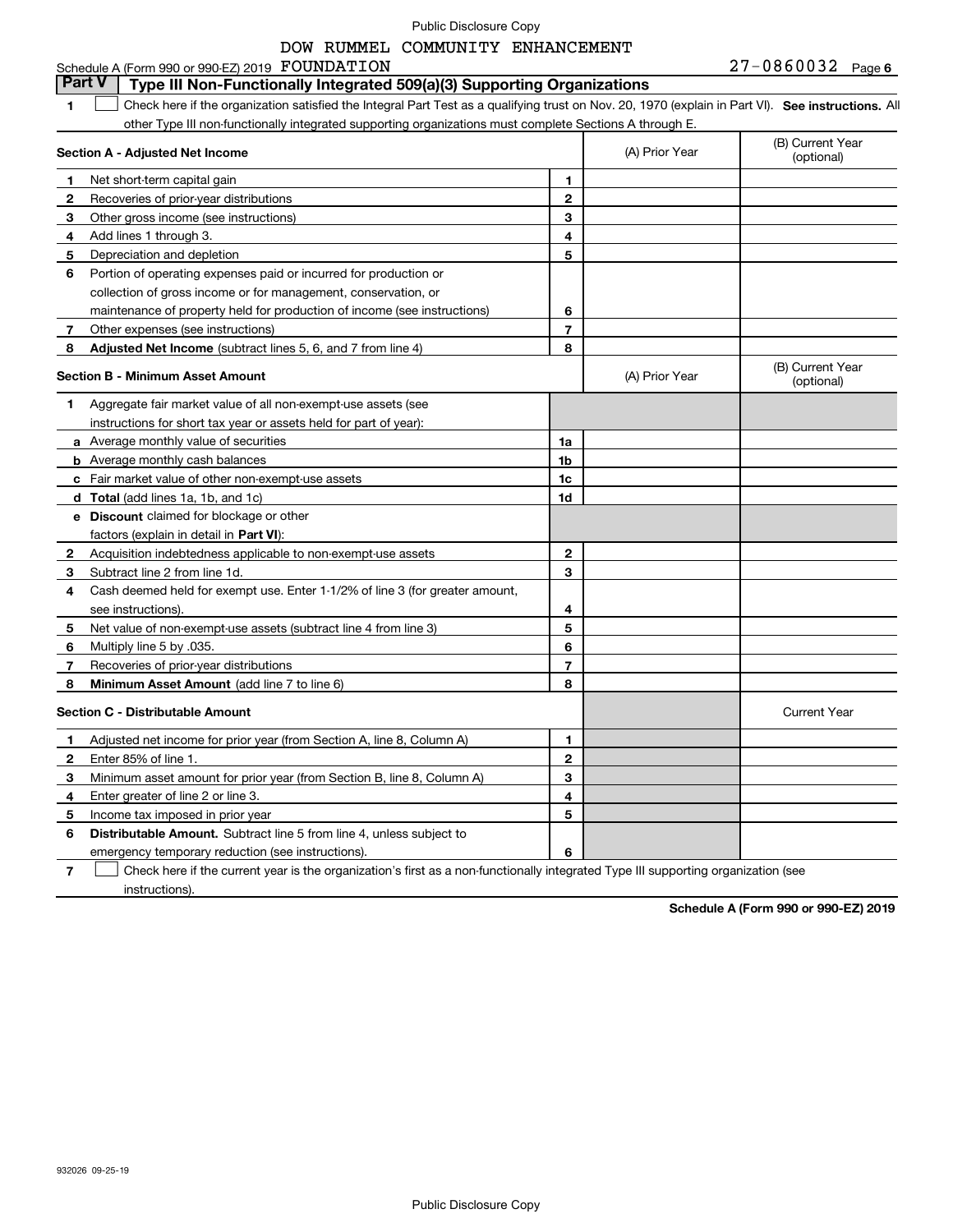DOW RUMMEL COMMUNITY ENHANCEMENT

Schedule A (Form 990 or 990-EZ) 2019 FOUNDATION 27-0860032 Page 6

## Part V Type III Non-Functionally Integrated 509(a)(3) Supporting Organizations

1 ☐ Check here if the organization satisfied the Integral Part Test as a qualifying trust on Nov. 20, 1970 (explain in Part VI). **See instructions.** All other Type III non-functionally integrated supporting organizations must complete Sections A through E.

| **Section A - Adjusted Net Income** | | (A) Prior Year | (B) Current Year (optional) |
|---|---|---|---|
| 1 Net short-term capital gain | 1 | | |
| 2 Recoveries of prior-year distributions | 2 | | |
| 3 Other gross income (see instructions) | 3 | | |
| 4 Add lines 1 through 3. | 4 | | |
| 5 Depreciation and depletion | 5 | | |
| 6 Portion of operating expenses paid or incurred for production or collection of gross income or for management, conservation, or maintenance of property held for production of income (see instructions) | 6 | | |
| 7 Other expenses (see instructions) | 7 | | |
| 8 **Adjusted Net Income** (subtract lines 5, 6, and 7 from line 4) | 8 | | |

| **Section B - Minimum Asset Amount** | | (A) Prior Year | (B) Current Year (optional) |
|---|---|---|---|
| 1 Aggregate fair market value of all non-exempt-use assets (see instructions for short tax year or assets held for part of year): | | | |
| a Average monthly value of securities | 1a | | |
| b Average monthly cash balances | 1b | | |
| c Fair market value of other non-exempt-use assets | 1c | | |
| d **Total** (add lines 1a, 1b, and 1c) | 1d | | |
| e **Discount** claimed for blockage or other factors (explain in detail in **Part VI**): | | | |
| 2 Acquisition indebtedness applicable to non-exempt-use assets | 2 | | |
| 3 Subtract line 2 from line 1d. | 3 | | |
| 4 Cash deemed held for exempt use. Enter 1-1/2% of line 3 (for greater amount, see instructions). | 4 | | |
| 5 Net value of non-exempt-use assets (subtract line 4 from line 3) | 5 | | |
| 6 Multiply line 5 by .035. | 6 | | |
| 7 Recoveries of prior-year distributions | 7 | | |
| 8 **Minimum Asset Amount** (add line 7 to line 6) | 8 | | |

| **Section C - Distributable Amount** | | | Current Year |
|---|---|---|---|
| 1 Adjusted net income for prior year (from Section A, line 8, Column A) | 1 | | |
| 2 Enter 85% of line 1. | 2 | | |
| 3 Minimum asset amount for prior year (from Section B, line 8, Column A) | 3 | | |
| 4 Enter greater of line 2 or line 3. | 4 | | |
| 5 Income tax imposed in prior year | 5 | | |
| 6 **Distributable Amount.** Subtract line 5 from line 4, unless subject to emergency temporary reduction (see instructions). | 6 | | |

7 ☐ Check here if the current year is the organization's first as a non-functionally integrated Type III supporting organization (see instructions).

**Schedule A (Form 990 or 990-EZ) 2019**

932026 09-25-19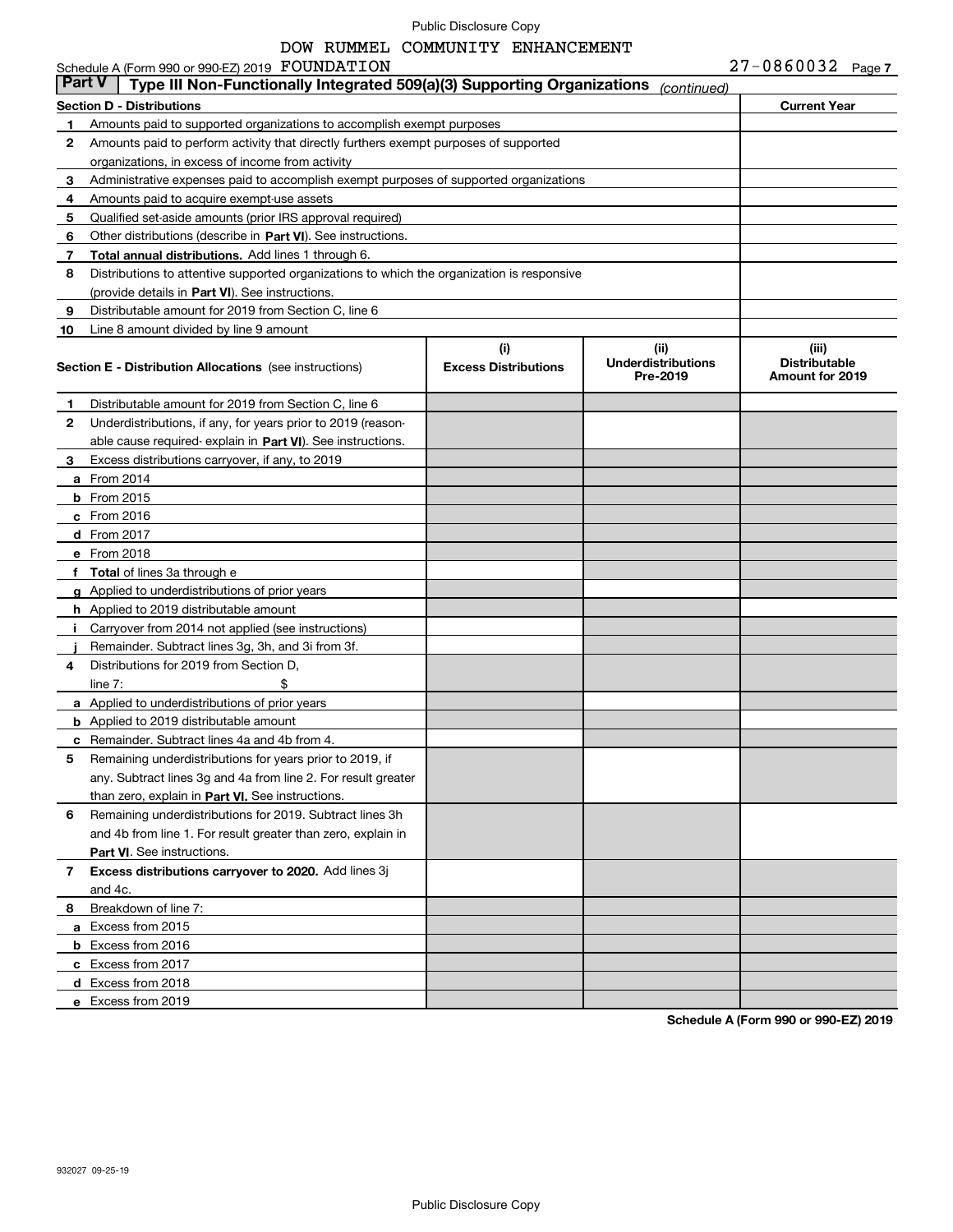Public Disclosure Copy

DOW RUMMEL COMMUNITY ENHANCEMENT

Schedule A (Form 990 or 990-EZ) 2019 FOUNDATION 27-0860032 Page 7

## Part V | Type III Non-Functionally Integrated 509(a)(3) Supporting Organizations *(continued)*

| Section D - Distributions | | Current Year |
|---|---|---|
| 1 | Amounts paid to supported organizations to accomplish exempt purposes | |
| 2 | Amounts paid to perform activity that directly furthers exempt purposes of supported organizations, in excess of income from activity | |
| 3 | Administrative expenses paid to accomplish exempt purposes of supported organizations | |
| 4 | Amounts paid to acquire exempt-use assets | |
| 5 | Qualified set-aside amounts (prior IRS approval required) | |
| 6 | Other distributions (describe in **Part VI**). See instructions. | |
| 7 | **Total annual distributions.** Add lines 1 through 6. | |
| 8 | Distributions to attentive supported organizations to which the organization is responsive (provide details in **Part VI**). See instructions. | |
| 9 | Distributable amount for 2019 from Section C, line 6 | |
| 10 | Line 8 amount divided by line 9 amount | |

| Section E - Distribution Allocations (see instructions) | (i) Excess Distributions | (ii) Underdistributions Pre-2019 | (iii) Distributable Amount for 2019 |
|---|---|---|---|
| **1** Distributable amount for 2019 from Section C, line 6 | | | |
| **2** Underdistributions, if any, for years prior to 2019 (reasonable cause required- explain in **Part VI**). See instructions. | | | |
| **3** Excess distributions carryover, if any, to 2019 | | | |
| **a** From 2014 | | | |
| **b** From 2015 | | | |
| **c** From 2016 | | | |
| **d** From 2017 | | | |
| **e** From 2018 | | | |
| **f** **Total** of lines 3a through e | | | |
| **g** Applied to underdistributions of prior years | | | |
| **h** Applied to 2019 distributable amount | | | |
| **i** Carryover from 2014 not applied (see instructions) | | | |
| **j** Remainder. Subtract lines 3g, 3h, and 3i from 3f. | | | |
| **4** Distributions for 2019 from Section D, line 7: $ | | | |
| **a** Applied to underdistributions of prior years | | | |
| **b** Applied to 2019 distributable amount | | | |
| **c** Remainder. Subtract lines 4a and 4b from 4. | | | |
| **5** Remaining underdistributions for years prior to 2019, if any. Subtract lines 3g and 4a from line 2. For result greater than zero, explain in **Part VI.** See instructions. | | | |
| **6** Remaining underdistributions for 2019. Subtract lines 3h and 4b from line 1. For result greater than zero, explain in **Part VI**. See instructions. | | | |
| **7** **Excess distributions carryover to 2020.** Add lines 3j and 4c. | | | |
| **8** Breakdown of line 7: | | | |
| **a** Excess from 2015 | | | |
| **b** Excess from 2016 | | | |
| **c** Excess from 2017 | | | |
| **d** Excess from 2018 | | | |
| **e** Excess from 2019 | | | |

**Schedule A (Form 990 or 990-EZ) 2019**

932027 09-25-19

Public Disclosure Copy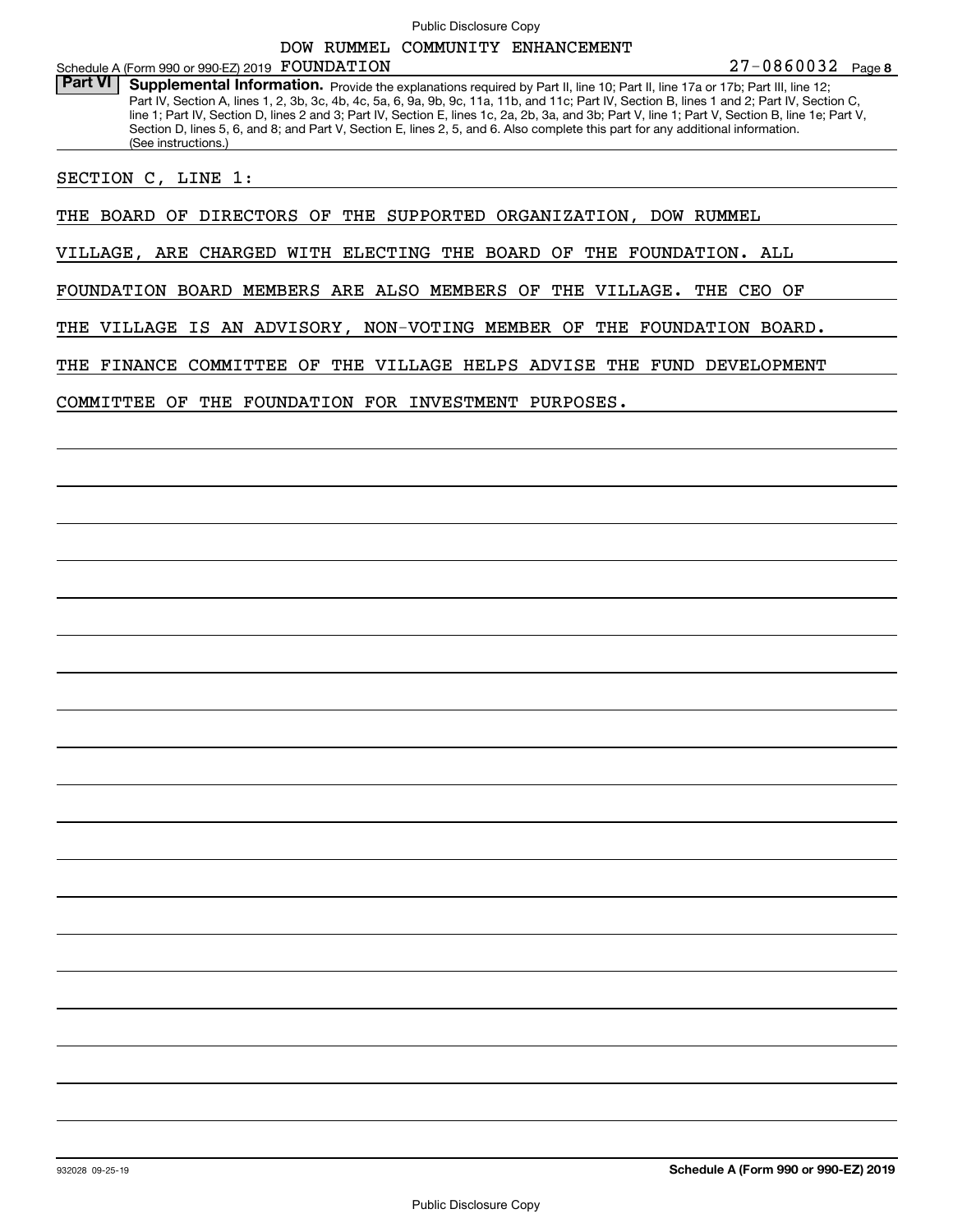DOW RUMMEL COMMUNITY ENHANCEMENT

Schedule A (Form 990 or 990-EZ) 2019 FOUNDATION 27-0860032 Page **8**

**Part VI** **Supplemental Information.** Provide the explanations required by Part II, line 10; Part II, line 17a or 17b; Part III, line 12; Part IV, Section A, lines 1, 2, 3b, 3c, 4b, 4c, 5a, 6, 9a, 9b, 9c, 11a, 11b, and 11c; Part IV, Section B, lines 1 and 2; Part IV, Section C, line 1; Part IV, Section D, lines 2 and 3; Part IV, Section E, lines 1c, 2a, 2b, 3a, and 3b; Part V, line 1; Part V, Section B, line 1e; Part V, Section D, lines 5, 6, and 8; and Part V, Section E, lines 2, 5, and 6. Also complete this part for any additional information. (See instructions.)

SECTION C, LINE 1:

THE BOARD OF DIRECTORS OF THE SUPPORTED ORGANIZATION, DOW RUMMEL VILLAGE, ARE CHARGED WITH ELECTING THE BOARD OF THE FOUNDATION. ALL FOUNDATION BOARD MEMBERS ARE ALSO MEMBERS OF THE VILLAGE. THE CEO OF THE VILLAGE IS AN ADVISORY, NON-VOTING MEMBER OF THE FOUNDATION BOARD. THE FINANCE COMMITTEE OF THE VILLAGE HELPS ADVISE THE FUND DEVELOPMENT COMMITTEE OF THE FOUNDATION FOR INVESTMENT PURPOSES.

932028 09-25-19 **Schedule A (Form 990 or 990-EZ) 2019**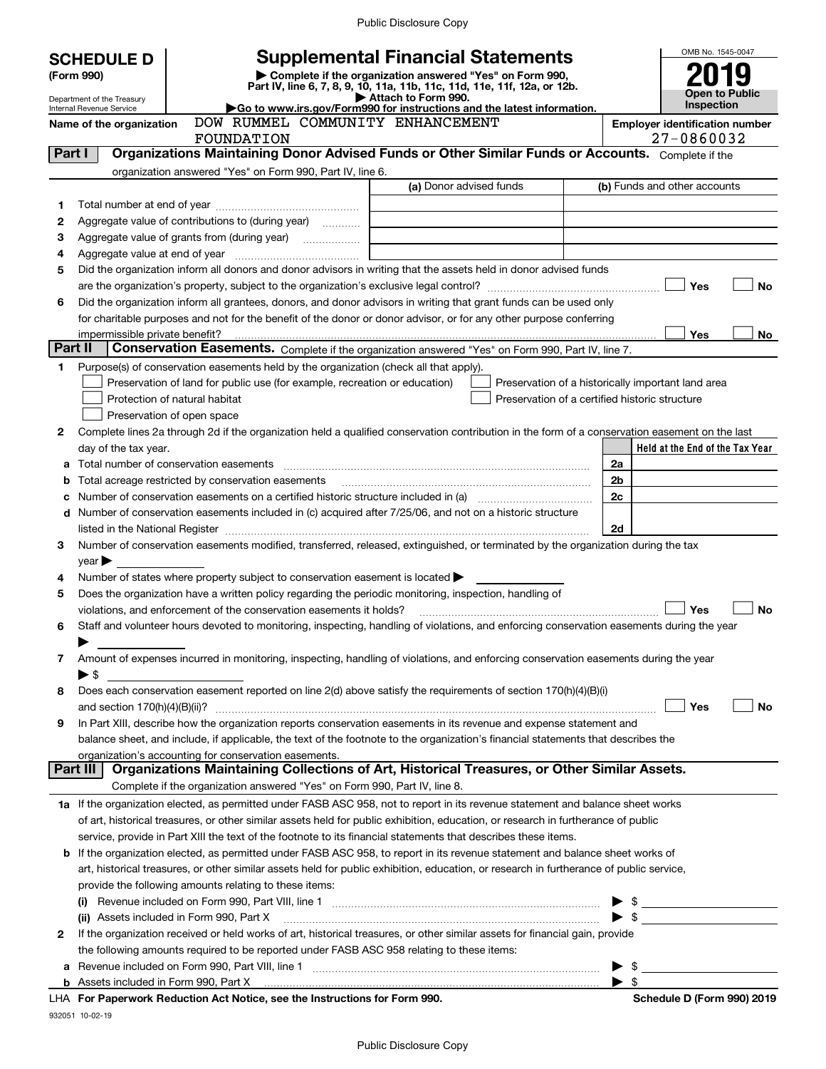**SCHEDULE D**
**(Form 990)**

Department of the Treasury
Internal Revenue Service

# Supplemental Financial Statements

▶ Complete if the organization answered "Yes" on Form 990, Part IV, line 6, 7, 8, 9, 10, 11a, 11b, 11c, 11d, 11e, 11f, 12a, or 12b.
▶ Attach to Form 990.
▶Go to www.irs.gov/Form990 for instructions and the latest information.

OMB No. 1545-0047
**2019**
**Open to Public Inspection**

**Name of the organization** DOW RUMMEL COMMUNITY ENHANCEMENT FOUNDATION

**Employer identification number** 27-0860032

## Part I Organizations Maintaining Donor Advised Funds or Other Similar Funds or Accounts. Complete if the organization answered "Yes" on Form 990, Part IV, line 6.

| | | (a) Donor advised funds | (b) Funds and other accounts |
|---|---|---|---|
| 1 | Total number at end of year | | |
| 2 | Aggregate value of contributions to (during year) | | |
| 3 | Aggregate value of grants from (during year) | | |
| 4 | Aggregate value at end of year | | |

5 Did the organization inform all donors and donor advisors in writing that the assets held in donor advised funds are the organization's property, subject to the organization's exclusive legal control? ☐ Yes ☐ No

6 Did the organization inform all grantees, donors, and donor advisors in writing that grant funds can be used only for charitable purposes and not for the benefit of the donor or donor advisor, or for any other purpose conferring impermissible private benefit? ☐ Yes ☐ No

## Part II Conservation Easements. Complete if the organization answered "Yes" on Form 990, Part IV, line 7.

1 Purpose(s) of conservation easements held by the organization (check all that apply).
- ☐ Preservation of land for public use (for example, recreation or education)
- ☐ Protection of natural habitat
- ☐ Preservation of open space
- ☐ Preservation of a historically important land area
- ☐ Preservation of a certified historic structure

2 Complete lines 2a through 2d if the organization held a qualified conservation contribution in the form of a conservation easement on the last day of the tax year.

| | | | Held at the End of the Tax Year |
|---|---|---|---|
| a | Total number of conservation easements | 2a | |
| b | Total acreage restricted by conservation easements | 2b | |
| c | Number of conservation easements on a certified historic structure included in (a) | 2c | |
| d | Number of conservation easements included in (c) acquired after 7/25/06, and not on a historic structure listed in the National Register | 2d | |

3 Number of conservation easements modified, transferred, released, extinguished, or terminated by the organization during the tax year ▶

4 Number of states where property subject to conservation easement is located ▶

5 Does the organization have a written policy regarding the periodic monitoring, inspection, handling of violations, and enforcement of the conservation easements it holds? ☐ Yes ☐ No

6 Staff and volunteer hours devoted to monitoring, inspecting, handling of violations, and enforcing conservation easements during the year ▶

7 Amount of expenses incurred in monitoring, inspecting, handling of violations, and enforcing conservation easements during the year ▶ $

8 Does each conservation easement reported on line 2(d) above satisfy the requirements of section 170(h)(4)(B)(i) and section 170(h)(4)(B)(ii)? ☐ Yes ☐ No

9 In Part XIII, describe how the organization reports conservation easements in its revenue and expense statement and balance sheet, and include, if applicable, the text of the footnote to the organization's financial statements that describes the organization's accounting for conservation easements.

## Part III Organizations Maintaining Collections of Art, Historical Treasures, or Other Similar Assets. Complete if the organization answered "Yes" on Form 990, Part IV, line 8.

1a If the organization elected, as permitted under FASB ASC 958, not to report in its revenue statement and balance sheet works of art, historical treasures, or other similar assets held for public exhibition, education, or research in furtherance of public service, provide in Part XIII the text of the footnote to its financial statements that describes these items.

b If the organization elected, as permitted under FASB ASC 958, to report in its revenue statement and balance sheet works of art, historical treasures, or other similar assets held for public exhibition, education, or research in furtherance of public service, provide the following amounts relating to these items:

(i) Revenue included on Form 990, Part VIII, line 1 ▶ $

(ii) Assets included in Form 990, Part X ▶ $

2 If the organization received or held works of art, historical treasures, or other similar assets for financial gain, provide the following amounts required to be reported under FASB ASC 958 relating to these items:

a Revenue included on Form 990, Part VIII, line 1 ▶ $

b Assets included in Form 990, Part X ▶ $

LHA **For Paperwork Reduction Act Notice, see the Instructions for Form 990.** **Schedule D (Form 990) 2019**

932051 10-02-19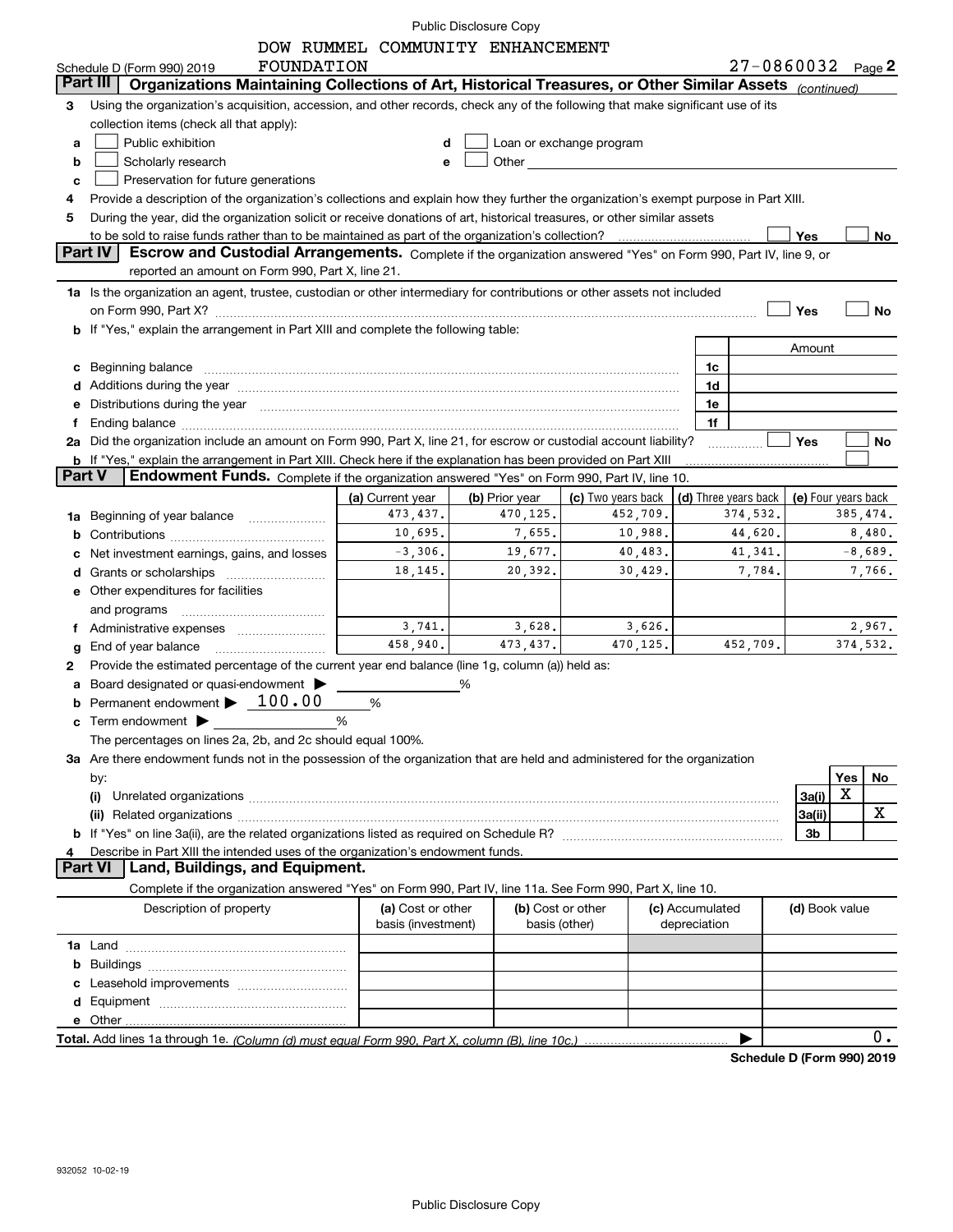DOW RUMMEL COMMUNITY ENHANCEMENT FOUNDATION

Schedule D (Form 990) 2019 — 27-0860032 — Page **2**

## Part III — Organizations Maintaining Collections of Art, Historical Treasures, or Other Similar Assets *(continued)*

**3** Using the organization's acquisition, accession, and other records, check any of the following that make significant use of its collection items (check all that apply):

- **a** ☐ Public exhibition
- **b** ☐ Scholarly research
- **c** ☐ Preservation for future generations
- **d** ☐ Loan or exchange program
- **e** ☐ Other

**4** Provide a description of the organization's collections and explain how they further the organization's exempt purpose in Part XIII.

**5** During the year, did the organization solicit or receive donations of art, historical treasures, or other similar assets to be sold to raise funds rather than to be maintained as part of the organization's collection? ☐ Yes ☐ No

## Part IV — Escrow and Custodial Arrangements.

Complete if the organization answered "Yes" on Form 990, Part IV, line 9, or reported an amount on Form 990, Part X, line 21.

**1a** Is the organization an agent, trustee, custodian or other intermediary for contributions or other assets not included on Form 990, Part X? ☐ Yes ☐ No

**b** If "Yes," explain the arrangement in Part XIII and complete the following table:

| | | Amount |
|---|---|---|
| **c** Beginning balance | 1c | |
| **d** Additions during the year | 1d | |
| **e** Distributions during the year | 1e | |
| **f** Ending balance | 1f | |

**2a** Did the organization include an amount on Form 990, Part X, line 21, for escrow or custodial account liability? ☐ Yes ☐ No

**b** If "Yes," explain the arrangement in Part XIII. Check here if the explanation has been provided on Part XIII ☐

## Part V — Endowment Funds.

Complete if the organization answered "Yes" on Form 990, Part IV, line 10.

| | (a) Current year | (b) Prior year | (c) Two years back | (d) Three years back | (e) Four years back |
|---|---|---|---|---|---|
| **1a** Beginning of year balance | 473,437. | 470,125. | 452,709. | 374,532. | 385,474. |
| **b** Contributions | 10,695. | 7,655. | 10,988. | 44,620. | 8,480. |
| **c** Net investment earnings, gains, and losses | -3,306. | 19,677. | 40,483. | 41,341. | -8,689. |
| **d** Grants or scholarships | 18,145. | 20,392. | 30,429. | 7,784. | 7,766. |
| **e** Other expenditures for facilities and programs | | | | | |
| **f** Administrative expenses | 3,741. | 3,628. | 3,626. | | 2,967. |
| **g** End of year balance | 458,940. | 473,437. | 470,125. | 452,709. | 374,532. |

**2** Provide the estimated percentage of the current year end balance (line 1g, column (a)) held as:

- **a** Board designated or quasi-endowment ▶ ______ %
- **b** Permanent endowment ▶ 100.00 %
- **c** Term endowment ▶ ______ %

The percentages on lines 2a, 2b, and 2c should equal 100%.

**3a** Are there endowment funds not in the possession of the organization that are held and administered for the organization by:

| | | Yes | No |
|---|---|---|---|
| **(i)** Unrelated organizations | 3a(i) | X | |
| **(ii)** Related organizations | 3a(ii) | | X |
| **b** If "Yes" on line 3a(ii), are the related organizations listed as required on Schedule R? | 3b | | |

**4** Describe in Part XIII the intended uses of the organization's endowment funds.

## Part VI — Land, Buildings, and Equipment.

Complete if the organization answered "Yes" on Form 990, Part IV, line 11a. See Form 990, Part X, line 10.

| Description of property | (a) Cost or other basis (investment) | (b) Cost or other basis (other) | (c) Accumulated depreciation | (d) Book value |
|---|---|---|---|---|
| **1a** Land | | | | |
| **b** Buildings | | | | |
| **c** Leasehold improvements | | | | |
| **d** Equipment | | | | |
| **e** Other | | | | |
| **Total.** Add lines 1a through 1e. *(Column (d) must equal Form 990, Part X, column (B), line 10c.)* | | | | 0. |

**Schedule D (Form 990) 2019**

932052 10-02-19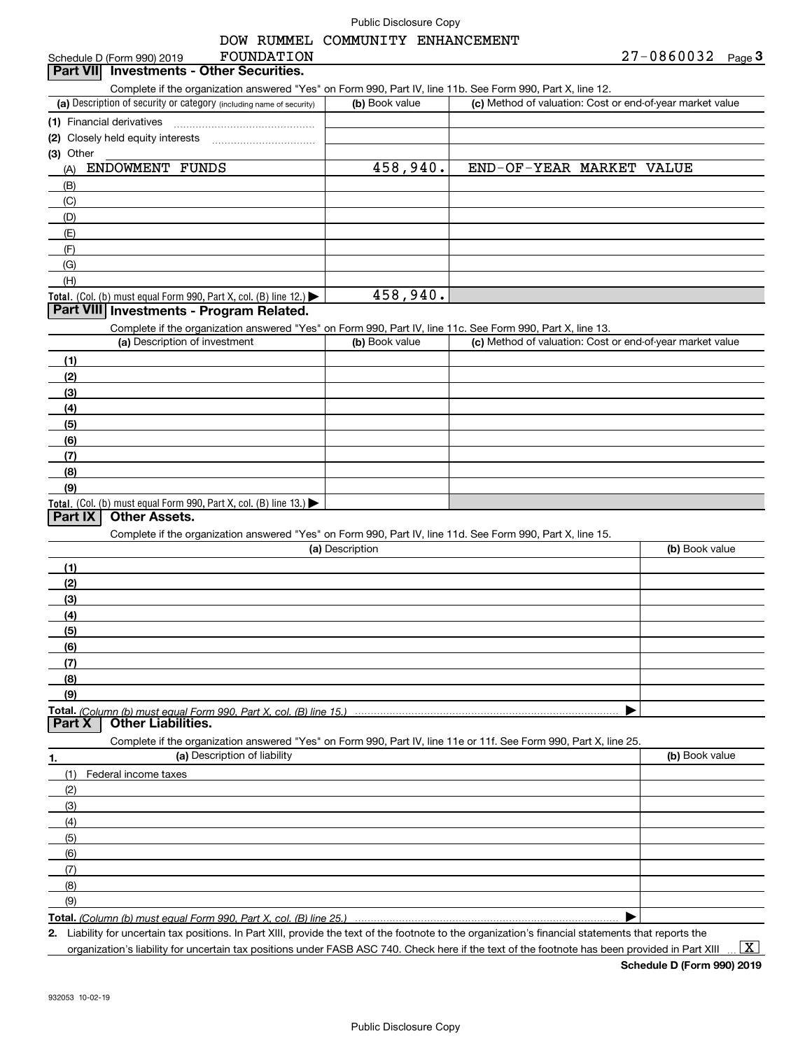Public Disclosure Copy

DOW RUMMEL COMMUNITY ENHANCEMENT FOUNDATION

Schedule D (Form 990) 2019 27-0860032 Page **3**

## Part VII Investments - Other Securities.

Complete if the organization answered "Yes" on Form 990, Part IV, line 11b. See Form 990, Part X, line 12.

| (a) Description of security or category (including name of security) | (b) Book value | (c) Method of valuation: Cost or end-of-year market value |
|---|---|---|
| (1) Financial derivatives | | |
| (2) Closely held equity interests | | |
| (3) Other | | |
| (A) ENDOWMENT FUNDS | 458,940. | END-OF-YEAR MARKET VALUE |
| (B) | | |
| (C) | | |
| (D) | | |
| (E) | | |
| (F) | | |
| (G) | | |
| (H) | | |
| **Total.** (Col. (b) must equal Form 990, Part X, col. (B) line 12.) ▶ | 458,940. | |

## Part VIII Investments - Program Related.

Complete if the organization answered "Yes" on Form 990, Part IV, line 11c. See Form 990, Part X, line 13.

| (a) Description of investment | (b) Book value | (c) Method of valuation: Cost or end-of-year market value |
|---|---|---|
| (1) | | |
| (2) | | |
| (3) | | |
| (4) | | |
| (5) | | |
| (6) | | |
| (7) | | |
| (8) | | |
| (9) | | |
| **Total.** (Col. (b) must equal Form 990, Part X, col. (B) line 13.) ▶ | | |

## Part IX Other Assets.

Complete if the organization answered "Yes" on Form 990, Part IV, line 11d. See Form 990, Part X, line 15.

| (a) Description | (b) Book value |
|---|---|
| (1) | |
| (2) | |
| (3) | |
| (4) | |
| (5) | |
| (6) | |
| (7) | |
| (8) | |
| (9) | |
| **Total.** *(Column (b) must equal Form 990, Part X, col. (B) line 15.)* ▶ | |

## Part X Other Liabilities.

Complete if the organization answered "Yes" on Form 990, Part IV, line 11e or 11f. See Form 990, Part X, line 25.

| 1. (a) Description of liability | (b) Book value |
|---|---|
| (1) Federal income taxes | |
| (2) | |
| (3) | |
| (4) | |
| (5) | |
| (6) | |
| (7) | |
| (8) | |
| (9) | |
| **Total.** *(Column (b) must equal Form 990, Part X, col. (B) line 25.)* ▶ | |

**2.** Liability for uncertain tax positions. In Part XIII, provide the text of the footnote to the organization's financial statements that reports the organization's liability for uncertain tax positions under FASB ASC 740. Check here if the text of the footnote has been provided in Part XIII ... [X]

**Schedule D (Form 990) 2019**

932053 10-02-19

Public Disclosure Copy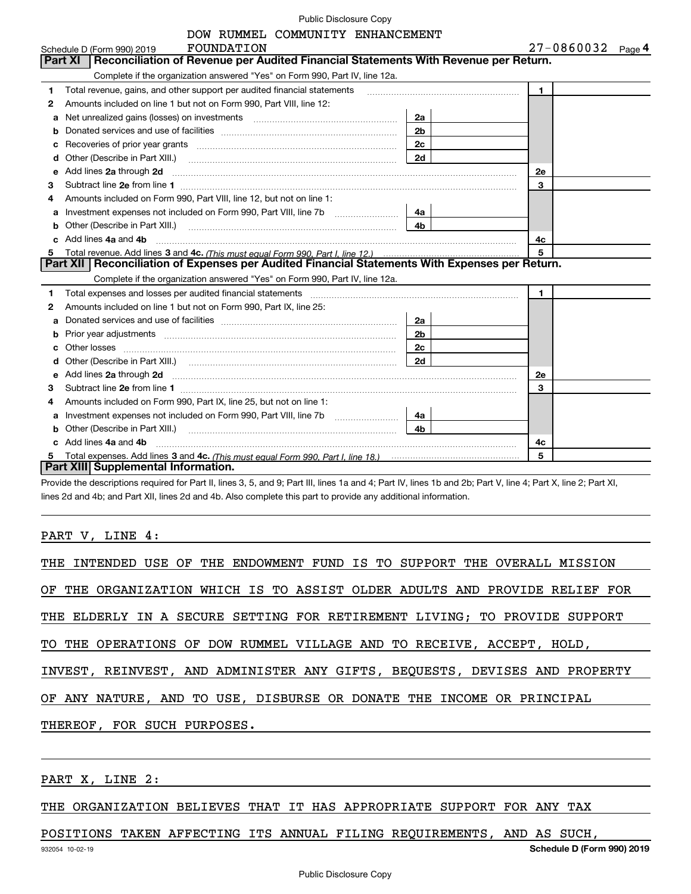DOW RUMMEL COMMUNITY ENHANCEMENT FOUNDATION

Schedule D (Form 990) 2019 27-0860032 Page 4

## Part XI Reconciliation of Revenue per Audited Financial Statements With Revenue per Return.

Complete if the organization answered "Yes" on Form 990, Part IV, line 12a.

| | | | | | |
|---|---|---|---|---|---|
| 1 | Total revenue, gains, and other support per audited financial statements | | | 1 | |
| 2 | Amounts included on line 1 but not on Form 990, Part VIII, line 12: | | | | |
| a | Net unrealized gains (losses) on investments | 2a | | | |
| b | Donated services and use of facilities | 2b | | | |
| c | Recoveries of prior year grants | 2c | | | |
| d | Other (Describe in Part XIII.) | 2d | | | |
| e | Add lines 2a through 2d | | | 2e | |
| 3 | Subtract line 2e from line 1 | | | 3 | |
| 4 | Amounts included on Form 990, Part VIII, line 12, but not on line 1: | | | | |
| a | Investment expenses not included on Form 990, Part VIII, line 7b | 4a | | | |
| b | Other (Describe in Part XIII.) | 4b | | | |
| c | Add lines 4a and 4b | | | 4c | |
| 5 | Total revenue. Add lines 3 and 4c. *(This must equal Form 990, Part I, line 12.)* | | | 5 | |

## Part XII Reconciliation of Expenses per Audited Financial Statements With Expenses per Return.

Complete if the organization answered "Yes" on Form 990, Part IV, line 12a.

| | | | | | |
|---|---|---|---|---|---|
| 1 | Total expenses and losses per audited financial statements | | | 1 | |
| 2 | Amounts included on line 1 but not on Form 990, Part IX, line 25: | | | | |
| a | Donated services and use of facilities | 2a | | | |
| b | Prior year adjustments | 2b | | | |
| c | Other losses | 2c | | | |
| d | Other (Describe in Part XIII.) | 2d | | | |
| e | Add lines 2a through 2d | | | 2e | |
| 3 | Subtract line 2e from line 1 | | | 3 | |
| 4 | Amounts included on Form 990, Part IX, line 25, but not on line 1: | | | | |
| a | Investment expenses not included on Form 990, Part VIII, line 7b | 4a | | | |
| b | Other (Describe in Part XIII.) | 4b | | | |
| c | Add lines 4a and 4b | | | 4c | |
| 5 | Total expenses. Add lines 3 and 4c. *(This must equal Form 990, Part I, line 18.)* | | | 5 | |

## Part XIII Supplemental Information.

Provide the descriptions required for Part II, lines 3, 5, and 9; Part III, lines 1a and 4; Part IV, lines 1b and 2b; Part V, line 4; Part X, line 2; Part XI, lines 2d and 4b; and Part XII, lines 2d and 4b. Also complete this part to provide any additional information.

PART V, LINE 4:

THE INTENDED USE OF THE ENDOWMENT FUND IS TO SUPPORT THE OVERALL MISSION OF THE ORGANIZATION WHICH IS TO ASSIST OLDER ADULTS AND PROVIDE RELIEF FOR THE ELDERLY IN A SECURE SETTING FOR RETIREMENT LIVING; TO PROVIDE SUPPORT TO THE OPERATIONS OF DOW RUMMEL VILLAGE AND TO RECEIVE, ACCEPT, HOLD, INVEST, REINVEST, AND ADMINISTER ANY GIFTS, BEQUESTS, DEVISES AND PROPERTY OF ANY NATURE, AND TO USE, DISBURSE OR DONATE THE INCOME OR PRINCIPAL THEREOF, FOR SUCH PURPOSES.

PART X, LINE 2:

THE ORGANIZATION BELIEVES THAT IT HAS APPROPRIATE SUPPORT FOR ANY TAX POSITIONS TAKEN AFFECTING ITS ANNUAL FILING REQUIREMENTS, AND AS SUCH,

932054 10-02-19 **Schedule D (Form 990) 2019**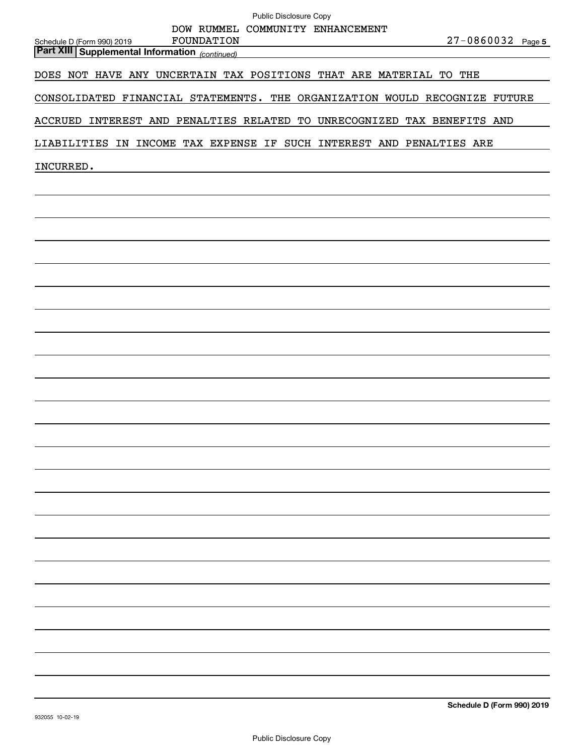DOW RUMMEL COMMUNITY ENHANCEMENT FOUNDATION

27-0860032

**Part XIII | Supplemental Information** *(continued)*

DOES NOT HAVE ANY UNCERTAIN TAX POSITIONS THAT ARE MATERIAL TO THE CONSOLIDATED FINANCIAL STATEMENTS. THE ORGANIZATION WOULD RECOGNIZE FUTURE ACCRUED INTEREST AND PENALTIES RELATED TO UNRECOGNIZED TAX BENEFITS AND LIABILITIES IN INCOME TAX EXPENSE IF SUCH INTEREST AND PENALTIES ARE INCURRED.

932055 10-02-19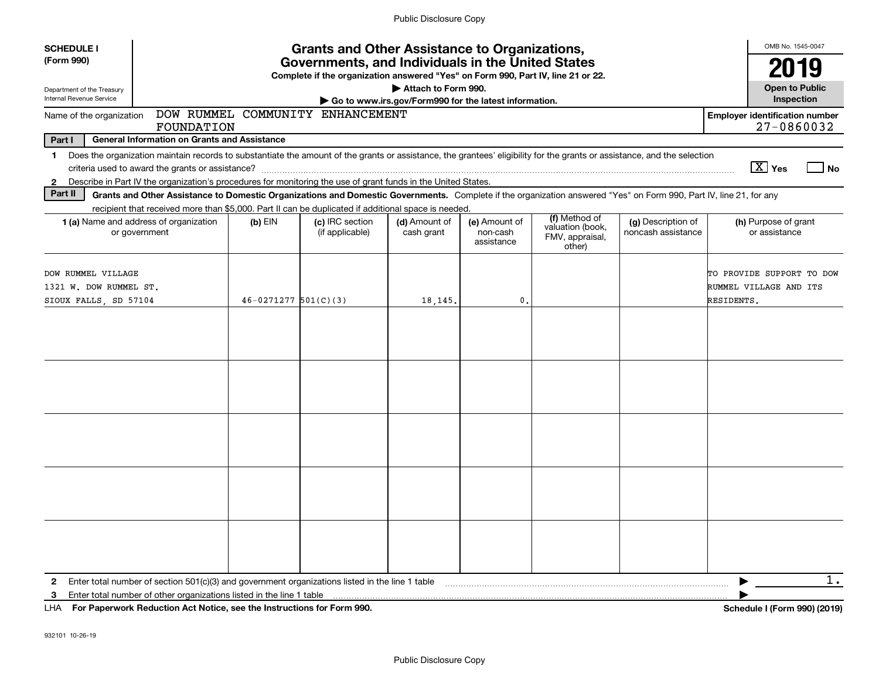**SCHEDULE I (Form 990)**

Department of the Treasury
Internal Revenue Service

# Grants and Other Assistance to Organizations, Governments, and Individuals in the United States

**Complete if the organization answered "Yes" on Form 990, Part IV, line 21 or 22.**

**▶ Attach to Form 990.**

**▶ Go to www.irs.gov/Form990 for the latest information.**

OMB No. 1545-0047

**2019**

**Open to Public Inspection**

Name of the organization: DOW RUMMEL COMMUNITY ENHANCEMENT FOUNDATION

**Employer identification number** 27-0860032

**Part I — General Information on Grants and Assistance**

1 Does the organization maintain records to substantiate the amount of the grants or assistance, the grantees' eligibility for the grants or assistance, and the selection criteria used to award the grants or assistance? [X] Yes [ ] No

2 Describe in Part IV the organization's procedures for monitoring the use of grant funds in the United States.

**Part II — Grants and Other Assistance to Domestic Organizations and Domestic Governments.** Complete if the organization answered "Yes" on Form 990, Part IV, line 21, for any recipient that received more than $5,000. Part II can be duplicated if additional space is needed.

| 1 (a) Name and address of organization or government | (b) EIN | (c) IRC section (if applicable) | (d) Amount of cash grant | (e) Amount of non-cash assistance | (f) Method of valuation (book, FMV, appraisal, other) | (g) Description of noncash assistance | (h) Purpose of grant or assistance |
|---|---|---|---|---|---|---|---|
| DOW RUMMEL VILLAGE<br>1321 W. DOW RUMMEL ST.<br>SIOUX FALLS, SD 57104 | 46-0271277 | 501(C)(3) | 18,145. | 0. | | | TO PROVIDE SUPPORT TO DOW RUMMEL VILLAGE AND ITS RESIDENTS. |
| | | | | | | | |
| | | | | | | | |
| | | | | | | | |
| | | | | | | | |
| | | | | | | | |

2 Enter total number of section 501(c)(3) and government organizations listed in the line 1 table ▶ 1.

3 Enter total number of other organizations listed in the line 1 table ▶

LHA **For Paperwork Reduction Act Notice, see the Instructions for Form 990.** **Schedule I (Form 990) (2019)**

932101 10-26-19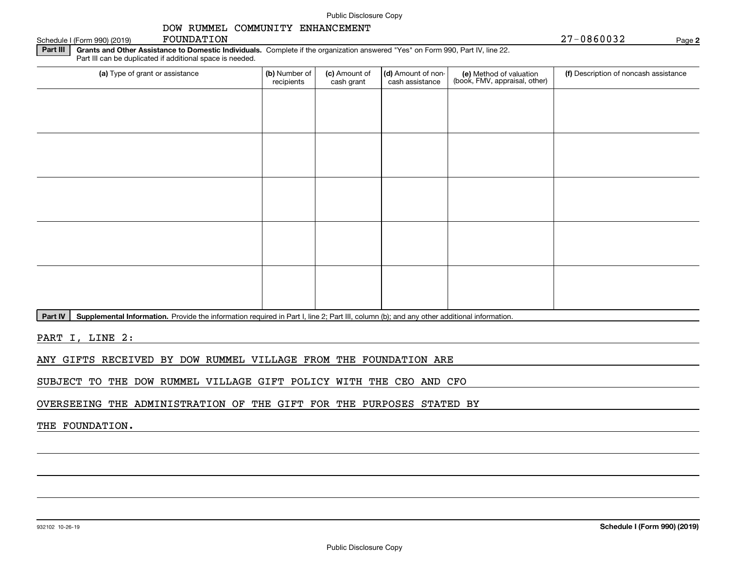Public Disclosure Copy

Schedule I (Form 990) (2019) DOW RUMMEL COMMUNITY ENHANCEMENT FOUNDATION 27-0860032 Page **2**

**Part III** **Grants and Other Assistance to Domestic Individuals.** Complete if the organization answered "Yes" on Form 990, Part IV, line 22. Part III can be duplicated if additional space is needed.

| (a) Type of grant or assistance | (b) Number of recipients | (c) Amount of cash grant | (d) Amount of non-cash assistance | (e) Method of valuation (book, FMV, appraisal, other) | (f) Description of noncash assistance |
|---|---|---|---|---|---|
| | | | | | |
| | | | | | |
| | | | | | |
| | | | | | |
| | | | | | |

**Part IV** **Supplemental Information.** Provide the information required in Part I, line 2; Part III, column (b); and any other additional information.

PART I, LINE 2:

ANY GIFTS RECEIVED BY DOW RUMMEL VILLAGE FROM THE FOUNDATION ARE SUBJECT TO THE DOW RUMMEL VILLAGE GIFT POLICY WITH THE CEO AND CFO OVERSEEING THE ADMINISTRATION OF THE GIFT FOR THE PURPOSES STATED BY THE FOUNDATION.

932102 10-26-19 **Schedule I (Form 990) (2019)**

Public Disclosure Copy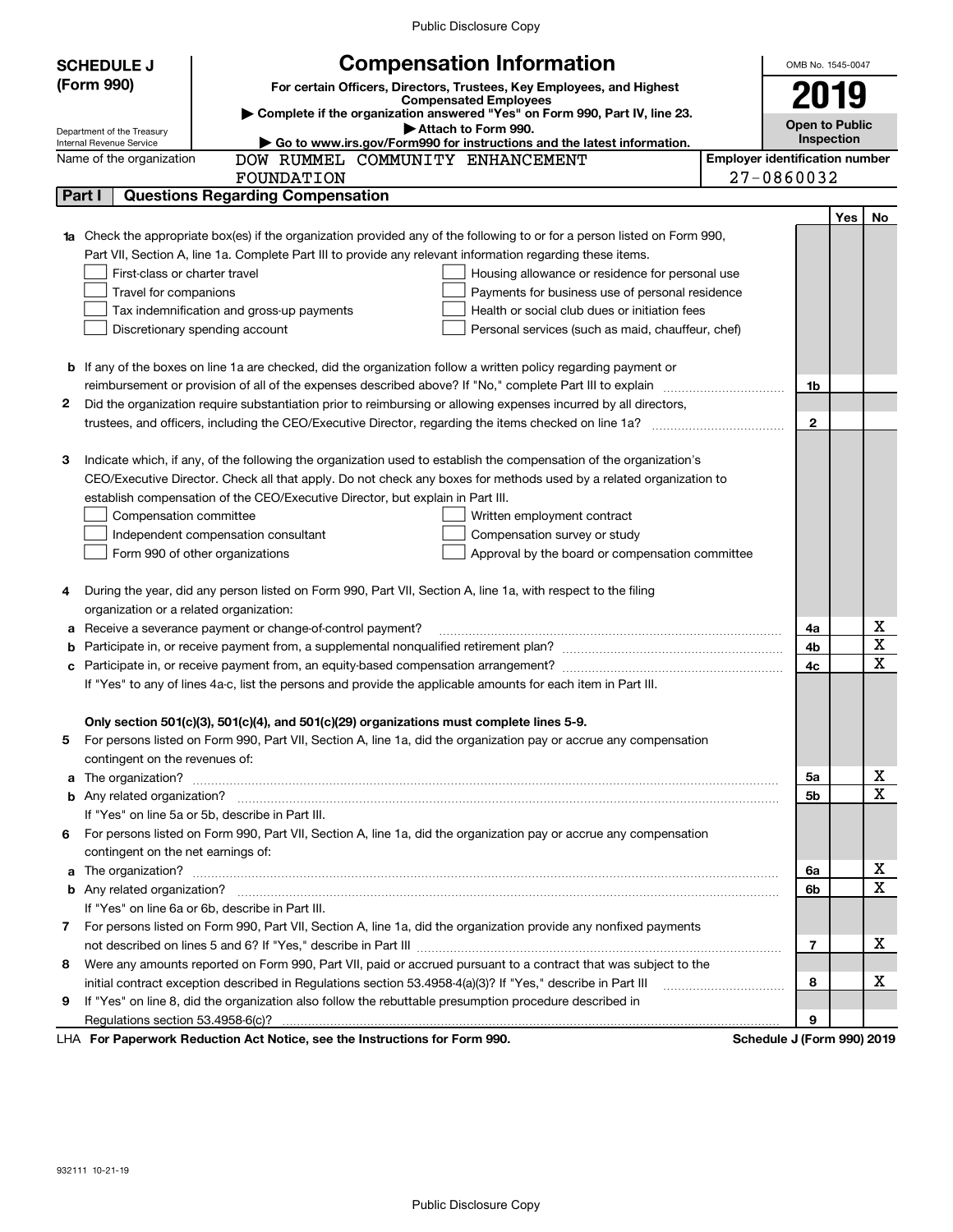Public Disclosure Copy

**SCHEDULE J (Form 990)**

Department of the Treasury
Internal Revenue Service

# Compensation Information

**For certain Officers, Directors, Trustees, Key Employees, and Highest Compensated Employees**

▶ **Complete if the organization answered "Yes" on Form 990, Part IV, line 23.**

▶ **Attach to Form 990.**

▶ **Go to www.irs.gov/Form990 for instructions and the latest information.**

OMB No. 1545-0047

**2019**

**Open to Public Inspection**

Name of the organization: DOW RUMMEL COMMUNITY ENHANCEMENT FOUNDATION

**Employer identification number:** 27-0860032

## Part I Questions Regarding Compensation

| | | | Yes | No |
|---|---|---|---|---|
| **1a** | Check the appropriate box(es) if the organization provided any of the following to or for a person listed on Form 990, Part VII, Section A, line 1a. Complete Part III to provide any relevant information regarding these items.<br>☐ First-class or charter travel ☐ Housing allowance or residence for personal use<br>☐ Travel for companions ☐ Payments for business use of personal residence<br>☐ Tax indemnification and gross-up payments ☐ Health or social club dues or initiation fees<br>☐ Discretionary spending account ☐ Personal services (such as maid, chauffeur, chef) | | | |
| **b** | If any of the boxes on line 1a are checked, did the organization follow a written policy regarding payment or reimbursement or provision of all of the expenses described above? If "No," complete Part III to explain | 1b | | |
| **2** | Did the organization require substantiation prior to reimbursing or allowing expenses incurred by all directors, trustees, and officers, including the CEO/Executive Director, regarding the items checked on line 1a? | 2 | | |
| **3** | Indicate which, if any, of the following the organization used to establish the compensation of the organization's CEO/Executive Director. Check all that apply. Do not check any boxes for methods used by a related organization to establish compensation of the CEO/Executive Director, but explain in Part III.<br>☐ Compensation committee ☐ Written employment contract<br>☐ Independent compensation consultant ☐ Compensation survey or study<br>☐ Form 990 of other organizations ☐ Approval by the board or compensation committee | | | |
| **4** | During the year, did any person listed on Form 990, Part VII, Section A, line 1a, with respect to the filing organization or a related organization: | | | |
| **a** | Receive a severance payment or change-of-control payment? | 4a | | X |
| **b** | Participate in, or receive payment from, a supplemental nonqualified retirement plan? | 4b | | X |
| **c** | Participate in, or receive payment from, an equity-based compensation arrangement? | 4c | | X |
| | If "Yes" to any of lines 4a-c, list the persons and provide the applicable amounts for each item in Part III. | | | |
| | **Only section 501(c)(3), 501(c)(4), and 501(c)(29) organizations must complete lines 5-9.** | | | |
| **5** | For persons listed on Form 990, Part VII, Section A, line 1a, did the organization pay or accrue any compensation contingent on the revenues of: | | | |
| **a** | The organization? | 5a | | X |
| **b** | Any related organization? | 5b | | X |
| | If "Yes" on line 5a or 5b, describe in Part III. | | | |
| **6** | For persons listed on Form 990, Part VII, Section A, line 1a, did the organization pay or accrue any compensation contingent on the net earnings of: | | | |
| **a** | The organization? | 6a | | X |
| **b** | Any related organization? | 6b | | X |
| | If "Yes" on line 6a or 6b, describe in Part III. | | | |
| **7** | For persons listed on Form 990, Part VII, Section A, line 1a, did the organization provide any nonfixed payments not described on lines 5 and 6? If "Yes," describe in Part III | 7 | | X |
| **8** | Were any amounts reported on Form 990, Part VII, paid or accrued pursuant to a contract that was subject to the initial contract exception described in Regulations section 53.4958-4(a)(3)? If "Yes," describe in Part III | 8 | | X |
| **9** | If "Yes" on line 8, did the organization also follow the rebuttable presumption procedure described in Regulations section 53.4958-6(c)? | 9 | | |

LHA **For Paperwork Reduction Act Notice, see the Instructions for Form 990.** **Schedule J (Form 990) 2019**

932111 10-21-19

Public Disclosure Copy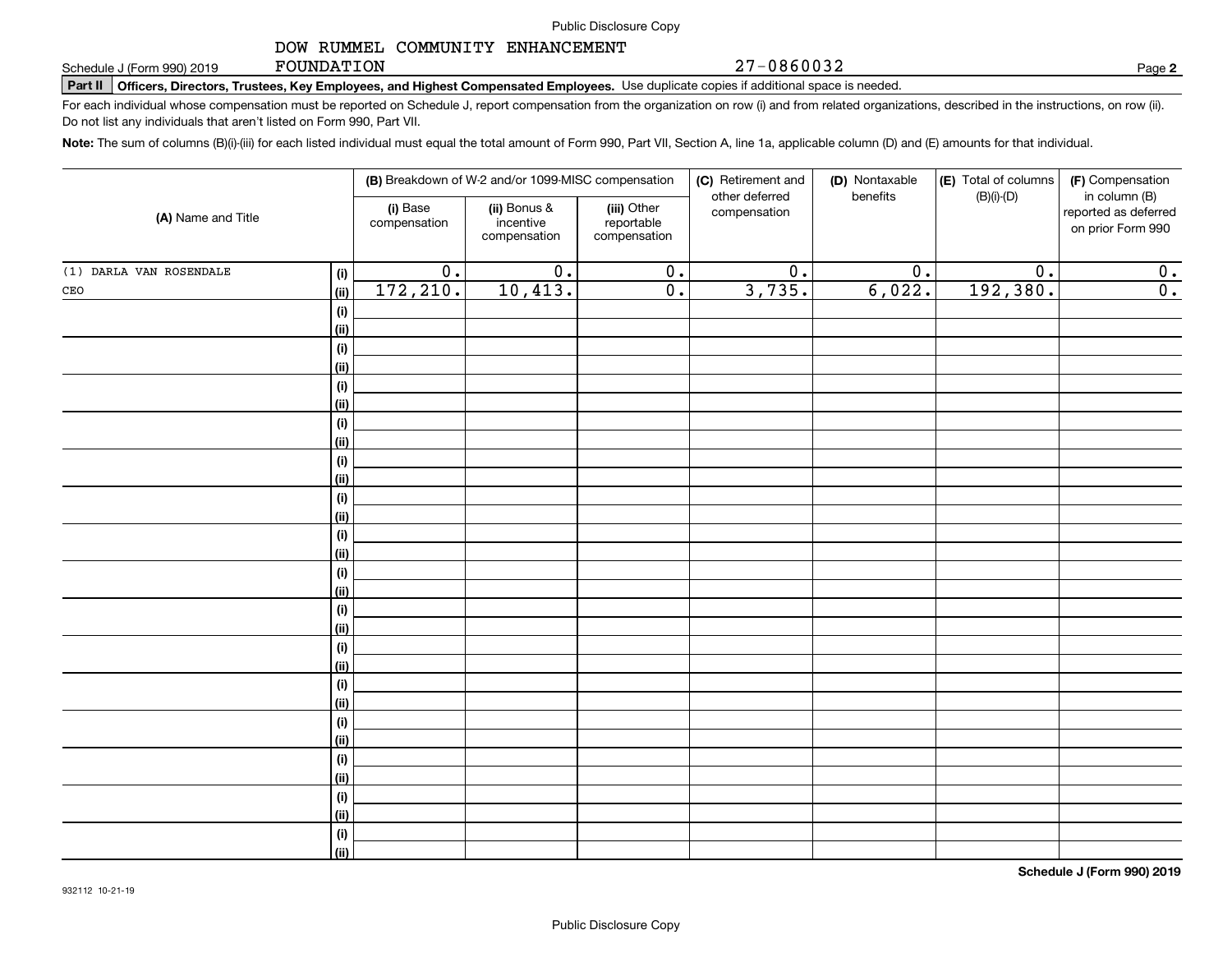DOW RUMMEL COMMUNITY ENHANCEMENT FOUNDATION 27-0860032

Schedule J (Form 990) 2019 Page **2**

**Part II Officers, Directors, Trustees, Key Employees, and Highest Compensated Employees.** Use duplicate copies if additional space is needed.

For each individual whose compensation must be reported on Schedule J, report compensation from the organization on row (i) and from related organizations, described in the instructions, on row (ii). Do not list any individuals that aren't listed on Form 990, Part VII.

**Note:** The sum of columns (B)(i)-(iii) for each listed individual must equal the total amount of Form 990, Part VII, Section A, line 1a, applicable column (D) and (E) amounts for that individual.

| (A) Name and Title | | (B) Breakdown of W-2 and/or 1099-MISC compensation | | | (C) Retirement and other deferred compensation | (D) Nontaxable benefits | (E) Total of columns (B)(i)-(D) | (F) Compensation in column (B) reported as deferred on prior Form 990 |
|---|---|---|---|---|---|---|---|---|
| | | (i) Base compensation | (ii) Bonus & incentive compensation | (iii) Other reportable compensation | | | | |
| (1) DARLA VAN ROSENDALE | (i) | 0. | 0. | 0. | 0. | 0. | 0. | 0. |
| CEO | (ii) | 172,210. | 10,413. | 0. | 3,735. | 6,022. | 192,380. | 0. |
| | (i) | | | | | | | |
| | (ii) | | | | | | | |
| | (i) | | | | | | | |
| | (ii) | | | | | | | |
| | (i) | | | | | | | |
| | (ii) | | | | | | | |
| | (i) | | | | | | | |
| | (ii) | | | | | | | |
| | (i) | | | | | | | |
| | (ii) | | | | | | | |
| | (i) | | | | | | | |
| | (ii) | | | | | | | |
| | (i) | | | | | | | |
| | (ii) | | | | | | | |
| | (i) | | | | | | | |
| | (ii) | | | | | | | |
| | (i) | | | | | | | |
| | (ii) | | | | | | | |
| | (i) | | | | | | | |
| | (ii) | | | | | | | |
| | (i) | | | | | | | |
| | (ii) | | | | | | | |
| | (i) | | | | | | | |
| | (ii) | | | | | | | |
| | (i) | | | | | | | |
| | (ii) | | | | | | | |
| | (i) | | | | | | | |
| | (ii) | | | | | | | |
| | (i) | | | | | | | |
| | (ii) | | | | | | | |

**Schedule J (Form 990) 2019**

932112 10-21-19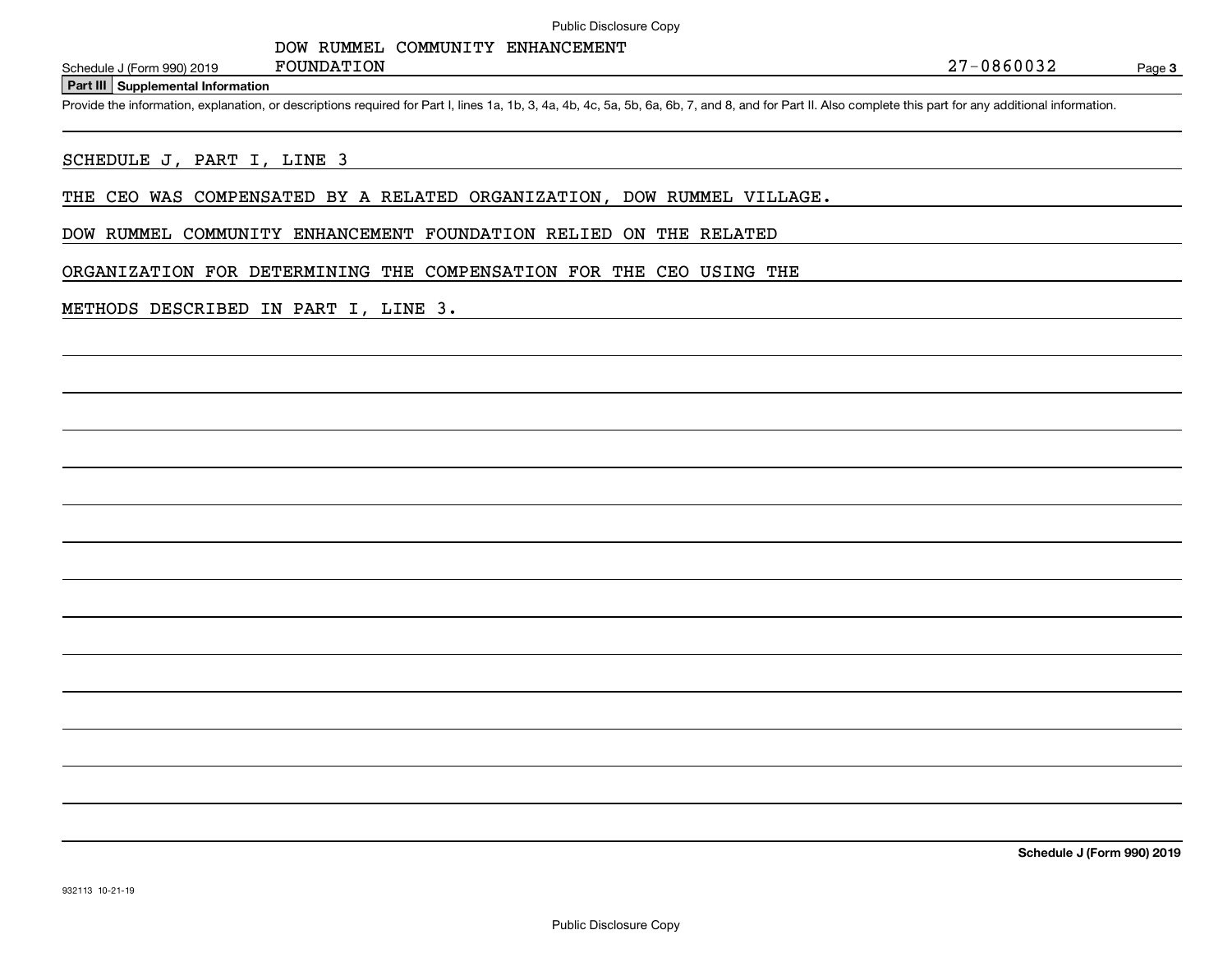DOW RUMMEL COMMUNITY ENHANCEMENT FOUNDATION

Schedule J (Form 990) 2019

27-0860032

## Part III Supplemental Information

Provide the information, explanation, or descriptions required for Part I, lines 1a, 1b, 3, 4a, 4b, 4c, 5a, 5b, 6a, 6b, 7, and 8, and for Part II. Also complete this part for any additional information.

SCHEDULE J, PART I, LINE 3

THE CEO WAS COMPENSATED BY A RELATED ORGANIZATION, DOW RUMMEL VILLAGE.

DOW RUMMEL COMMUNITY ENHANCEMENT FOUNDATION RELIED ON THE RELATED ORGANIZATION FOR DETERMINING THE COMPENSATION FOR THE CEO USING THE METHODS DESCRIBED IN PART I, LINE 3.

Schedule J (Form 990) 2019

932113 10-21-19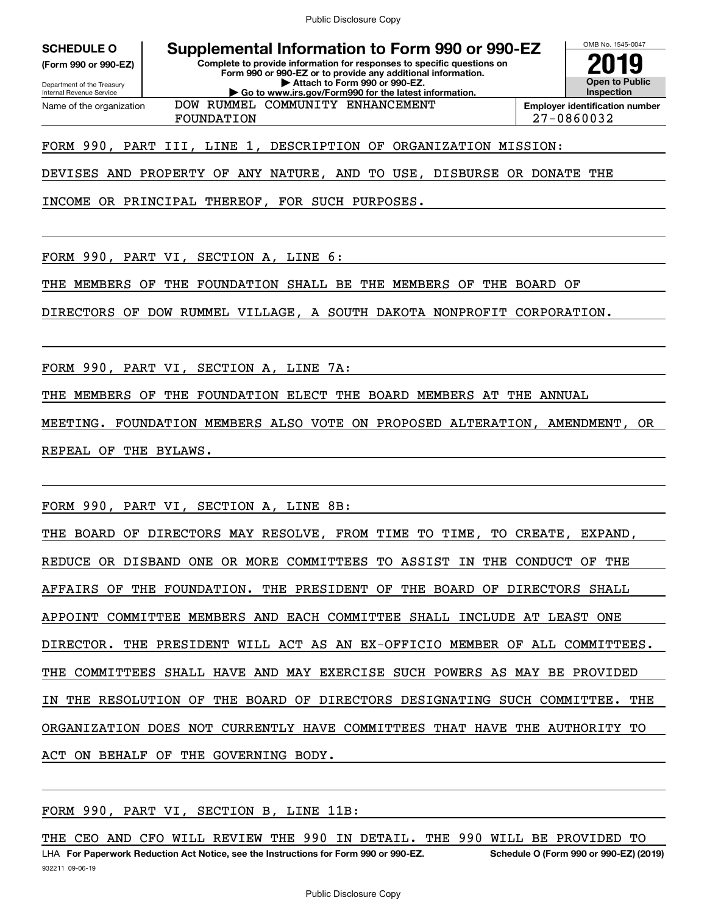**SCHEDULE O**
**(Form 990 or 990-EZ)**

Department of the Treasury
Internal Revenue Service

# Supplemental Information to Form 990 or 990-EZ

**Complete to provide information for responses to specific questions on Form 990 or 990-EZ or to provide any additional information.**
**▶ Attach to Form 990 or 990-EZ.**
**▶ Go to www.irs.gov/Form990 for the latest information.**

OMB No. 1545-0047
**2019**
**Open to Public Inspection**

| Name of the organization | Employer identification number |
|---|---|
| DOW RUMMEL COMMUNITY ENHANCEMENT FOUNDATION | 27-0860032 |

FORM 990, PART III, LINE 1, DESCRIPTION OF ORGANIZATION MISSION:

DEVISES AND PROPERTY OF ANY NATURE, AND TO USE, DISBURSE OR DONATE THE INCOME OR PRINCIPAL THEREOF, FOR SUCH PURPOSES.

FORM 990, PART VI, SECTION A, LINE 6:

THE MEMBERS OF THE FOUNDATION SHALL BE THE MEMBERS OF THE BOARD OF DIRECTORS OF DOW RUMMEL VILLAGE, A SOUTH DAKOTA NONPROFIT CORPORATION.

FORM 990, PART VI, SECTION A, LINE 7A:

THE MEMBERS OF THE FOUNDATION ELECT THE BOARD MEMBERS AT THE ANNUAL MEETING. FOUNDATION MEMBERS ALSO VOTE ON PROPOSED ALTERATION, AMENDMENT, OR REPEAL OF THE BYLAWS.

FORM 990, PART VI, SECTION A, LINE 8B:

THE BOARD OF DIRECTORS MAY RESOLVE, FROM TIME TO TIME, TO CREATE, EXPAND, REDUCE OR DISBAND ONE OR MORE COMMITTEES TO ASSIST IN THE CONDUCT OF THE AFFAIRS OF THE FOUNDATION. THE PRESIDENT OF THE BOARD OF DIRECTORS SHALL APPOINT COMMITTEE MEMBERS AND EACH COMMITTEE SHALL INCLUDE AT LEAST ONE DIRECTOR. THE PRESIDENT WILL ACT AS AN EX-OFFICIO MEMBER OF ALL COMMITTEES. THE COMMITTEES SHALL HAVE AND MAY EXERCISE SUCH POWERS AS MAY BE PROVIDED IN THE RESOLUTION OF THE BOARD OF DIRECTORS DESIGNATING SUCH COMMITTEE. THE ORGANIZATION DOES NOT CURRENTLY HAVE COMMITTEES THAT HAVE THE AUTHORITY TO ACT ON BEHALF OF THE GOVERNING BODY.

FORM 990, PART VI, SECTION B, LINE 11B:

THE CEO AND CFO WILL REVIEW THE 990 IN DETAIL. THE 990 WILL BE PROVIDED TO

LHA **For Paperwork Reduction Act Notice, see the Instructions for Form 990 or 990-EZ.** **Schedule O (Form 990 or 990-EZ) (2019)**

932211 09-06-19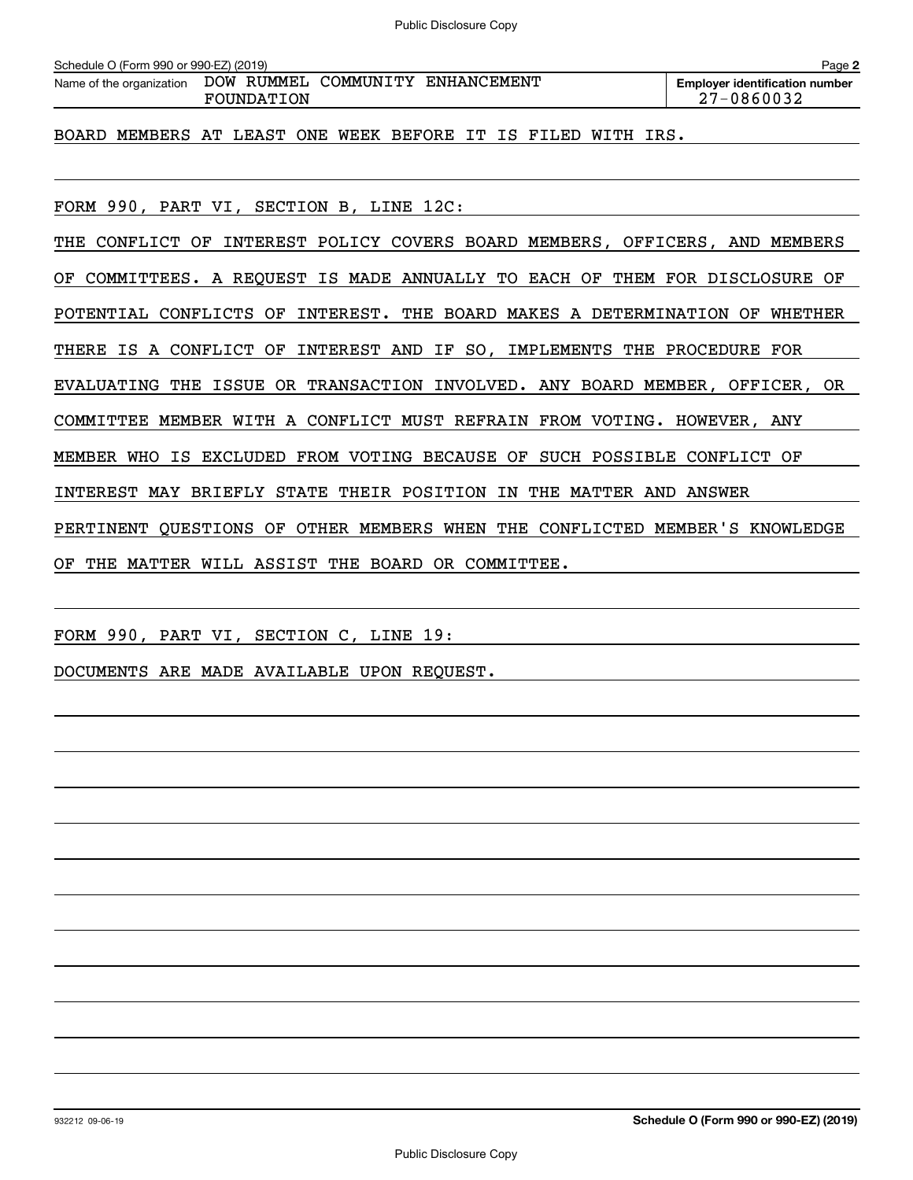Schedule O (Form 990 or 990-EZ) (2019) Page **2**

| Name of the organization | Employer identification number |
|---|---|
| DOW RUMMEL COMMUNITY ENHANCEMENT FOUNDATION | 27-0860032 |

BOARD MEMBERS AT LEAST ONE WEEK BEFORE IT IS FILED WITH IRS.

FORM 990, PART VI, SECTION B, LINE 12C:

THE CONFLICT OF INTEREST POLICY COVERS BOARD MEMBERS, OFFICERS, AND MEMBERS OF COMMITTEES. A REQUEST IS MADE ANNUALLY TO EACH OF THEM FOR DISCLOSURE OF POTENTIAL CONFLICTS OF INTEREST. THE BOARD MAKES A DETERMINATION OF WHETHER THERE IS A CONFLICT OF INTEREST AND IF SO, IMPLEMENTS THE PROCEDURE FOR EVALUATING THE ISSUE OR TRANSACTION INVOLVED. ANY BOARD MEMBER, OFFICER, OR COMMITTEE MEMBER WITH A CONFLICT MUST REFRAIN FROM VOTING. HOWEVER, ANY MEMBER WHO IS EXCLUDED FROM VOTING BECAUSE OF SUCH POSSIBLE CONFLICT OF INTEREST MAY BRIEFLY STATE THEIR POSITION IN THE MATTER AND ANSWER PERTINENT QUESTIONS OF OTHER MEMBERS WHEN THE CONFLICTED MEMBER'S KNOWLEDGE OF THE MATTER WILL ASSIST THE BOARD OR COMMITTEE.

FORM 990, PART VI, SECTION C, LINE 19:

DOCUMENTS ARE MADE AVAILABLE UPON REQUEST.

932212 09-06-19 **Schedule O (Form 990 or 990-EZ) (2019)**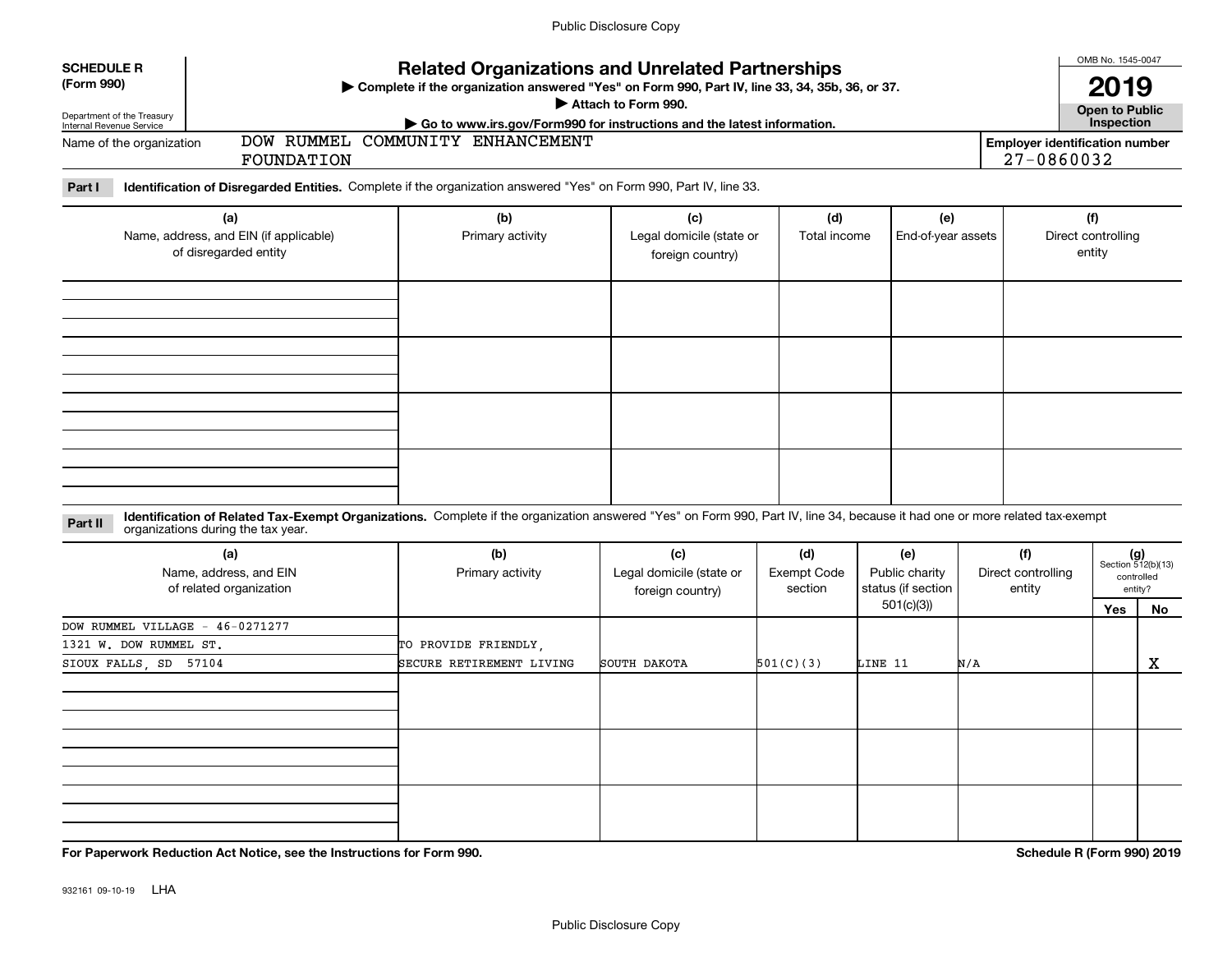**SCHEDULE R (Form 990)**

Department of the Treasury
Internal Revenue Service

# Related Organizations and Unrelated Partnerships

▶ Complete if the organization answered "Yes" on Form 990, Part IV, line 33, 34, 35b, 36, or 37.

▶ Attach to Form 990.

▶ Go to www.irs.gov/Form990 for instructions and the latest information.

OMB No. 1545-0047

**2019**

**Open to Public Inspection**

Name of the organization: DOW RUMMEL COMMUNITY ENHANCEMENT FOUNDATION

Employer identification number: 27-0860032

**Part I** **Identification of Disregarded Entities.** Complete if the organization answered "Yes" on Form 990, Part IV, line 33.

| (a) Name, address, and EIN (if applicable) of disregarded entity | (b) Primary activity | (c) Legal domicile (state or foreign country) | (d) Total income | (e) End-of-year assets | (f) Direct controlling entity |
|---|---|---|---|---|---|
| | | | | | |
| | | | | | |
| | | | | | |
| | | | | | |

**Part II** **Identification of Related Tax-Exempt Organizations.** Complete if the organization answered "Yes" on Form 990, Part IV, line 34, because it had one or more related tax-exempt organizations during the tax year.

| (a) Name, address, and EIN of related organization | (b) Primary activity | (c) Legal domicile (state or foreign country) | (d) Exempt Code section | (e) Public charity status (if section 501(c)(3)) | (f) Direct controlling entity | (g) Section 512(b)(13) controlled entity? Yes | No |
|---|---|---|---|---|---|---|---|
| DOW RUMMEL VILLAGE - 46-0271277<br>1321 W. DOW RUMMEL ST.<br>SIOUX FALLS, SD 57104 | TO PROVIDE FRIENDLY, SECURE RETIREMENT LIVING | SOUTH DAKOTA | 501(C)(3) | LINE 11 | N/A | | X |
| | | | | | | | |
| | | | | | | | |
| | | | | | | | |

**For Paperwork Reduction Act Notice, see the Instructions for Form 990.**

**Schedule R (Form 990) 2019**

932161 09-10-19 LHA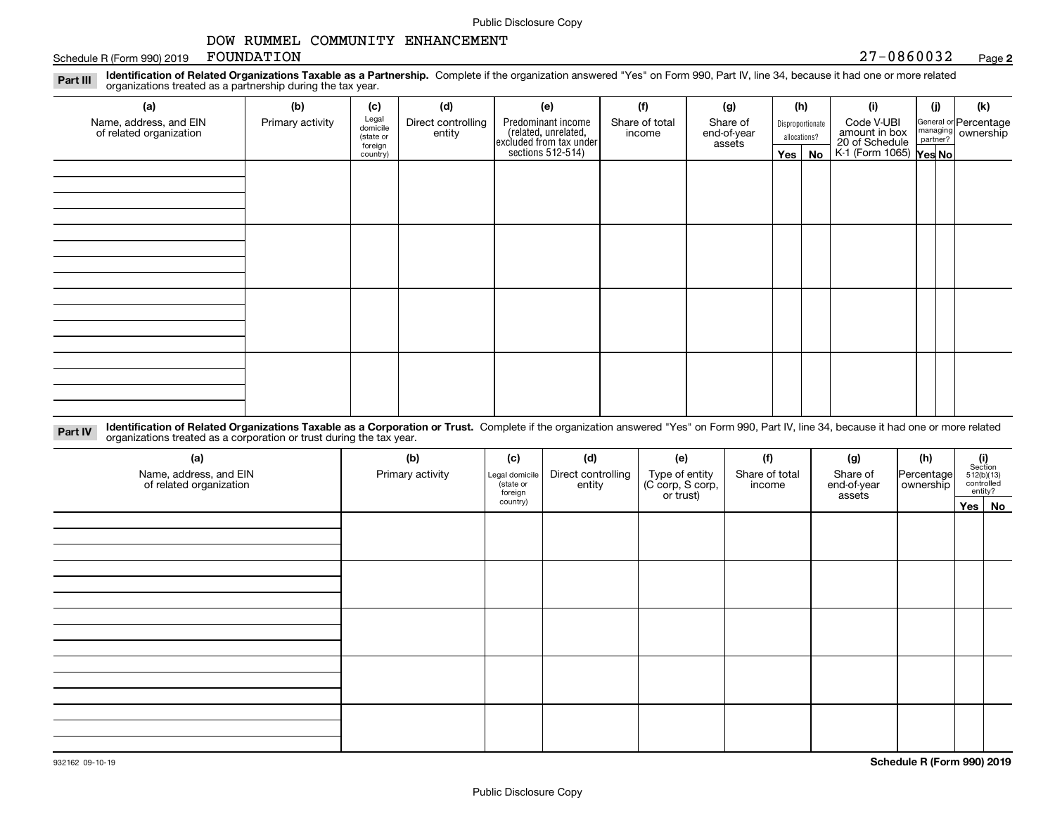DOW RUMMEL COMMUNITY ENHANCEMENT FOUNDATION

Schedule R (Form 990) 2019 27-0860032 Page **2**

**Part III** **Identification of Related Organizations Taxable as a Partnership.** Complete if the organization answered "Yes" on Form 990, Part IV, line 34, because it had one or more related organizations treated as a partnership during the tax year.

| (a) Name, address, and EIN of related organization | (b) Primary activity | (c) Legal domicile (state or foreign country) | (d) Direct controlling entity | (e) Predominant income (related, unrelated, excluded from tax under sections 512-514) | (f) Share of total income | (g) Share of end-of-year assets | (h) Disproportionate allocations? Yes | (h) No | (i) Code V-UBI amount in box 20 of Schedule K-1 (Form 1065) | (j) General or managing partner? Yes | (j) No | (k) Percentage ownership |
|---|---|---|---|---|---|---|---|---|---|---|---|---|
| | | | | | | | | | | | | |
| | | | | | | | | | | | | |
| | | | | | | | | | | | | |
| | | | | | | | | | | | | |

**Part IV** **Identification of Related Organizations Taxable as a Corporation or Trust.** Complete if the organization answered "Yes" on Form 990, Part IV, line 34, because it had one or more related organizations treated as a corporation or trust during the tax year.

| (a) Name, address, and EIN of related organization | (b) Primary activity | (c) Legal domicile (state or foreign country) | (d) Direct controlling entity | (e) Type of entity (C corp, S corp, or trust) | (f) Share of total income | (g) Share of end-of-year assets | (h) Percentage ownership | (i) Section 512(b)(13) controlled entity? Yes | (i) No |
|---|---|---|---|---|---|---|---|---|---|
| | | | | | | | | | |
| | | | | | | | | | |
| | | | | | | | | | |
| | | | | | | | | | |
| | | | | | | | | | |

932162 09-10-19 **Schedule R (Form 990) 2019**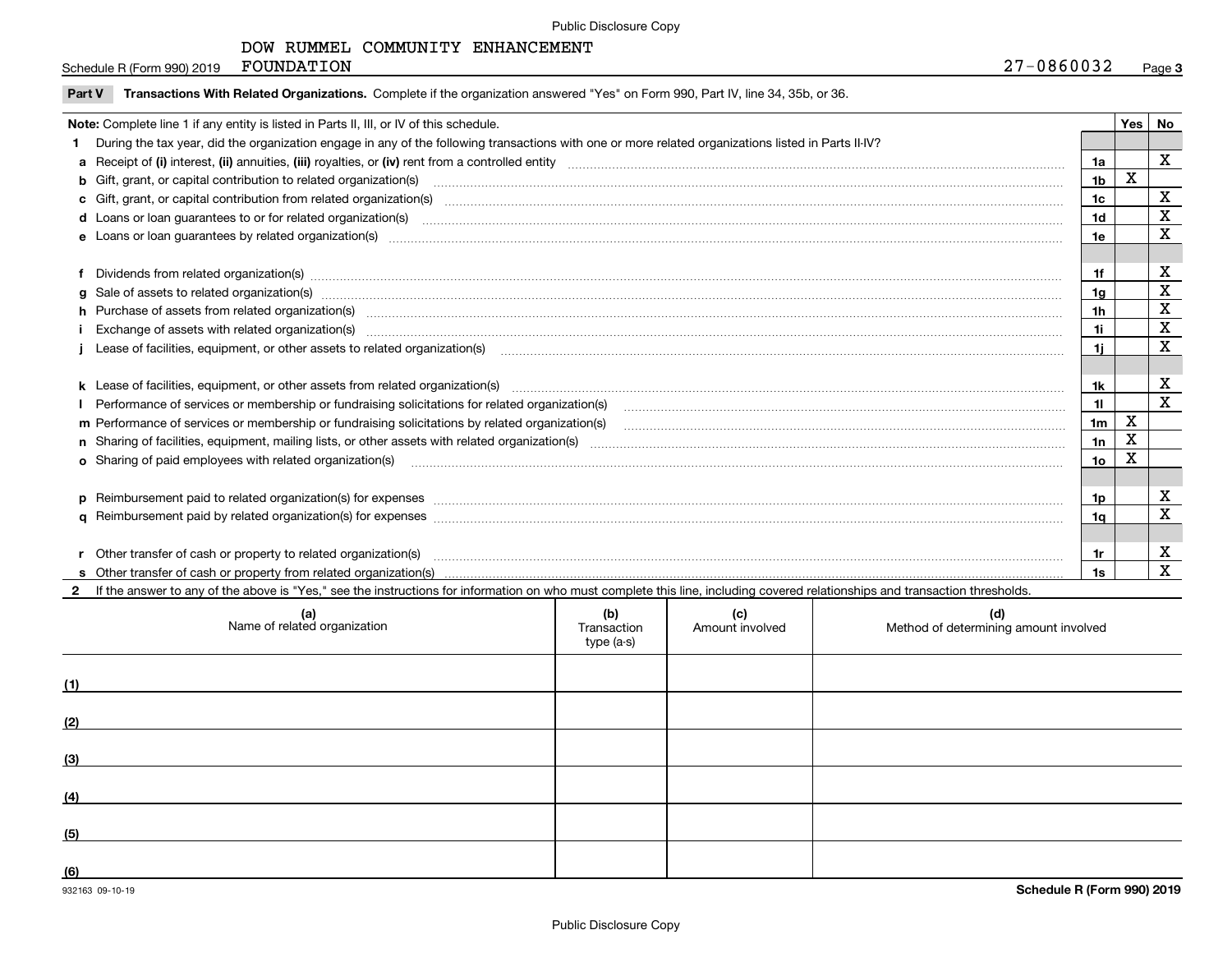DOW RUMMEL COMMUNITY ENHANCEMENT FOUNDATION

Schedule R (Form 990) 2019 — 27-0860032 — Page 3

## Part V Transactions With Related Organizations. Complete if the organization answered "Yes" on Form 990, Part IV, line 34, 35b, or 36.

| Note: Complete line 1 if any entity is listed in Parts II, III, or IV of this schedule. | | Yes | No |
|---|---|---|---|
| **1** During the tax year, did the organization engage in any of the following transactions with one or more related organizations listed in Parts II-IV? | | | |
| **a** Receipt of **(i)** interest, **(ii)** annuities, **(iii)** royalties, or **(iv)** rent from a controlled entity | 1a | | X |
| **b** Gift, grant, or capital contribution to related organization(s) | 1b | X | |
| **c** Gift, grant, or capital contribution from related organization(s) | 1c | | X |
| **d** Loans or loan guarantees to or for related organization(s) | 1d | | X |
| **e** Loans or loan guarantees by related organization(s) | 1e | | X |
| **f** Dividends from related organization(s) | 1f | | X |
| **g** Sale of assets to related organization(s) | 1g | | X |
| **h** Purchase of assets from related organization(s) | 1h | | X |
| **i** Exchange of assets with related organization(s) | 1i | | X |
| **j** Lease of facilities, equipment, or other assets to related organization(s) | 1j | | X |
| **k** Lease of facilities, equipment, or other assets from related organization(s) | 1k | | X |
| **l** Performance of services or membership or fundraising solicitations for related organization(s) | 1l | | X |
| **m** Performance of services or membership or fundraising solicitations by related organization(s) | 1m | X | |
| **n** Sharing of facilities, equipment, mailing lists, or other assets with related organization(s) | 1n | X | |
| **o** Sharing of paid employees with related organization(s) | 1o | X | |
| **p** Reimbursement paid to related organization(s) for expenses | 1p | | X |
| **q** Reimbursement paid by related organization(s) for expenses | 1q | | X |
| **r** Other transfer of cash or property to related organization(s) | 1r | | X |
| **s** Other transfer of cash or property from related organization(s) | 1s | | X |

**2** If the answer to any of the above is "Yes," see the instructions for information on who must complete this line, including covered relationships and transaction thresholds.

| | (a) Name of related organization | (b) Transaction type (a-s) | (c) Amount involved | (d) Method of determining amount involved |
|---|---|---|---|---|
| (1) | | | | |
| (2) | | | | |
| (3) | | | | |
| (4) | | | | |
| (5) | | | | |
| (6) | | | | |

932163 09-10-19

Schedule R (Form 990) 2019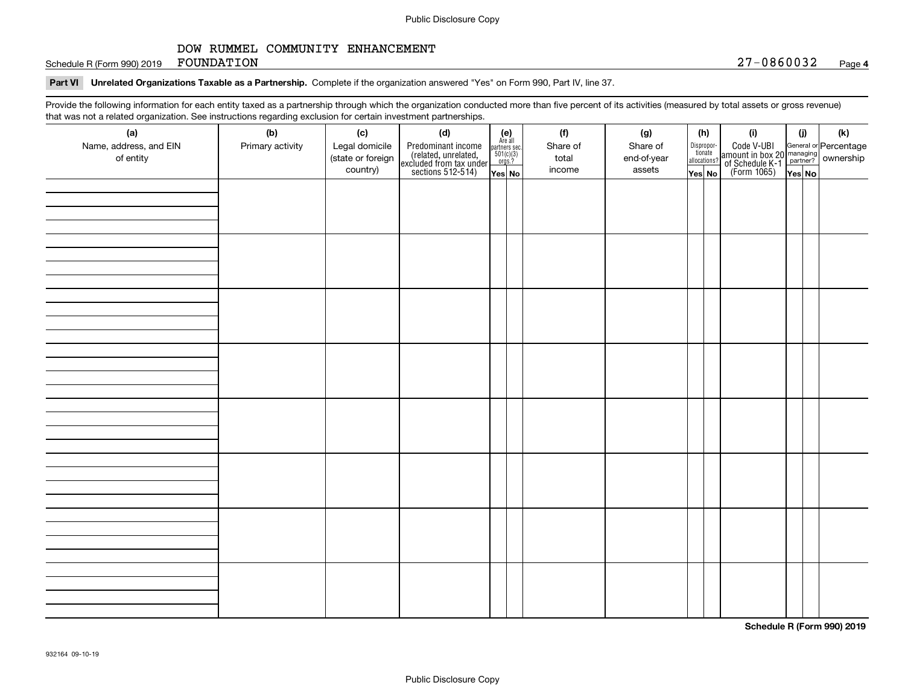Schedule R (Form 990) 2019 DOW RUMMEL COMMUNITY ENHANCEMENT FOUNDATION 27-0860032 Page **4**

**Part VI Unrelated Organizations Taxable as a Partnership.** Complete if the organization answered "Yes" on Form 990, Part IV, line 37.

Provide the following information for each entity taxed as a partnership through which the organization conducted more than five percent of its activities (measured by total assets or gross revenue) that was not a related organization. See instructions regarding exclusion for certain investment partnerships.

| (a) Name, address, and EIN of entity | (b) Primary activity | (c) Legal domicile (state or foreign country) | (d) Predominant income (related, unrelated, excluded from tax under sections 512-514) | (e) Are all partners sec. 501(c)(3) orgs.? | | (f) Share of total income | (g) Share of end-of-year assets | (h) Disproportionate allocations? | | (i) Code V-UBI amount in box 20 of Schedule K-1 (Form 1065) | (j) General or managing partner? | | (k) Percentage ownership |
|---|---|---|---|---|---|---|---|---|---|---|---|---|---|
| | | | | Yes | No | | | Yes | No | | Yes | No | |
| | | | | | | | | | | | | | |
| | | | | | | | | | | | | | |
| | | | | | | | | | | | | | |
| | | | | | | | | | | | | | |
| | | | | | | | | | | | | | |
| | | | | | | | | | | | | | |
| | | | | | | | | | | | | | |
| | | | | | | | | | | | | | |

**Schedule R (Form 990) 2019**

932164 09-10-19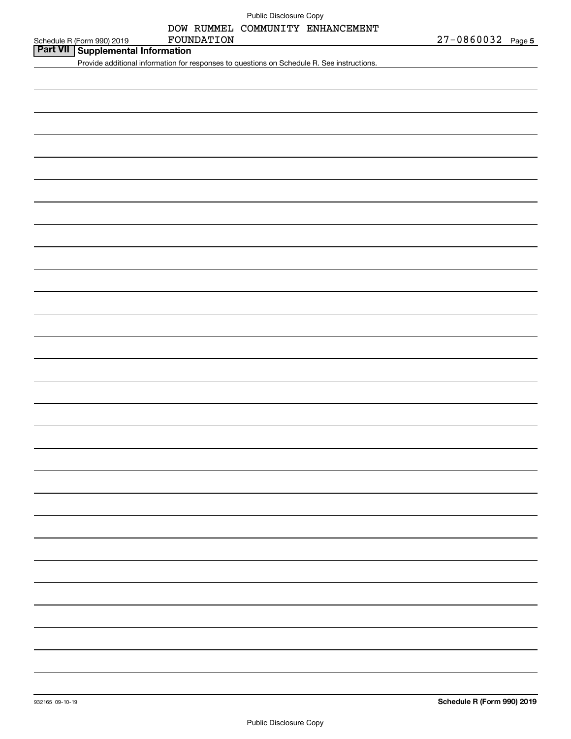DOW RUMMEL COMMUNITY ENHANCEMENT FOUNDATION

Schedule R (Form 990) 2019 27-0860032 Page 5

## Part VII Supplemental Information

Provide additional information for responses to questions on Schedule R. See instructions.

932165 09-10-19

**Schedule R (Form 990) 2019**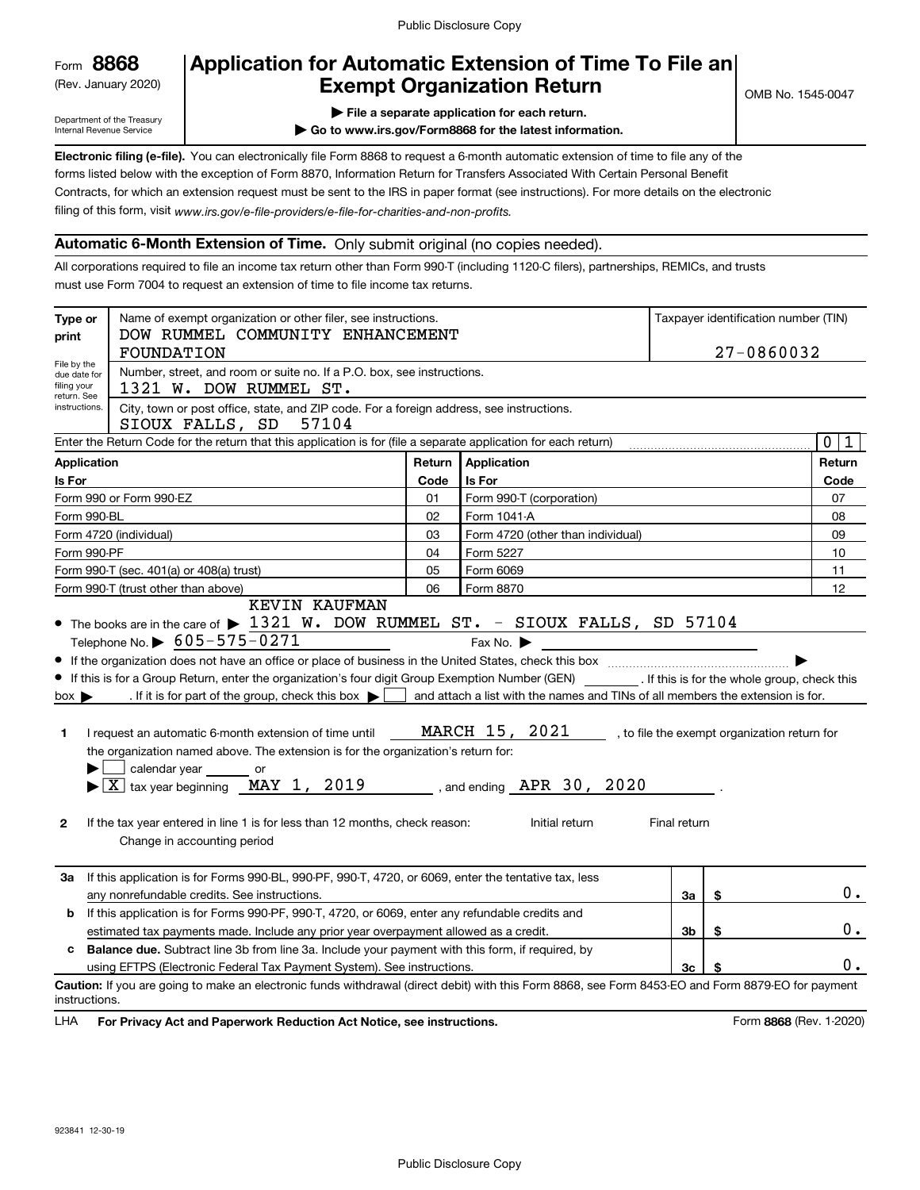Form **8868**
(Rev. January 2020)

Department of the Treasury
Internal Revenue Service

# Application for Automatic Extension of Time To File an Exempt Organization Return

OMB No. 1545-0047

▶ File a separate application for each return.
▶ Go to www.irs.gov/Form8868 for the latest information.

**Electronic filing (e-file).** You can electronically file Form 8868 to request a 6-month automatic extension of time to file any of the forms listed below with the exception of Form 8870, Information Return for Transfers Associated With Certain Personal Benefit Contracts, for which an extension request must be sent to the IRS in paper format (see instructions). For more details on the electronic filing of this form, visit *www.irs.gov/e-file-providers/e-file-for-charities-and-non-profits.*

## Automatic 6-Month Extension of Time. Only submit original (no copies needed).

All corporations required to file an income tax return other than Form 990-T (including 1120-C filers), partnerships, REMICs, and trusts must use Form 7004 to request an extension of time to file income tax returns.

| | | |
|---|---|---|
| **Type or print** | Name of exempt organization or other filer, see instructions. DOW RUMMEL COMMUNITY ENHANCEMENT FOUNDATION | Taxpayer identification number (TIN) 27-0860032 |
| File by the due date for filing your return. See instructions. | Number, street, and room or suite no. If a P.O. box, see instructions. 1321 W. DOW RUMMEL ST. | |
| | City, town or post office, state, and ZIP code. For a foreign address, see instructions. SIOUX FALLS, SD 57104 | |

Enter the Return Code for the return that this application is for (file a separate application for each return) 0 1

| Application Is For | Return Code | Application Is For | Return Code |
|---|---|---|---|
| Form 990 or Form 990-EZ | 01 | Form 990-T (corporation) | 07 |
| Form 990-BL | 02 | Form 1041-A | 08 |
| Form 4720 (individual) | 03 | Form 4720 (other than individual) | 09 |
| Form 990-PF | 04 | Form 5227 | 10 |
| Form 990-T (sec. 401(a) or 408(a) trust) | 05 | Form 6069 | 11 |
| Form 990-T (trust other than above) | 06 | Form 8870 | 12 |

- The books are in the care of ▶ KEVIN KAUFMAN 1321 W. DOW RUMMEL ST. - SIOUX FALLS, SD 57104
  Telephone No. ▶ 605-575-0271 Fax No. ▶
- If the organization does not have an office or place of business in the United States, check this box ▶
- If this is for a Group Return, enter the organization's four digit Group Exemption Number (GEN) ______. If this is for the whole group, check this box ▶ ☐. If it is for part of the group, check this box ▶ ☐ and attach a list with the names and TINs of all members the extension is for.

**1** I request an automatic 6-month extension of time until MARCH 15, 2021, to file the exempt organization return for the organization named above. The extension is for the organization's return for:
▶ ☐ calendar year ______ or
▶ ☒ tax year beginning MAY 1, 2019, and ending APR 30, 2020.

**2** If the tax year entered in line 1 is for less than 12 months, check reason: ☐ Initial return ☐ Final return ☐ Change in accounting period

| | | | |
|---|---|---|---|
| **3a** | If this application is for Forms 990-BL, 990-PF, 990-T, 4720, or 6069, enter the tentative tax, less any nonrefundable credits. See instructions. | 3a | $ 0. |
| **b** | If this application is for Forms 990-PF, 990-T, 4720, or 6069, enter any refundable credits and estimated tax payments made. Include any prior year overpayment allowed as a credit. | 3b | $ 0. |
| **c** | **Balance due.** Subtract line 3b from line 3a. Include your payment with this form, if required, by using EFTPS (Electronic Federal Tax Payment System). See instructions. | 3c | $ 0. |

**Caution:** If you are going to make an electronic funds withdrawal (direct debit) with this Form 8868, see Form 8453-EO and Form 8879-EO for payment instructions.

LHA **For Privacy Act and Paperwork Reduction Act Notice, see instructions.** Form **8868** (Rev. 1-2020)

923841 12-30-19